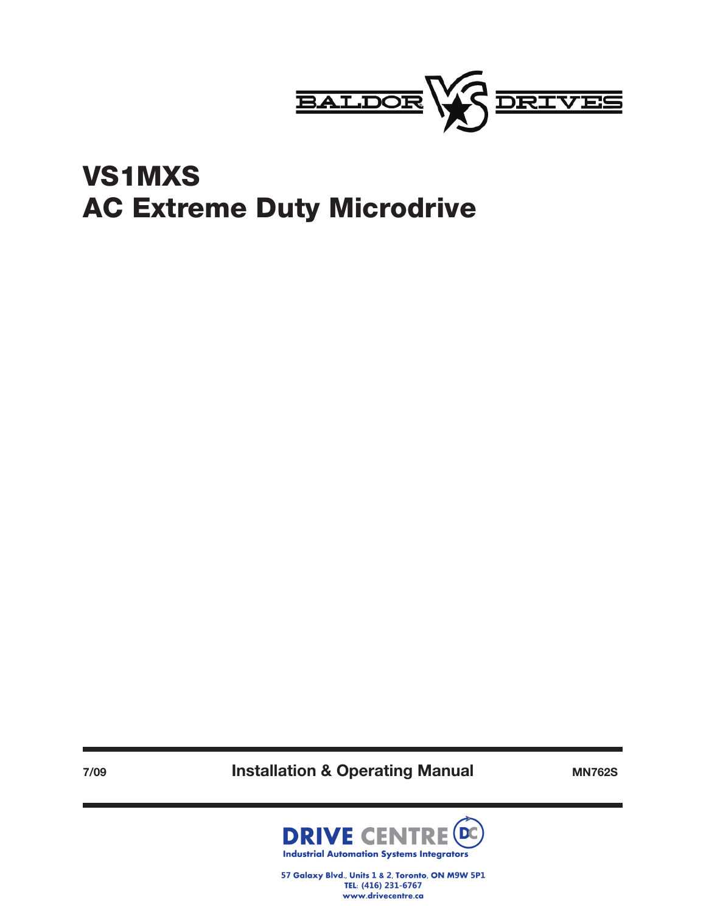BALDOR DRIVES

# VS1MXS
# AC Extreme Duty Microdrive

7/09 **Installation & Operating Manual** MN762S

DRIVE CENTRE

Industrial Automation Systems Integrators

57 Galaxy Blvd., Units 1 & 2, Toronto, ON M9W 5P1
TEL: (416) 231-6767
www.drivecentre.ca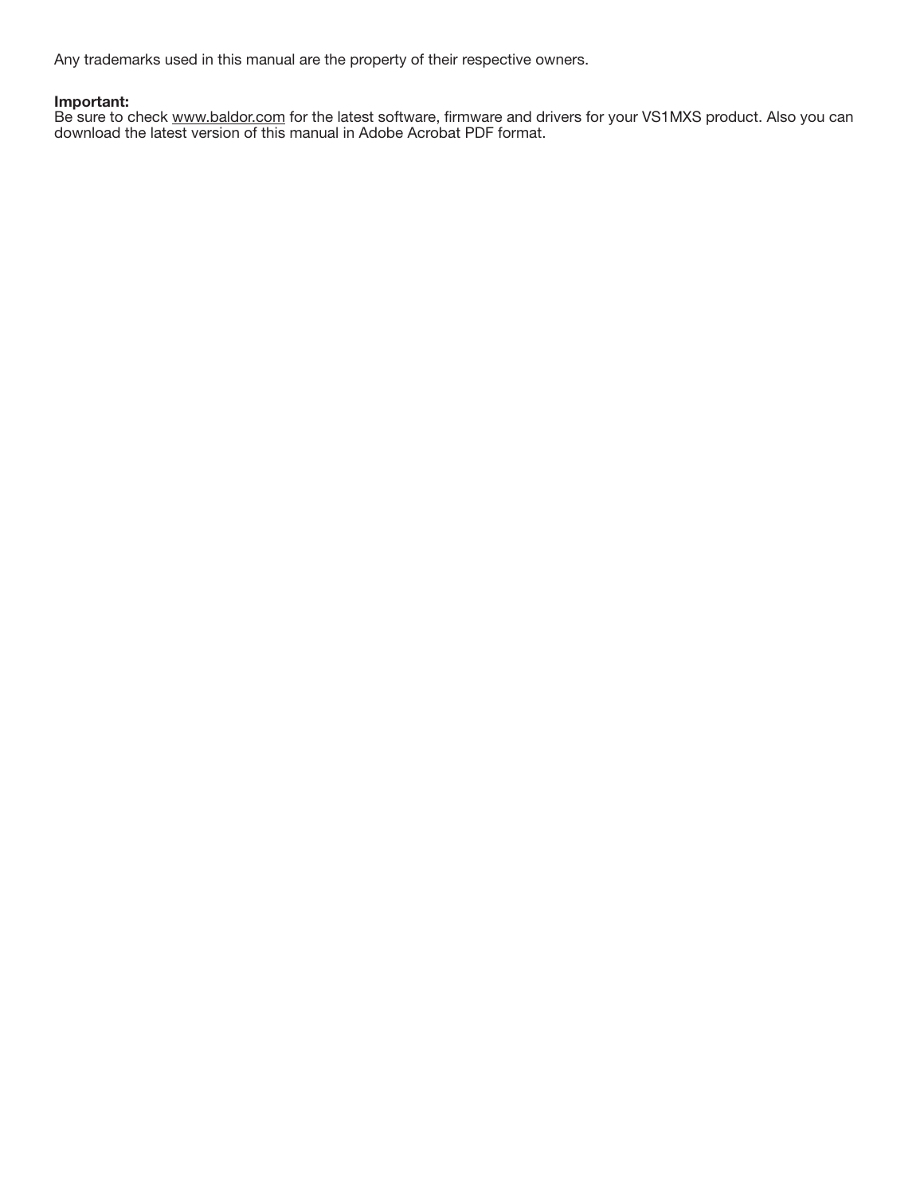Any trademarks used in this manual are the property of their respective owners.

**Important:**
Be sure to check www.baldor.com for the latest software, firmware and drivers for your VS1MXS product. Also you can download the latest version of this manual in Adobe Acrobat PDF format.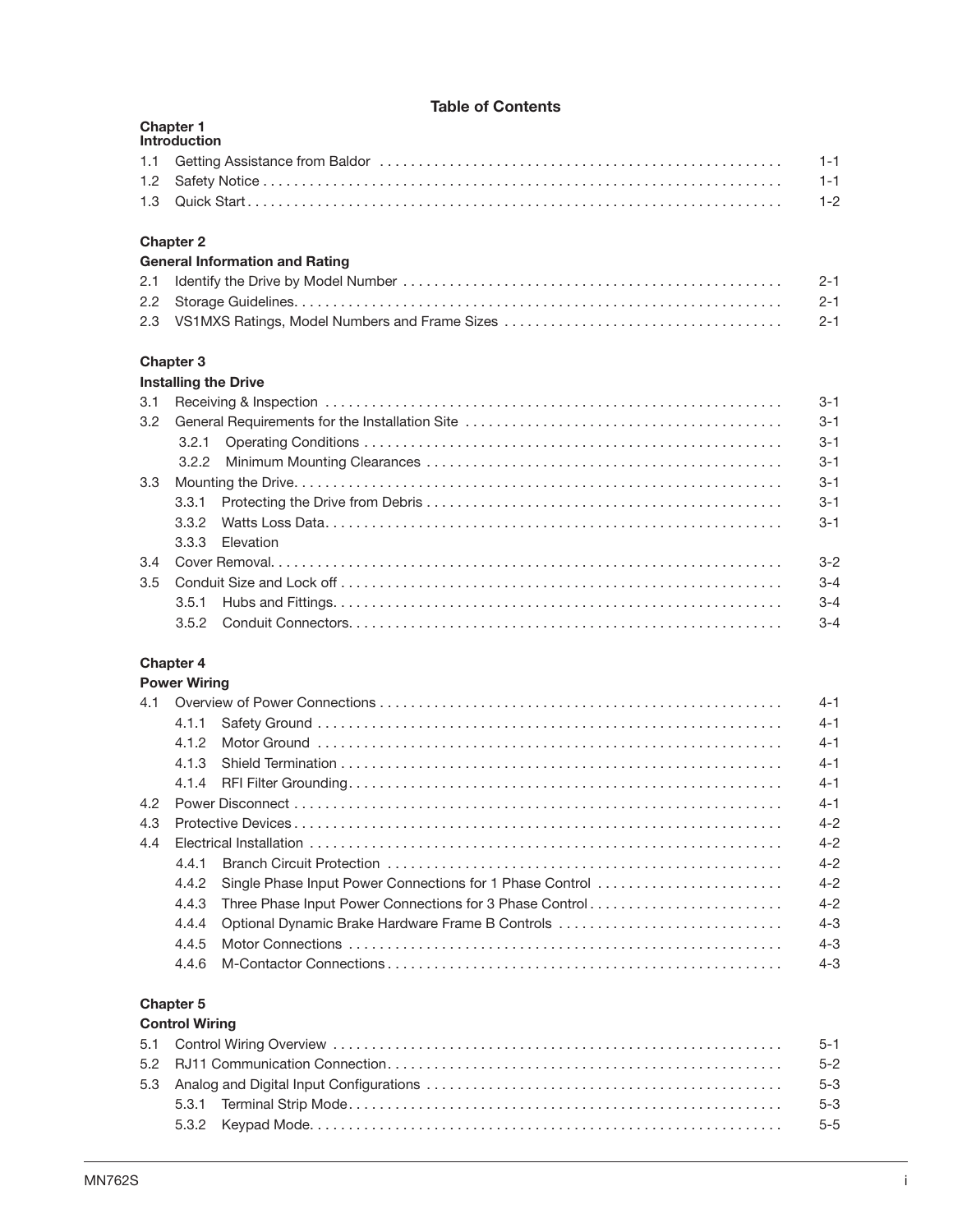# Table of Contents

## Chapter 1
### Introduction

| | | |
|---|---|---|
| 1.1 | Getting Assistance from Baldor | 1-1 |
| 1.2 | Safety Notice | 1-1 |
| 1.3 | Quick Start | 1-2 |

## Chapter 2
### General Information and Rating

| | | |
|---|---|---|
| 2.1 | Identify the Drive by Model Number | 2-1 |
| 2.2 | Storage Guidelines | 2-1 |
| 2.3 | VS1MXS Ratings, Model Numbers and Frame Sizes | 2-1 |

## Chapter 3
### Installing the Drive

| | | |
|---|---|---|
| 3.1 | Receiving & Inspection | 3-1 |
| 3.2 | General Requirements for the Installation Site | 3-1 |
| 3.2.1 | Operating Conditions | 3-1 |
| 3.2.2 | Minimum Mounting Clearances | 3-1 |
| 3.3 | Mounting the Drive | 3-1 |
| 3.3.1 | Protecting the Drive from Debris | 3-1 |
| 3.3.2 | Watts Loss Data | 3-1 |
| 3.3.3 | Elevation | |
| 3.4 | Cover Removal | 3-2 |
| 3.5 | Conduit Size and Lock off | 3-4 |
| 3.5.1 | Hubs and Fittings | 3-4 |
| 3.5.2 | Conduit Connectors | 3-4 |

## Chapter 4
### Power Wiring

| | | |
|---|---|---|
| 4.1 | Overview of Power Connections | 4-1 |
| 4.1.1 | Safety Ground | 4-1 |
| 4.1.2 | Motor Ground | 4-1 |
| 4.1.3 | Shield Termination | 4-1 |
| 4.1.4 | RFI Filter Grounding | 4-1 |
| 4.2 | Power Disconnect | 4-1 |
| 4.3 | Protective Devices | 4-2 |
| 4.4 | Electrical Installation | 4-2 |
| 4.4.1 | Branch Circuit Protection | 4-2 |
| 4.4.2 | Single Phase Input Power Connections for 1 Phase Control | 4-2 |
| 4.4.3 | Three Phase Input Power Connections for 3 Phase Control | 4-2 |
| 4.4.4 | Optional Dynamic Brake Hardware Frame B Controls | 4-3 |
| 4.4.5 | Motor Connections | 4-3 |
| 4.4.6 | M-Contactor Connections | 4-3 |

## Chapter 5
### Control Wiring

| | | |
|---|---|---|
| 5.1 | Control Wiring Overview | 5-1 |
| 5.2 | RJ11 Communication Connection | 5-2 |
| 5.3 | Analog and Digital Input Configurations | 5-3 |
| 5.3.1 | Terminal Strip Mode | 5-3 |
| 5.3.2 | Keypad Mode | 5-5 |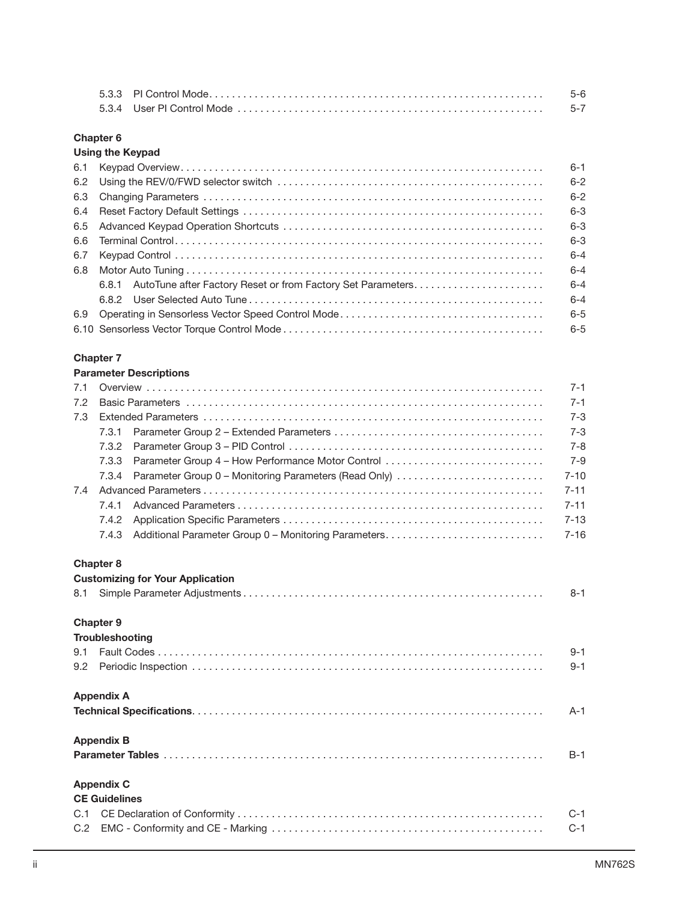5.3.3 PI Control Mode . . . . . . . . . . . . . . . . . . . . . . . . . . . . . . . . . . . . . . . . . . . . . . . . . . . . . . . . . . 5-6
5.3.4 User PI Control Mode . . . . . . . . . . . . . . . . . . . . . . . . . . . . . . . . . . . . . . . . . . . . . . . . . . . . . . 5-7

**Chapter 6**
**Using the Keypad**

6.1 Keypad Overview . . . . . . . . . . . . . . . . . . . . . . . . . . . . . . . . . . . . . . . . . . . . . . . . . . . . . . . . . . . . . . . 6-1
6.2 Using the REV/0/FWD selector switch . . . . . . . . . . . . . . . . . . . . . . . . . . . . . . . . . . . . . . . . . . . . . . 6-2
6.3 Changing Parameters . . . . . . . . . . . . . . . . . . . . . . . . . . . . . . . . . . . . . . . . . . . . . . . . . . . . . . . . . . . 6-2
6.4 Reset Factory Default Settings . . . . . . . . . . . . . . . . . . . . . . . . . . . . . . . . . . . . . . . . . . . . . . . . . . . . 6-3
6.5 Advanced Keypad Operation Shortcuts . . . . . . . . . . . . . . . . . . . . . . . . . . . . . . . . . . . . . . . . . . . . . 6-3
6.6 Terminal Control . . . . . . . . . . . . . . . . . . . . . . . . . . . . . . . . . . . . . . . . . . . . . . . . . . . . . . . . . . . . . . . . 6-3
6.7 Keypad Control . . . . . . . . . . . . . . . . . . . . . . . . . . . . . . . . . . . . . . . . . . . . . . . . . . . . . . . . . . . . . . . . 6-4
6.8 Motor Auto Tuning . . . . . . . . . . . . . . . . . . . . . . . . . . . . . . . . . . . . . . . . . . . . . . . . . . . . . . . . . . . . . . 6-4
6.8.1 AutoTune after Factory Reset or from Factory Set Parameters . . . . . . . . . . . . . . . . . . . . . . . 6-4
6.8.2 User Selected Auto Tune . . . . . . . . . . . . . . . . . . . . . . . . . . . . . . . . . . . . . . . . . . . . . . . . . . . . 6-4
6.9 Operating in Sensorless Vector Speed Control Mode . . . . . . . . . . . . . . . . . . . . . . . . . . . . . . . . . . . 6-5
6.10 Sensorless Vector Torque Control Mode . . . . . . . . . . . . . . . . . . . . . . . . . . . . . . . . . . . . . . . . . . . . . 6-5

**Chapter 7**
**Parameter Descriptions**

7.1 Overview . . . . . . . . . . . . . . . . . . . . . . . . . . . . . . . . . . . . . . . . . . . . . . . . . . . . . . . . . . . . . . . . . . . . . 7-1
7.2 Basic Parameters . . . . . . . . . . . . . . . . . . . . . . . . . . . . . . . . . . . . . . . . . . . . . . . . . . . . . . . . . . . . . . 7-1
7.3 Extended Parameters . . . . . . . . . . . . . . . . . . . . . . . . . . . . . . . . . . . . . . . . . . . . . . . . . . . . . . . . . . . 7-3
7.3.1 Parameter Group 2 – Extended Parameters . . . . . . . . . . . . . . . . . . . . . . . . . . . . . . . . . . . . . 7-3
7.3.2 Parameter Group 3 – PID Control . . . . . . . . . . . . . . . . . . . . . . . . . . . . . . . . . . . . . . . . . . . . . 7-8
7.3.3 Parameter Group 4 – How Performance Motor Control . . . . . . . . . . . . . . . . . . . . . . . . . . . . 7-9
7.3.4 Parameter Group 0 – Monitoring Parameters (Read Only) . . . . . . . . . . . . . . . . . . . . . . . . . . 7-10
7.4 Advanced Parameters . . . . . . . . . . . . . . . . . . . . . . . . . . . . . . . . . . . . . . . . . . . . . . . . . . . . . . . . . . . 7-11
7.4.1 Advanced Parameters . . . . . . . . . . . . . . . . . . . . . . . . . . . . . . . . . . . . . . . . . . . . . . . . . . . . . . 7-11
7.4.2 Application Specific Parameters . . . . . . . . . . . . . . . . . . . . . . . . . . . . . . . . . . . . . . . . . . . . . . 7-13
7.4.3 Additional Parameter Group 0 – Monitoring Parameters . . . . . . . . . . . . . . . . . . . . . . . . . . . . 7-16

**Chapter 8**
**Customizing for Your Application**

8.1 Simple Parameter Adjustments . . . . . . . . . . . . . . . . . . . . . . . . . . . . . . . . . . . . . . . . . . . . . . . . . . . . 8-1

**Chapter 9**
**Troubleshooting**

9.1 Fault Codes . . . . . . . . . . . . . . . . . . . . . . . . . . . . . . . . . . . . . . . . . . . . . . . . . . . . . . . . . . . . . . . . . . . 9-1
9.2 Periodic Inspection . . . . . . . . . . . . . . . . . . . . . . . . . . . . . . . . . . . . . . . . . . . . . . . . . . . . . . . . . . . . . 9-1

**Appendix A**
**Technical Specifications** . . . . . . . . . . . . . . . . . . . . . . . . . . . . . . . . . . . . . . . . . . . . . . . . . . . . . . . . . . . . A-1

**Appendix B**
**Parameter Tables** . . . . . . . . . . . . . . . . . . . . . . . . . . . . . . . . . . . . . . . . . . . . . . . . . . . . . . . . . . . . . . . . . B-1

**Appendix C**
**CE Guidelines**

C.1 CE Declaration of Conformity . . . . . . . . . . . . . . . . . . . . . . . . . . . . . . . . . . . . . . . . . . . . . . . . . . . . . C-1
C.2 EMC - Conformity and CE - Marking . . . . . . . . . . . . . . . . . . . . . . . . . . . . . . . . . . . . . . . . . . . . . . . C-1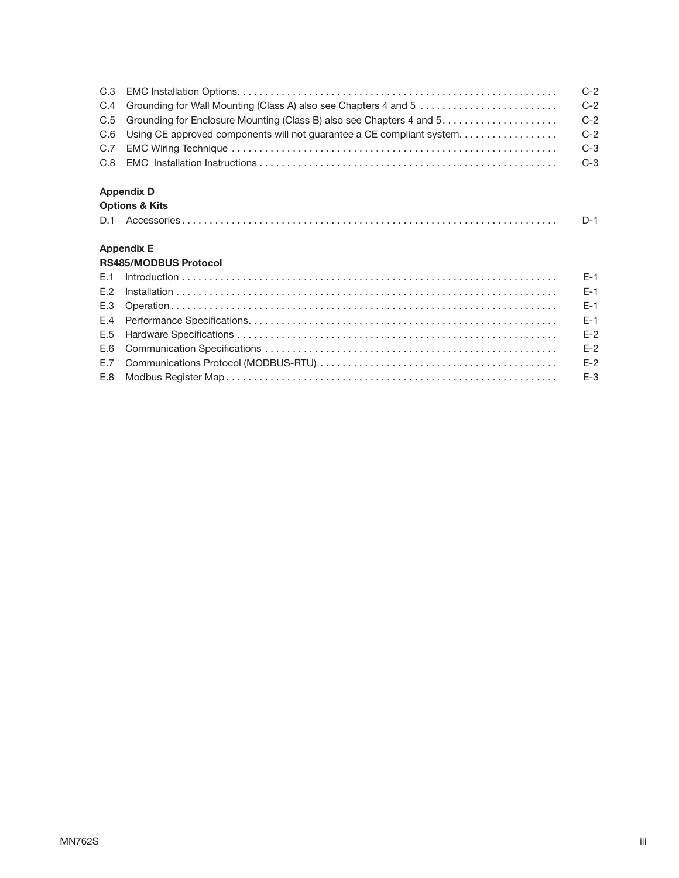| | | |
|---|---|---|
| C.3 | EMC Installation Options | C-2 |
| C.4 | Grounding for Wall Mounting (Class A) also see Chapters 4 and 5 | C-2 |
| C.5 | Grounding for Enclosure Mounting (Class B) also see Chapters 4 and 5 | C-2 |
| C.6 | Using CE approved components will not guarantee a CE compliant system | C-2 |
| C.7 | EMC Wiring Technique | C-3 |
| C.8 | EMC Installation Instructions | C-3 |

**Appendix D**

**Options & Kits**

| | | |
|---|---|---|
| D.1 | Accessories | D-1 |

**Appendix E**

**RS485/MODBUS Protocol**

| | | |
|---|---|---|
| E.1 | Introduction | E-1 |
| E.2 | Installation | E-1 |
| E.3 | Operation | E-1 |
| E.4 | Performance Specifications | E-1 |
| E.5 | Hardware Specifications | E-2 |
| E.6 | Communication Specifications | E-2 |
| E.7 | Communications Protocol (MODBUS-RTU) | E-2 |
| E.8 | Modbus Register Map | E-3 |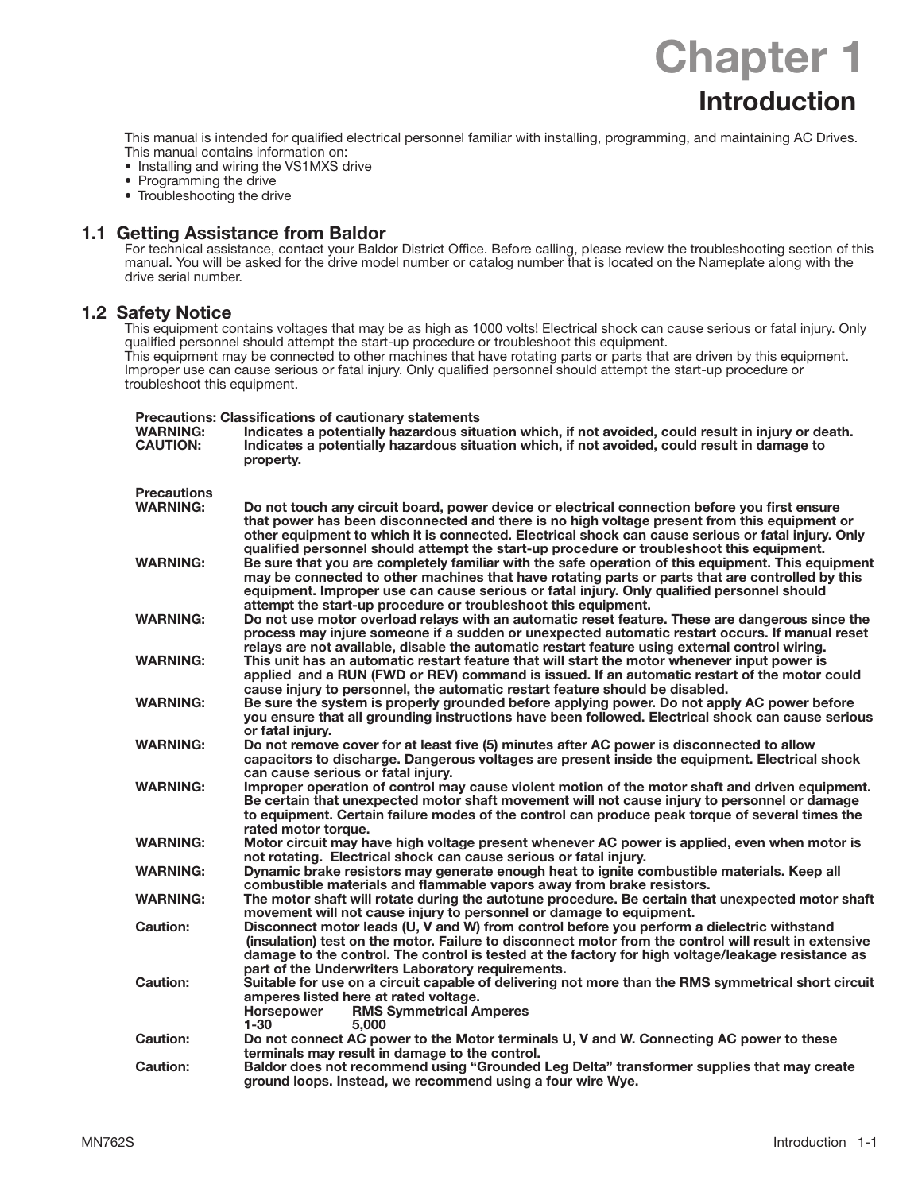# Chapter 1
## Introduction

This manual is intended for qualified electrical personnel familiar with installing, programming, and maintaining AC Drives. This manual contains information on:

- Installing and wiring the VS1MXS drive
- Programming the drive
- Troubleshooting the drive

### 1.1 Getting Assistance from Baldor

For technical assistance, contact your Baldor District Office. Before calling, please review the troubleshooting section of this manual. You will be asked for the drive model number or catalog number that is located on the Nameplate along with the drive serial number.

### 1.2 Safety Notice

This equipment contains voltages that may be as high as 1000 volts! Electrical shock can cause serious or fatal injury. Only qualified personnel should attempt the start-up procedure or troubleshoot this equipment.

This equipment may be connected to other machines that have rotating parts or parts that are driven by this equipment. Improper use can cause serious or fatal injury. Only qualified personnel should attempt the start-up procedure or troubleshoot this equipment.

**Precautions: Classifications of cautionary statements**

**WARNING:** **Indicates a potentially hazardous situation which, if not avoided, could result in injury or death.**

**CAUTION:** **Indicates a potentially hazardous situation which, if not avoided, could result in damage to property.**

**Precautions**

**WARNING:** **Do not touch any circuit board, power device or electrical connection before you first ensure that power has been disconnected and there is no high voltage present from this equipment or other equipment to which it is connected. Electrical shock can cause serious or fatal injury. Only qualified personnel should attempt the start-up procedure or troubleshoot this equipment.**

**WARNING:** **Be sure that you are completely familiar with the safe operation of this equipment. This equipment may be connected to other machines that have rotating parts or parts that are controlled by this equipment. Improper use can cause serious or fatal injury. Only qualified personnel should attempt the start-up procedure or troubleshoot this equipment.**

**WARNING:** **Do not use motor overload relays with an automatic reset feature. These are dangerous since the process may injure someone if a sudden or unexpected automatic restart occurs. If manual reset relays are not available, disable the automatic restart feature using external control wiring.**

**WARNING:** **This unit has an automatic restart feature that will start the motor whenever input power is applied and a RUN (FWD or REV) command is issued. If an automatic restart of the motor could cause injury to personnel, the automatic restart feature should be disabled.**

**WARNING:** **Be sure the system is properly grounded before applying power. Do not apply AC power before you ensure that all grounding instructions have been followed. Electrical shock can cause serious or fatal injury.**

**WARNING:** **Do not remove cover for at least five (5) minutes after AC power is disconnected to allow capacitors to discharge. Dangerous voltages are present inside the equipment. Electrical shock can cause serious or fatal injury.**

**WARNING:** **Improper operation of control may cause violent motion of the motor shaft and driven equipment. Be certain that unexpected motor shaft movement will not cause injury to personnel or damage to equipment. Certain failure modes of the control can produce peak torque of several times the rated motor torque.**

**WARNING:** **Motor circuit may have high voltage present whenever AC power is applied, even when motor is not rotating. Electrical shock can cause serious or fatal injury.**

**WARNING:** **Dynamic brake resistors may generate enough heat to ignite combustible materials. Keep all combustible materials and flammable vapors away from brake resistors.**

**WARNING:** **The motor shaft will rotate during the autotune procedure. Be certain that unexpected motor shaft movement will not cause injury to personnel or damage to equipment.**

**Caution:** **Disconnect motor leads (U, V and W) from control before you perform a dielectric withstand (insulation) test on the motor. Failure to disconnect motor from the control will result in extensive damage to the control. The control is tested at the factory for high voltage/leakage resistance as part of the Underwriters Laboratory requirements.**

**Caution:** **Suitable for use on a circuit capable of delivering not more than the RMS symmetrical short circuit amperes listed here at rated voltage.**

| Horsepower | RMS Symmetrical Amperes |
|---|---|
| 1-30 | 5,000 |

**Caution:** **Do not connect AC power to the Motor terminals U, V and W. Connecting AC power to these terminals may result in damage to the control.**

**Caution:** **Baldor does not recommend using "Grounded Leg Delta" transformer supplies that may create ground loops. Instead, we recommend using a four wire Wye.**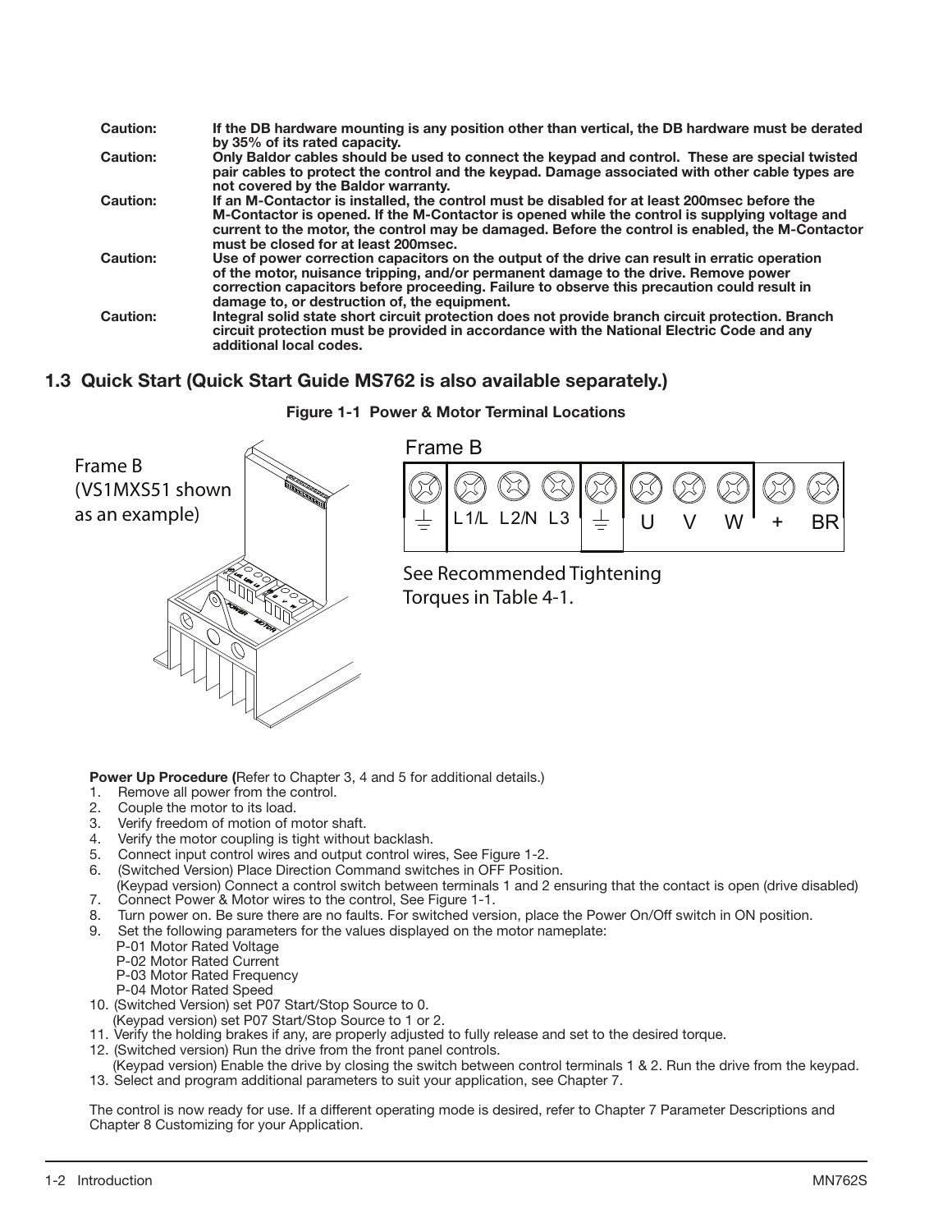| | |
|---|---|
| **Caution:** | **If the DB hardware mounting is any position other than vertical, the DB hardware must be derated by 35% of its rated capacity.** |
| **Caution:** | **Only Baldor cables should be used to connect the keypad and control. These are special twisted pair cables to protect the control and the keypad. Damage associated with other cable types are not covered by the Baldor warranty.** |
| **Caution:** | **If an M-Contactor is installed, the control must be disabled for at least 200msec before the M-Contactor is opened. If the M-Contactor is opened while the control is supplying voltage and current to the motor, the control may be damaged. Before the control is enabled, the M-Contactor must be closed for at least 200msec.** |
| **Caution:** | **Use of power correction capacitors on the output of the drive can result in erratic operation of the motor, nuisance tripping, and/or permanent damage to the drive. Remove power correction capacitors before proceeding. Failure to observe this precaution could result in damage to, or destruction of, the equipment.** |
| **Caution:** | **Integral solid state short circuit protection does not provide branch circuit protection. Branch circuit protection must be provided in accordance with the National Electric Code and any additional local codes.** |

## 1.3 Quick Start (Quick Start Guide MS762 is also available separately.)

**Figure 1-1 Power & Motor Terminal Locations**

Frame B (VS1MXS51 shown as an example)

Frame B

⏚ L1/L L2/N L3 ⏚ U V W + BR

See Recommended Tightening Torques in Table 4-1.

**Power Up Procedure (**Refer to Chapter 3, 4 and 5 for additional details.)

1. Remove all power from the control.
2. Couple the motor to its load.
3. Verify freedom of motion of motor shaft.
4. Verify the motor coupling is tight without backlash.
5. Connect input control wires and output control wires, See Figure 1-2.
6. (Switched Version) Place Direction Command switches in OFF Position.
   (Keypad version) Connect a control switch between terminals 1 and 2 ensuring that the contact is open (drive disabled)
7. Connect Power & Motor wires to the control, See Figure 1-1.
8. Turn power on. Be sure there are no faults. For switched version, place the Power On/Off switch in ON position.
9. Set the following parameters for the values displayed on the motor nameplate:
   P-01 Motor Rated Voltage
   P-02 Motor Rated Current
   P-03 Motor Rated Frequency
   P-04 Motor Rated Speed
10. (Switched Version) set P07 Start/Stop Source to 0.
    (Keypad version) set P07 Start/Stop Source to 1 or 2.
11. Verify the holding brakes if any, are properly adjusted to fully release and set to the desired torque.
12. (Switched version) Run the drive from the front panel controls.
    (Keypad version) Enable the drive by closing the switch between control terminals 1 & 2. Run the drive from the keypad.
13. Select and program additional parameters to suit your application, see Chapter 7.

The control is now ready for use. If a different operating mode is desired, refer to Chapter 7 Parameter Descriptions and Chapter 8 Customizing for your Application.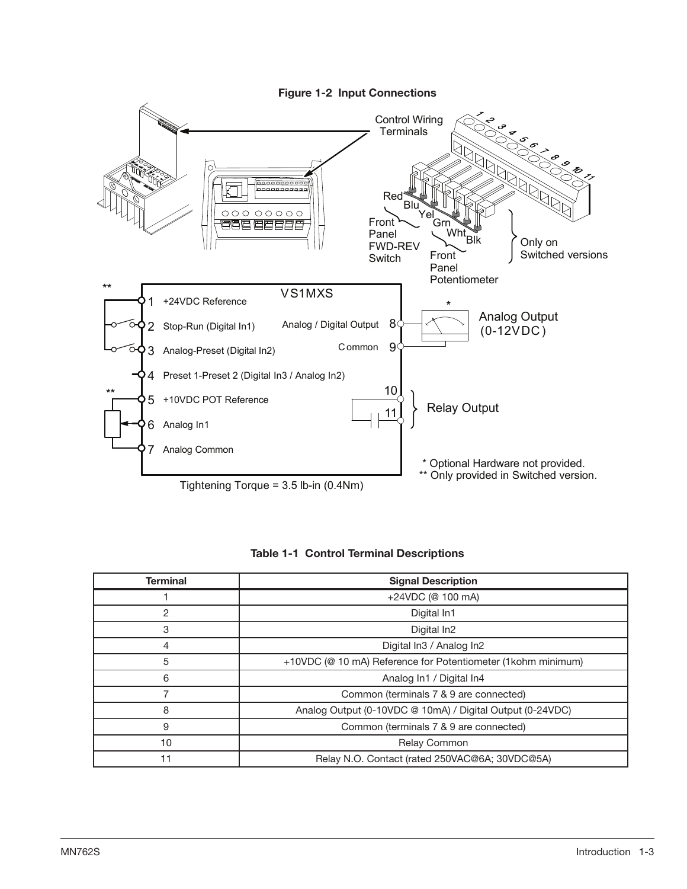**Figure 1-2 Input Connections**

Control Wiring Terminals

1 2 3 4 5 6 7 8 9 10 11

Red
Blu
Yel
Grn
Wht
Blk

Front Panel FWD-REV Switch

Front Panel Potentiometer

Only on Switched versions

VS1MXS

**

1 +24VDC Reference

2 Stop-Run (Digital In1)

3 Analog-Preset (Digital In2)

4 Preset 1-Preset 2 (Digital In3 / Analog In2)

**

5 +10VDC POT Reference

6 Analog In1

7 Analog Common

Analog / Digital Output 8

Common 9

*

Analog Output (0-12VDC)

10

11

Relay Output

\* Optional Hardware not provided.
** Only provided in Switched version.

Tightening Torque = 3.5 lb-in (0.4Nm)

**Table 1-1 Control Terminal Descriptions**

| Terminal | Signal Description |
|---|---|
| 1 | +24VDC (@ 100 mA) |
| 2 | Digital In1 |
| 3 | Digital In2 |
| 4 | Digital In3 / Analog In2 |
| 5 | +10VDC (@ 10 mA) Reference for Potentiometer (1kohm minimum) |
| 6 | Analog In1 / Digital In4 |
| 7 | Common (terminals 7 & 9 are connected) |
| 8 | Analog Output (0-10VDC @ 10mA) / Digital Output (0-24VDC) |
| 9 | Common (terminals 7 & 9 are connected) |
| 10 | Relay Common |
| 11 | Relay N.O. Contact (rated 250VAC@6A; 30VDC@5A) |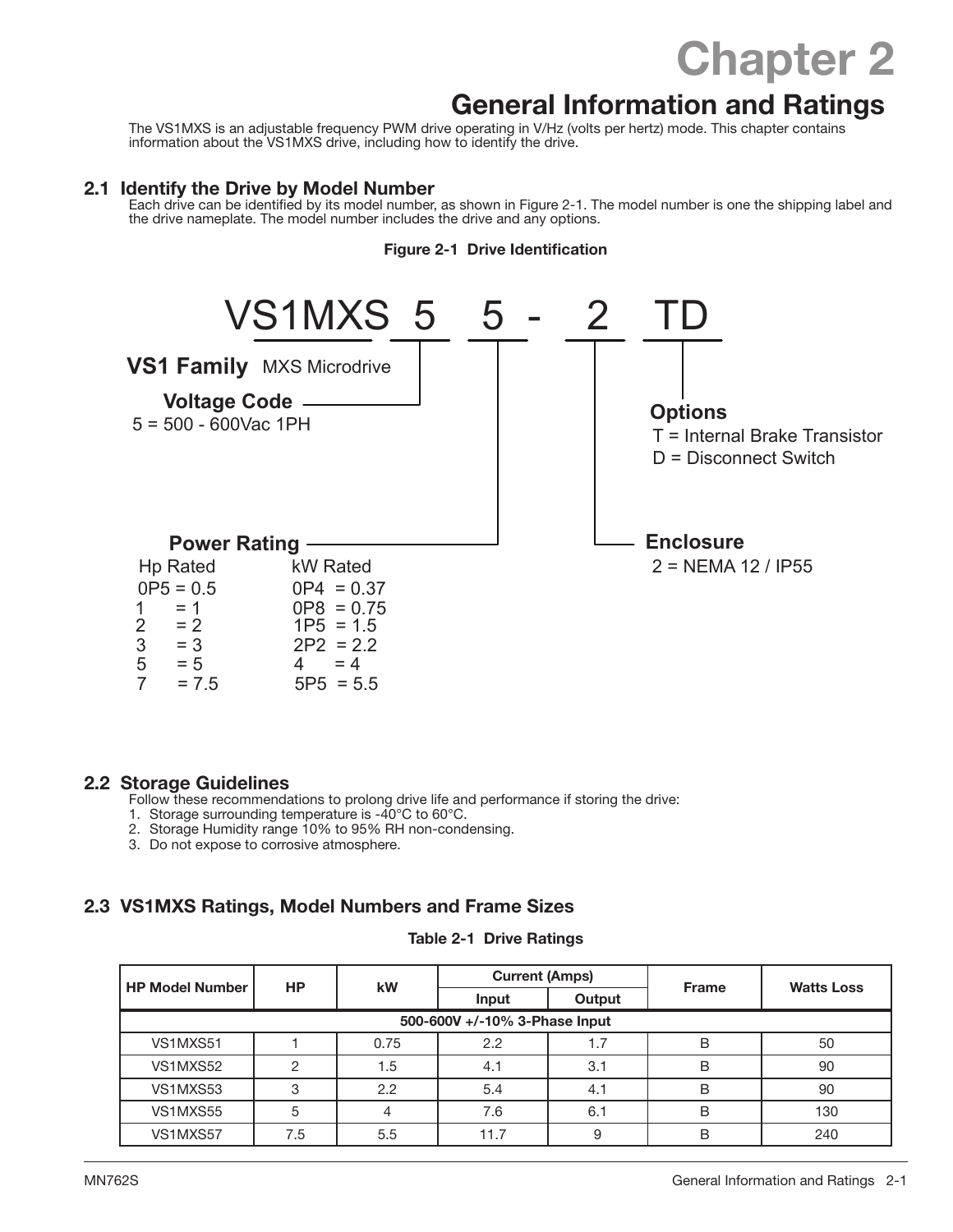# Chapter 2

## General Information and Ratings

The VS1MXS is an adjustable frequency PWM drive operating in V/Hz (volts per hertz) mode. This chapter contains information about the VS1MXS drive, including how to identify the drive.

### 2.1 Identify the Drive by Model Number

Each drive can be identified by its model number, as shown in Figure 2-1. The model number is one the shipping label and the drive nameplate. The model number includes the drive and any options.

**Figure 2-1 Drive Identification**

VS1MXS 5 5 - 2 TD

**VS1 Family** MXS Microdrive

**Voltage Code**
5 = 500 - 600Vac 1PH

**Power Rating**

| Hp Rated | kW Rated |
|---|---|
| 0P5 = 0.5 | 0P4 = 0.37 |
| 1 = 1 | 0P8 = 0.75 |
| 2 = 2 | 1P5 = 1.5 |
| 3 = 3 | 2P2 = 2.2 |
| 5 = 5 | 4 = 4 |
| 7 = 7.5 | 5P5 = 5.5 |

**Enclosure**
2 = NEMA 12 / IP55

**Options**
T = Internal Brake Transistor
D = Disconnect Switch

### 2.2 Storage Guidelines

Follow these recommendations to prolong drive life and performance if storing the drive:

1. Storage surrounding temperature is -40°C to 60°C.
2. Storage Humidity range 10% to 95% RH non-condensing.
3. Do not expose to corrosive atmosphere.

### 2.3 VS1MXS Ratings, Model Numbers and Frame Sizes

**Table 2-1 Drive Ratings**

| HP Model Number | HP | kW | Current (Amps) | | Frame | Watts Loss |
|---|---|---|---|---|---|---|
| | | | Input | Output | | |
| 500-600V +/-10% 3-Phase Input | | | | | | |
| VS1MXS51 | 1 | 0.75 | 2.2 | 1.7 | B | 50 |
| VS1MXS52 | 2 | 1.5 | 4.1 | 3.1 | B | 90 |
| VS1MXS53 | 3 | 2.2 | 5.4 | 4.1 | B | 90 |
| VS1MXS55 | 5 | 4 | 7.6 | 6.1 | B | 130 |
| VS1MXS57 | 7.5 | 5.5 | 11.7 | 9 | B | 240 |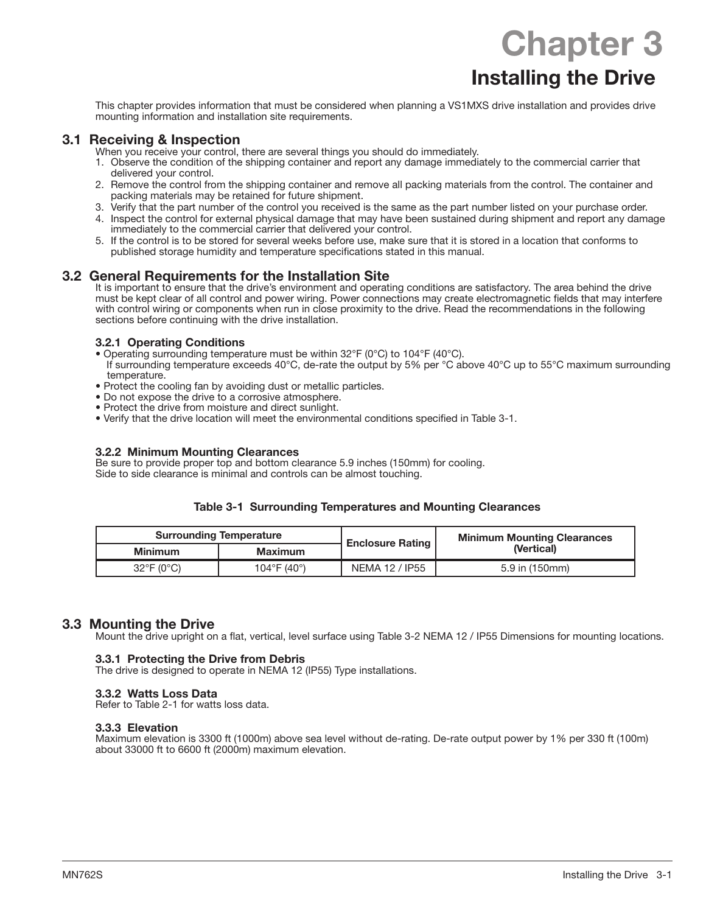# Chapter 3

## Installing the Drive

This chapter provides information that must be considered when planning a VS1MXS drive installation and provides drive mounting information and installation site requirements.

## 3.1 Receiving & Inspection

When you receive your control, there are several things you should do immediately.

1. Observe the condition of the shipping container and report any damage immediately to the commercial carrier that delivered your control.
2. Remove the control from the shipping container and remove all packing materials from the control. The container and packing materials may be retained for future shipment.
3. Verify that the part number of the control you received is the same as the part number listed on your purchase order.
4. Inspect the control for external physical damage that may have been sustained during shipment and report any damage immediately to the commercial carrier that delivered your control.
5. If the control is to be stored for several weeks before use, make sure that it is stored in a location that conforms to published storage humidity and temperature specifications stated in this manual.

## 3.2 General Requirements for the Installation Site

It is important to ensure that the drive's environment and operating conditions are satisfactory. The area behind the drive must be kept clear of all control and power wiring. Power connections may create electromagnetic fields that may interfere with control wiring or components when run in close proximity to the drive. Read the recommendations in the following sections before continuing with the drive installation.

### 3.2.1 Operating Conditions

- Operating surrounding temperature must be within 32°F (0°C) to 104°F (40°C).
  If surrounding temperature exceeds 40°C, de-rate the output by 5% per °C above 40°C up to 55°C maximum surrounding temperature.
- Protect the cooling fan by avoiding dust or metallic particles.
- Do not expose the drive to a corrosive atmosphere.
- Protect the drive from moisture and direct sunlight.
- Verify that the drive location will meet the environmental conditions specified in Table 3-1.

### 3.2.2 Minimum Mounting Clearances

Be sure to provide proper top and bottom clearance 5.9 inches (150mm) for cooling.
Side to side clearance is minimal and controls can be almost touching.

**Table 3-1 Surrounding Temperatures and Mounting Clearances**

| Surrounding Temperature | | Enclosure Rating | Minimum Mounting Clearances (Vertical) |
|---|---|---|---|
| Minimum | Maximum | | |
| 32°F (0°C) | 104°F (40°) | NEMA 12 / IP55 | 5.9 in (150mm) |

## 3.3 Mounting the Drive

Mount the drive upright on a flat, vertical, level surface using Table 3-2 NEMA 12 / IP55 Dimensions for mounting locations.

### 3.3.1 Protecting the Drive from Debris

The drive is designed to operate in NEMA 12 (IP55) Type installations.

### 3.3.2 Watts Loss Data

Refer to Table 2-1 for watts loss data.

### 3.3.3 Elevation

Maximum elevation is 3300 ft (1000m) above sea level without de-rating. De-rate output power by 1% per 330 ft (100m) about 33000 ft to 6600 ft (2000m) maximum elevation.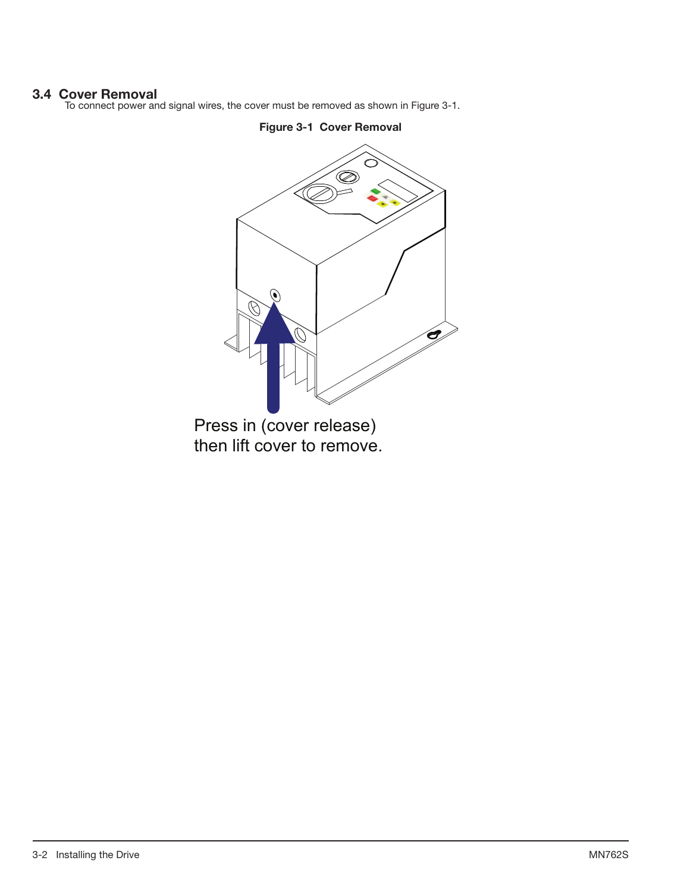### 3.4 Cover Removal

To connect power and signal wires, the cover must be removed as shown in Figure 3-1.

**Figure 3-1 Cover Removal**

Press in (cover release)
then lift cover to remove.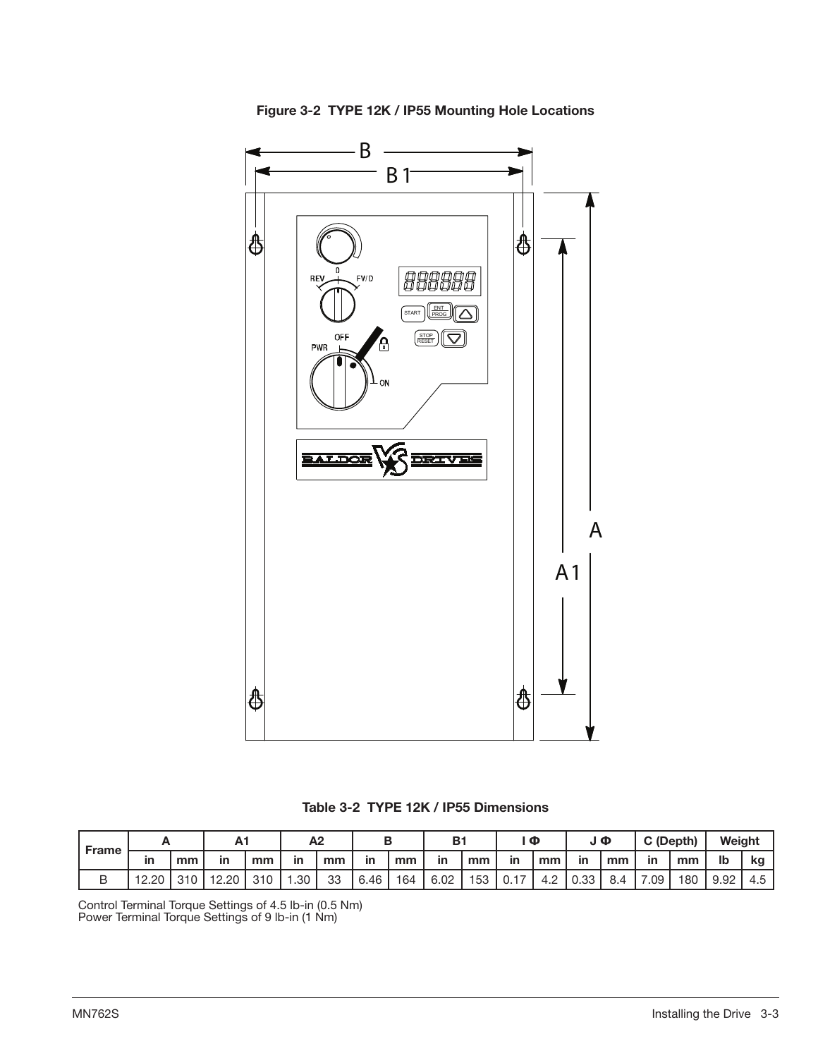**Figure 3-2 TYPE 12K / IP55 Mounting Hole Locations**

**Table 3-2 TYPE 12K / IP55 Dimensions**

| Frame | A | | A1 | | A2 | | B | | B1 | | I Φ | | J Φ | | C (Depth) | | Weight | |
|---|---|---|---|---|---|---|---|---|---|---|---|---|---|---|---|---|---|---|
| | in | mm | in | mm | in | mm | in | mm | in | mm | in | mm | in | mm | in | mm | lb | kg |
| B | 12.20 | 310 | 12.20 | 310 | 1.30 | 33 | 6.46 | 164 | 6.02 | 153 | 0.17 | 4.2 | 0.33 | 8.4 | 7.09 | 180 | 9.92 | 4.5 |

Control Terminal Torque Settings of 4.5 lb-in (0.5 Nm)
Power Terminal Torque Settings of 9 lb-in (1 Nm)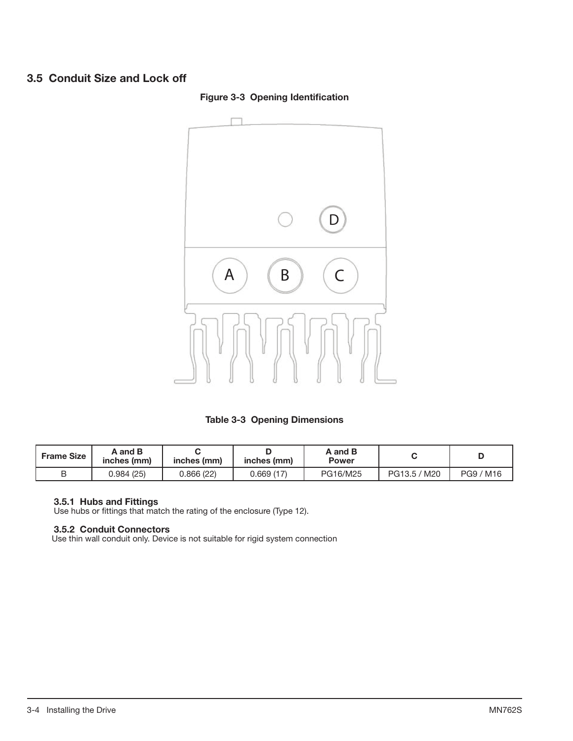## 3.5 Conduit Size and Lock off

**Figure 3-3 Opening Identification**

A

B

C

D

**Table 3-3 Opening Dimensions**

| Frame Size | A and B inches (mm) | C inches (mm) | D inches (mm) | A and B Power | C | D |
|---|---|---|---|---|---|---|
| B | 0.984 (25) | 0.866 (22) | 0.669 (17) | PG16/M25 | PG13.5 / M20 | PG9 / M16 |

### 3.5.1 Hubs and Fittings

Use hubs or fittings that match the rating of the enclosure (Type 12).

### 3.5.2 Conduit Connectors

Use thin wall conduit only. Device is not suitable for rigid system connection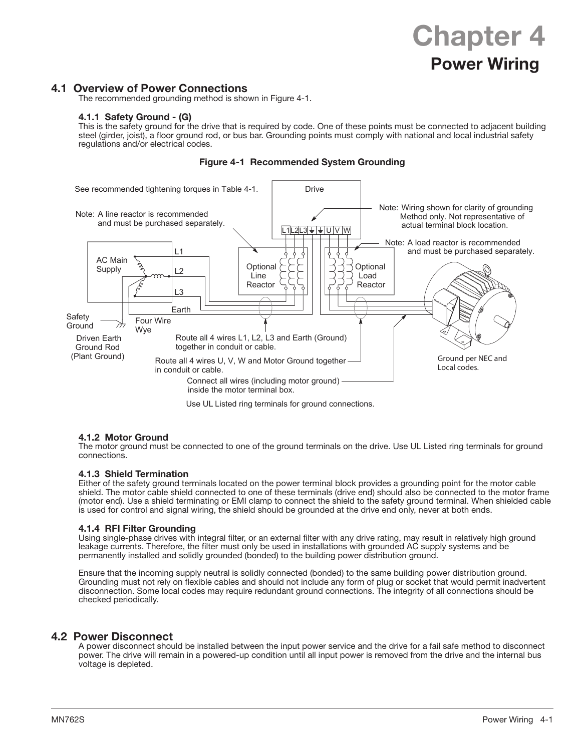# Chapter 4
# Power Wiring

## 4.1 Overview of Power Connections

The recommended grounding method is shown in Figure 4-1.

### 4.1.1 Safety Ground - (G)

This is the safety ground for the drive that is required by code. One of these points must be connected to adjacent building steel (girder, joist), a floor ground rod, or bus bar. Grounding points must comply with national and local industrial safety regulations and/or electrical codes.

**Figure 4-1 Recommended System Grounding**

See recommended tightening torques in Table 4-1.

Drive

L1 L2 L3 ⏚ ⏚ U V W

Note: A line reactor is recommended and must be purchased separately.

Note: Wiring shown for clarity of grounding Method only. Not representative of actual terminal block location.

Note: A load reactor is recommended and must be purchased separately.

AC Main Supply

L1

L2

L3

Earth

Optional Line Reactor

Optional Load Reactor

Safety Ground

Four Wire Wye

Driven Earth Ground Rod (Plant Ground)

Route all 4 wires L1, L2, L3 and Earth (Ground) together in conduit or cable.

Route all 4 wires U, V, W and Motor Ground together in conduit or cable.

Connect all wires (including motor ground) inside the motor terminal box.

Ground per NEC and Local codes.

Use UL Listed ring terminals for ground connections.

### 4.1.2 Motor Ground

The motor ground must be connected to one of the ground terminals on the drive. Use UL Listed ring terminals for ground connections.

### 4.1.3 Shield Termination

Either of the safety ground terminals located on the power terminal block provides a grounding point for the motor cable shield. The motor cable shield connected to one of these terminals (drive end) should also be connected to the motor frame (motor end). Use a shield terminating or EMI clamp to connect the shield to the safety ground terminal. When shielded cable is used for control and signal wiring, the shield should be grounded at the drive end only, never at both ends.

### 4.1.4 RFI Filter Grounding

Using single-phase drives with integral filter, or an external filter with any drive rating, may result in relatively high ground leakage currents. Therefore, the filter must only be used in installations with grounded AC supply systems and be permanently installed and solidly grounded (bonded) to the building power distribution ground.

Ensure that the incoming supply neutral is solidly connected (bonded) to the same building power distribution ground. Grounding must not rely on flexible cables and should not include any form of plug or socket that would permit inadvertent disconnection. Some local codes may require redundant ground connections. The integrity of all connections should be checked periodically.

## 4.2 Power Disconnect

A power disconnect should be installed between the input power service and the drive for a fail safe method to disconnect power. The drive will remain in a powered-up condition until all input power is removed from the drive and the internal bus voltage is depleted.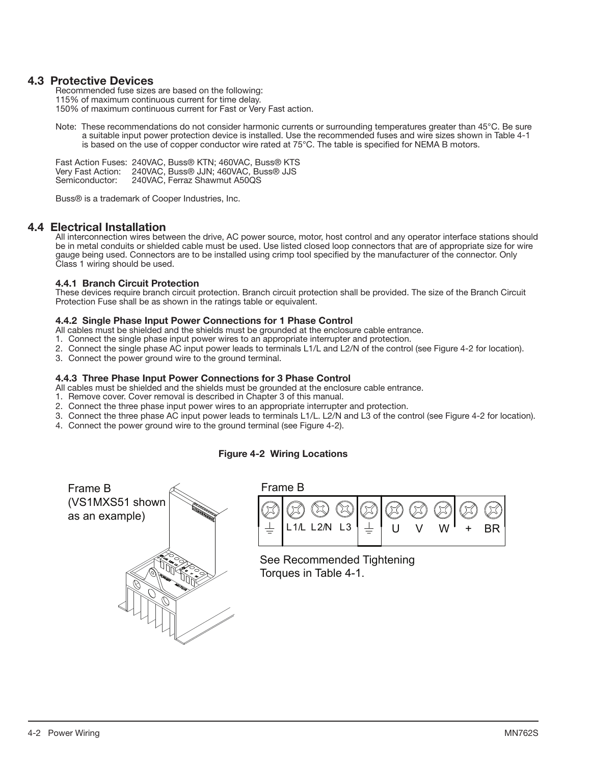## 4.3 Protective Devices

Recommended fuse sizes are based on the following:
115% of maximum continuous current for time delay.
150% of maximum continuous current for Fast or Very Fast action.

Note: These recommendations do not consider harmonic currents or surrounding temperatures greater than 45°C. Be sure a suitable input power protection device is installed. Use the recommended fuses and wire sizes shown in Table 4-1 is based on the use of copper conductor wire rated at 75°C. The table is specified for NEMA B motors.

Fast Action Fuses: 240VAC, Buss® KTN; 460VAC, Buss® KTS
Very Fast Action: 240VAC, Buss® JJN; 460VAC, Buss® JJS
Semiconductor: 240VAC, Ferraz Shawmut A50QS

Buss® is a trademark of Cooper Industries, Inc.

## 4.4 Electrical Installation

All interconnection wires between the drive, AC power source, motor, host control and any operator interface stations should be in metal conduits or shielded cable must be used. Use listed closed loop connectors that are of appropriate size for wire gauge being used. Connectors are to be installed using crimp tool specified by the manufacturer of the connector. Only Class 1 wiring should be used.

### 4.4.1 Branch Circuit Protection

These devices require branch circuit protection. Branch circuit protection shall be provided. The size of the Branch Circuit Protection Fuse shall be as shown in the ratings table or equivalent.

### 4.4.2 Single Phase Input Power Connections for 1 Phase Control

All cables must be shielded and the shields must be grounded at the enclosure cable entrance.

1. Connect the single phase input power wires to an appropriate interrupter and protection.
2. Connect the single phase AC input power leads to terminals L1/L and L2/N of the control (see Figure 4-2 for location).
3. Connect the power ground wire to the ground terminal.

### 4.4.3 Three Phase Input Power Connections for 3 Phase Control

All cables must be shielded and the shields must be grounded at the enclosure cable entrance.

1. Remove cover. Cover removal is described in Chapter 3 of this manual.
2. Connect the three phase input power wires to an appropriate interrupter and protection.
3. Connect the three phase AC input power leads to terminals L1/L. L2/N and L3 of the control (see Figure 4-2 for location).
4. Connect the power ground wire to the ground terminal (see Figure 4-2).

**Figure 4-2 Wiring Locations**

Frame B
(VS1MXS51 shown as an example)

POWER MOTOR

Frame B

⏚ L1/L L2/N L3 ⏚ U V W + BR

See Recommended Tightening Torques in Table 4-1.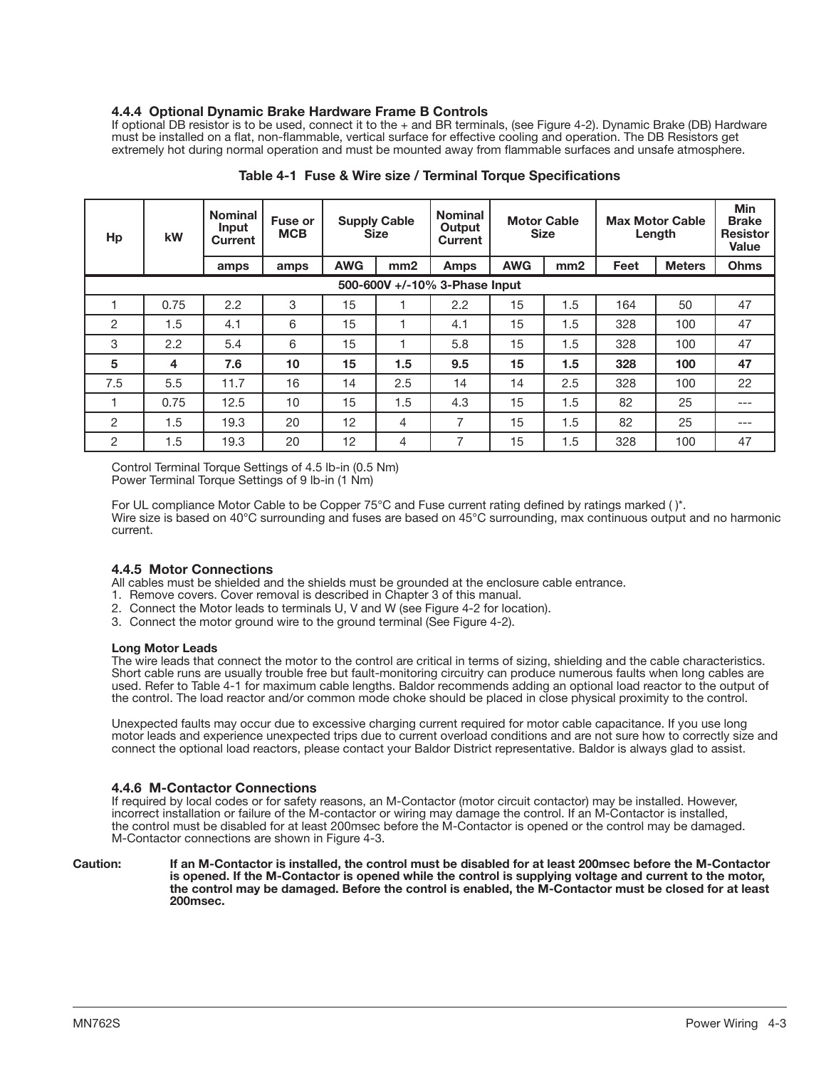### 4.4.4 Optional Dynamic Brake Hardware Frame B Controls

If optional DB resistor is to be used, connect it to the + and BR terminals, (see Figure 4-2). Dynamic Brake (DB) Hardware must be installed on a flat, non-flammable, vertical surface for effective cooling and operation. The DB Resistors get extremely hot during normal operation and must be mounted away from flammable surfaces and unsafe atmosphere.

**Table 4-1 Fuse & Wire size / Terminal Torque Specifications**

| Hp | kW | Nominal Input Current | Fuse or MCB | Supply Cable Size | | Nominal Output Current | Motor Cable Size | | Max Motor Cable Length | | Min Brake Resistor Value |
|---|---|---|---|---|---|---|---|---|---|---|---|
| | | amps | amps | AWG | mm2 | Amps | AWG | mm2 | Feet | Meters | Ohms |
| 500-600V +/-10% 3-Phase Input | | | | | | | | | | | |
| 1 | 0.75 | 2.2 | 3 | 15 | 1 | 2.2 | 15 | 1.5 | 164 | 50 | 47 |
| 2 | 1.5 | 4.1 | 6 | 15 | 1 | 4.1 | 15 | 1.5 | 328 | 100 | 47 |
| 3 | 2.2 | 5.4 | 6 | 15 | 1 | 5.8 | 15 | 1.5 | 328 | 100 | 47 |
| **5** | **4** | **7.6** | **10** | **15** | **1.5** | **9.5** | **15** | **1.5** | **328** | **100** | **47** |
| 7.5 | 5.5 | 11.7 | 16 | 14 | 2.5 | 14 | 14 | 2.5 | 328 | 100 | 22 |
| 1 | 0.75 | 12.5 | 10 | 15 | 1.5 | 4.3 | 15 | 1.5 | 82 | 25 | --- |
| 2 | 1.5 | 19.3 | 20 | 12 | 4 | 7 | 15 | 1.5 | 82 | 25 | --- |
| 2 | 1.5 | 19.3 | 20 | 12 | 4 | 7 | 15 | 1.5 | 328 | 100 | 47 |

Control Terminal Torque Settings of 4.5 lb-in (0.5 Nm)
Power Terminal Torque Settings of 9 lb-in (1 Nm)

For UL compliance Motor Cable to be Copper 75°C and Fuse current rating defined by ratings marked ( )*.
Wire size is based on 40°C surrounding and fuses are based on 45°C surrounding, max continuous output and no harmonic current.

### 4.4.5 Motor Connections

All cables must be shielded and the shields must be grounded at the enclosure cable entrance.

1. Remove covers. Cover removal is described in Chapter 3 of this manual.
2. Connect the Motor leads to terminals U, V and W (see Figure 4-2 for location).
3. Connect the motor ground wire to the ground terminal (See Figure 4-2).

**Long Motor Leads**

The wire leads that connect the motor to the control are critical in terms of sizing, shielding and the cable characteristics. Short cable runs are usually trouble free but fault-monitoring circuitry can produce numerous faults when long cables are used. Refer to Table 4-1 for maximum cable lengths. Baldor recommends adding an optional load reactor to the output of the control. The load reactor and/or common mode choke should be placed in close physical proximity to the control.

Unexpected faults may occur due to excessive charging current required for motor cable capacitance. If you use long motor leads and experience unexpected trips due to current overload conditions and are not sure how to correctly size and connect the optional load reactors, please contact your Baldor District representative. Baldor is always glad to assist.

### 4.4.6 M-Contactor Connections

If required by local codes or for safety reasons, an M-Contactor (motor circuit contactor) may be installed. However, incorrect installation or failure of the M-contactor or wiring may damage the control. If an M-Contactor is installed, the control must be disabled for at least 200msec before the M-Contactor is opened or the control may be damaged. M-Contactor connections are shown in Figure 4-3.

**Caution:** **If an M-Contactor is installed, the control must be disabled for at least 200msec before the M-Contactor is opened. If the M-Contactor is opened while the control is supplying voltage and current to the motor, the control may be damaged. Before the control is enabled, the M-Contactor must be closed for at least 200msec.**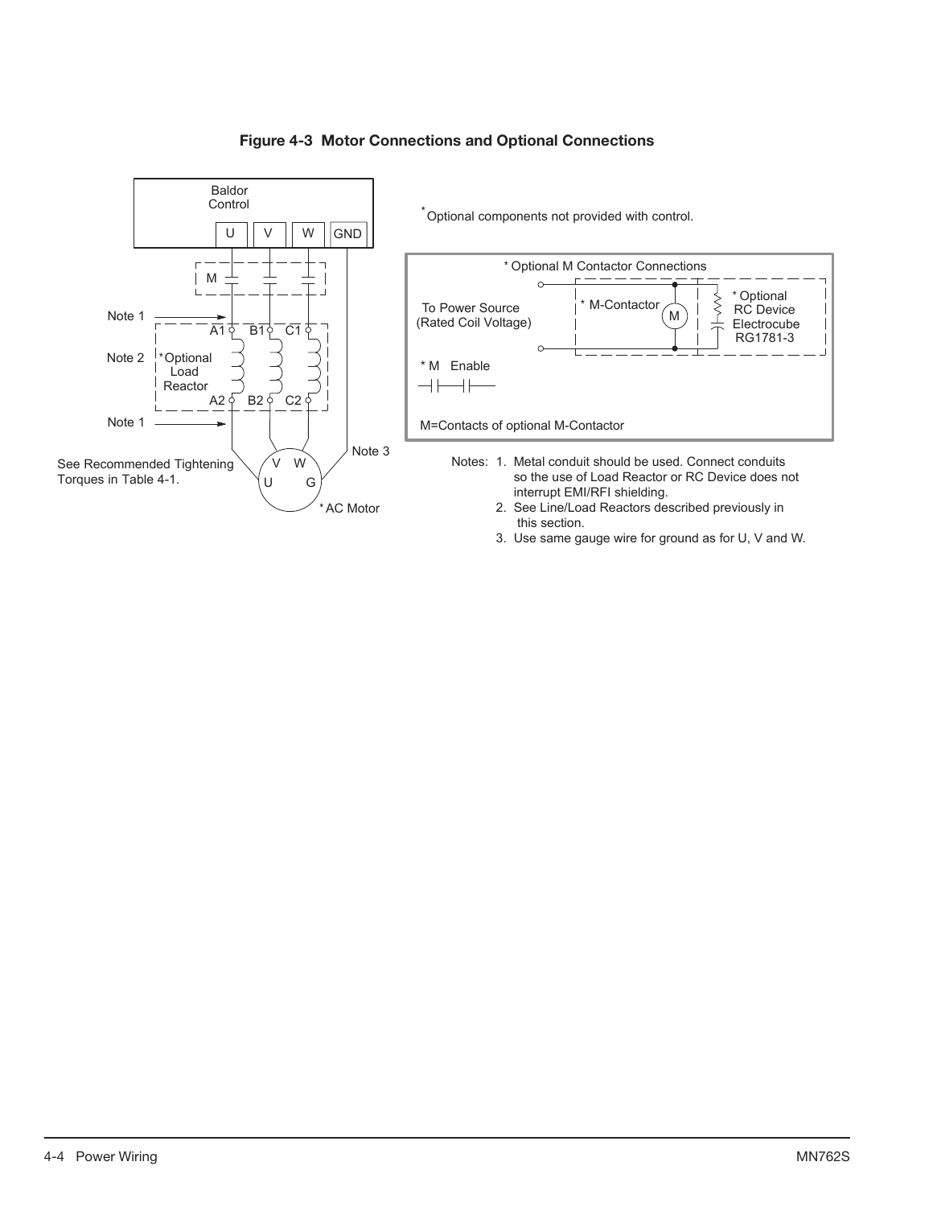**Figure 4-3 Motor Connections and Optional Connections**

Baldor Control

U V W GND

M

Note 1

A1 B1 C1

Note 2

*Optional Load Reactor

A2 B2 C2

Note 1

See Recommended Tightening Torques in Table 4-1.

V W U G

Note 3

*AC Motor

*Optional components not provided with control.

* Optional M Contactor Connections

To Power Source (Rated Coil Voltage)

* M-Contactor

M

* Optional RC Device Electrocube RG1781-3

* M Enable

M=Contacts of optional M-Contactor

Notes:
1. Metal conduit should be used. Connect conduits so the use of Load Reactor or RC Device does not interrupt EMI/RFI shielding.
2. See Line/Load Reactors described previously in this section.
3. Use same gauge wire for ground as for U, V and W.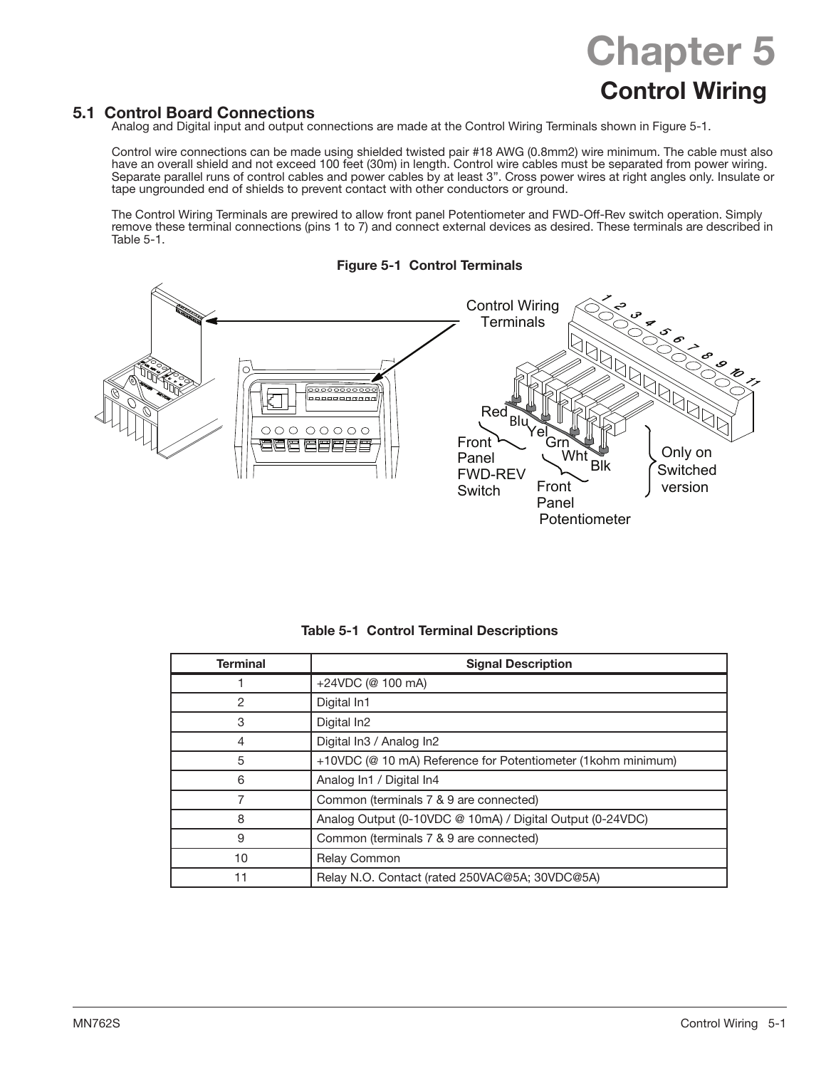# Chapter 5
## Control Wiring

### 5.1 Control Board Connections

Analog and Digital input and output connections are made at the Control Wiring Terminals shown in Figure 5-1.

Control wire connections can be made using shielded twisted pair #18 AWG (0.8mm2) wire minimum. The cable must also have an overall shield and not exceed 100 feet (30m) in length. Control wire cables must be separated from power wiring. Separate parallel runs of control cables and power cables by at least 3". Cross power wires at right angles only. Insulate or tape ungrounded end of shields to prevent contact with other conductors or ground.

The Control Wiring Terminals are prewired to allow front panel Potentiometer and FWD-Off-Rev switch operation. Simply remove these terminal connections (pins 1 to 7) and connect external devices as desired. These terminals are described in Table 5-1.

**Figure 5-1 Control Terminals**

Control Wiring Terminals

1 2 3 4 5 6 7 8 9 10 11

Red Blu Yel Grn Wht Blk

Front Panel FWD-REV Switch

Front Panel Potentiometer

Only on Switched version

**Table 5-1 Control Terminal Descriptions**

| Terminal | Signal Description |
|---|---|
| 1 | +24VDC (@ 100 mA) |
| 2 | Digital In1 |
| 3 | Digital In2 |
| 4 | Digital In3 / Analog In2 |
| 5 | +10VDC (@ 10 mA) Reference for Potentiometer (1kohm minimum) |
| 6 | Analog In1 / Digital In4 |
| 7 | Common (terminals 7 & 9 are connected) |
| 8 | Analog Output (0-10VDC @ 10mA) / Digital Output (0-24VDC) |
| 9 | Common (terminals 7 & 9 are connected) |
| 10 | Relay Common |
| 11 | Relay N.O. Contact (rated 250VAC@5A; 30VDC@5A) |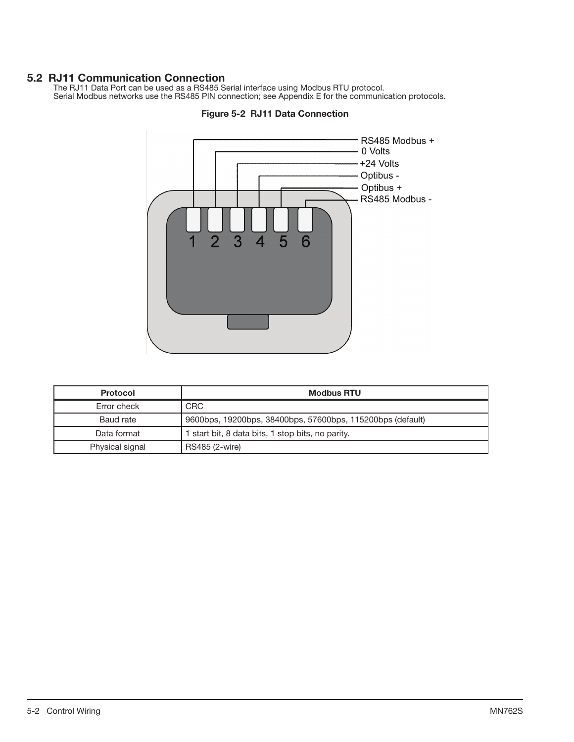## 5.2 RJ11 Communication Connection

The RJ11 Data Port can be used as a RS485 Serial interface using Modbus RTU protocol.
Serial Modbus networks use the RS485 PIN connection; see Appendix E for the communication protocols.

**Figure 5-2 RJ11 Data Connection**

RS485 Modbus +
0 Volts
+24 Volts
Optibus -
Optibus +
RS485 Modbus -

1 2 3 4 5 6

| Protocol | Modbus RTU |
|---|---|
| Error check | CRC |
| Baud rate | 9600bps, 19200bps, 38400bps, 57600bps, 115200bps (default) |
| Data format | 1 start bit, 8 data bits, 1 stop bits, no parity. |
| Physical signal | RS485 (2-wire) |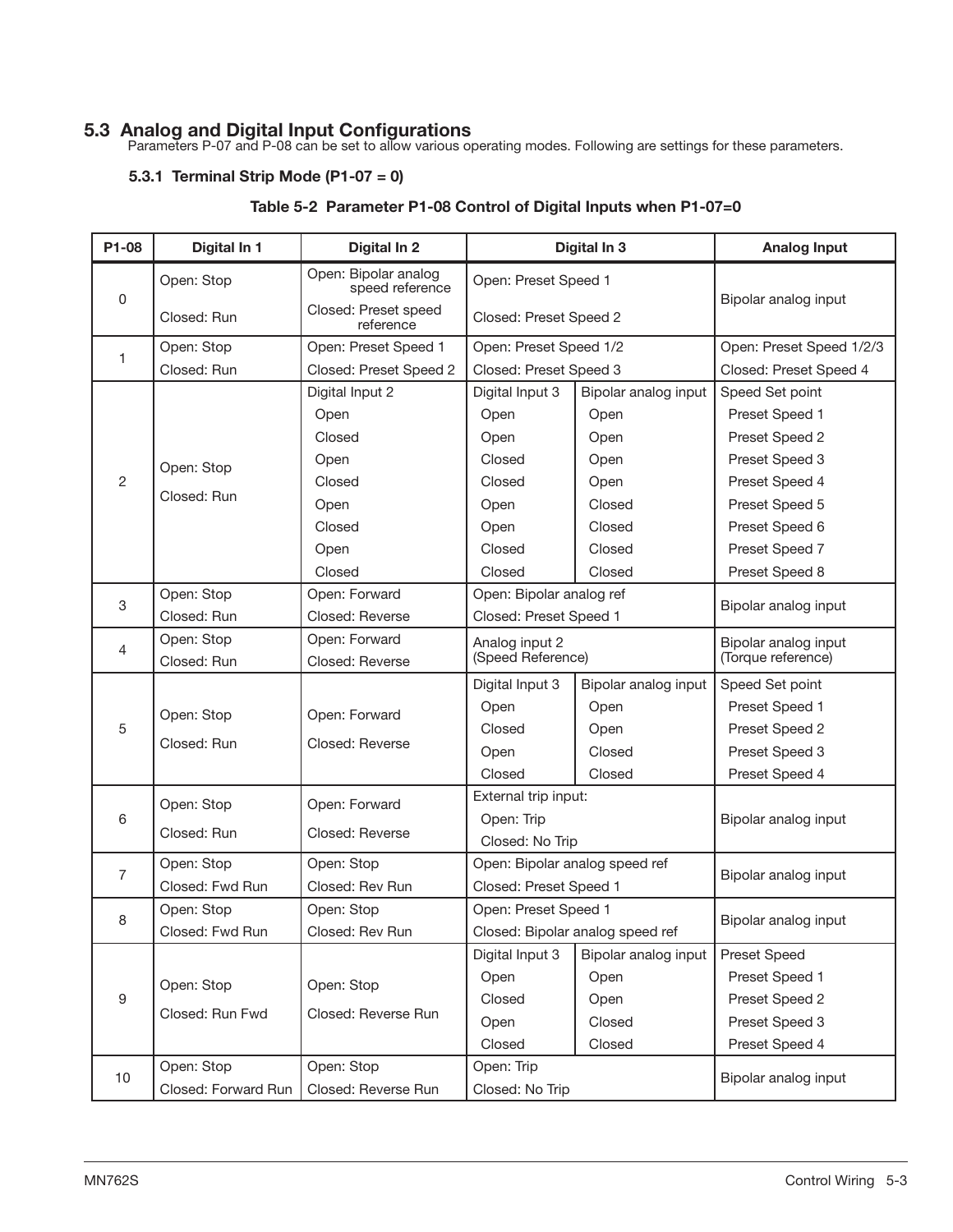## 5.3 Analog and Digital Input Configurations

Parameters P-07 and P-08 can be set to allow various operating modes. Following are settings for these parameters.

### 5.3.1 Terminal Strip Mode (P1-07 = 0)

**Table 5-2 Parameter P1-08 Control of Digital Inputs when P1-07=0**

| P1-08 | Digital In 1 | Digital In 2 | Digital In 3 | | Analog Input |
|---|---|---|---|---|---|
| 0 | Open: Stop<br>Closed: Run | Open: Bipolar analog speed reference<br>Closed: Preset speed reference | Open: Preset Speed 1<br>Closed: Preset Speed 2 | | Bipolar analog input |
| 1 | Open: Stop<br>Closed: Run | Open: Preset Speed 1<br>Closed: Preset Speed 2 | Open: Preset Speed 1/2<br>Closed: Preset Speed 3 | | Open: Preset Speed 1/2/3<br>Closed: Preset Speed 4 |
| 2 | Open: Stop<br>Closed: Run | Digital Input 2 | Digital Input 3 | Bipolar analog input | Speed Set point |
| | | Open | Open | Open | Preset Speed 1 |
| | | Closed | Open | Open | Preset Speed 2 |
| | | Open | Closed | Open | Preset Speed 3 |
| | | Closed | Closed | Open | Preset Speed 4 |
| | | Open | Open | Closed | Preset Speed 5 |
| | | Closed | Open | Closed | Preset Speed 6 |
| | | Open | Closed | Closed | Preset Speed 7 |
| | | Closed | Closed | Closed | Preset Speed 8 |
| 3 | Open: Stop<br>Closed: Run | Open: Forward<br>Closed: Reverse | Open: Bipolar analog ref<br>Closed: Preset Speed 1 | | Bipolar analog input |
| 4 | Open: Stop<br>Closed: Run | Open: Forward<br>Closed: Reverse | Analog input 2<br>(Speed Reference) | | Bipolar analog input<br>(Torque reference) |
| 5 | Open: Stop<br>Closed: Run | Open: Forward<br>Closed: Reverse | Digital Input 3 | Bipolar analog input | Speed Set point |
| | | | Open | Open | Preset Speed 1 |
| | | | Closed | Open | Preset Speed 2 |
| | | | Open | Closed | Preset Speed 3 |
| | | | Closed | Closed | Preset Speed 4 |
| 6 | Open: Stop<br>Closed: Run | Open: Forward<br>Closed: Reverse | External trip input:<br>Open: Trip<br>Closed: No Trip | | Bipolar analog input |
| 7 | Open: Stop<br>Closed: Fwd Run | Open: Stop<br>Closed: Rev Run | Open: Bipolar analog speed ref<br>Closed: Preset Speed 1 | | Bipolar analog input |
| 8 | Open: Stop<br>Closed: Fwd Run | Open: Stop<br>Closed: Rev Run | Open: Preset Speed 1<br>Closed: Bipolar analog speed ref | | Bipolar analog input |
| 9 | Open: Stop<br>Closed: Run Fwd | Open: Stop<br>Closed: Reverse Run | Digital Input 3 | Bipolar analog input | Preset Speed |
| | | | Open | Open | Preset Speed 1 |
| | | | Closed | Open | Preset Speed 2 |
| | | | Open | Closed | Preset Speed 3 |
| | | | Closed | Closed | Preset Speed 4 |
| 10 | Open: Stop<br>Closed: Forward Run | Open: Stop<br>Closed: Reverse Run | Open: Trip<br>Closed: No Trip | | Bipolar analog input |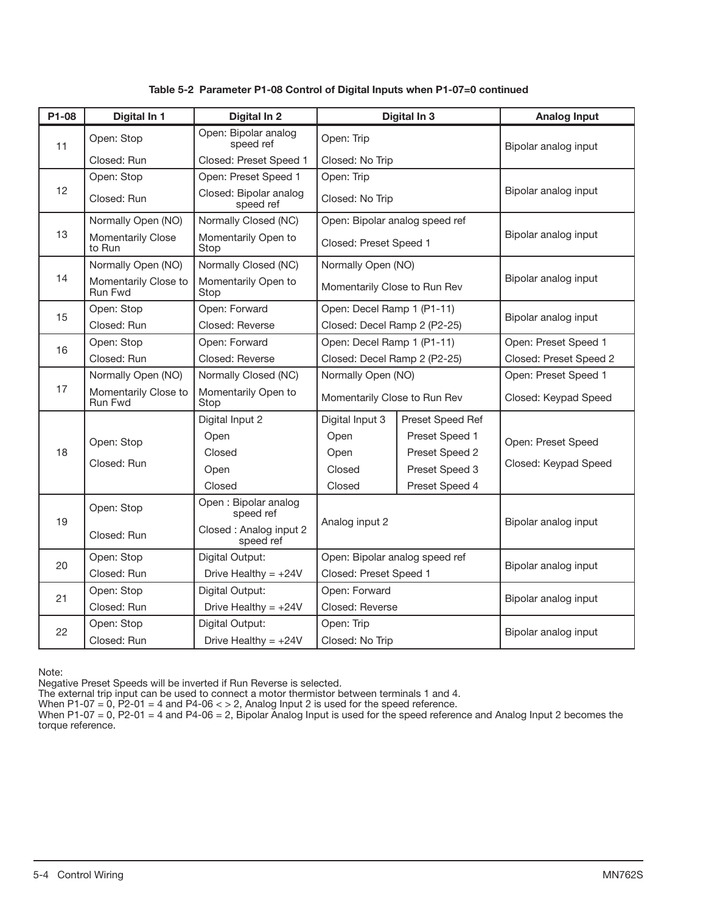**Table 5-2 Parameter P1-08 Control of Digital Inputs when P1-07=0 continued**

| P1-08 | Digital In 1 | Digital In 2 | Digital In 3 | | Analog Input |
|---|---|---|---|---|---|
| 11 | Open: Stop | Open: Bipolar analog speed ref | Open: Trip | | Bipolar analog input |
| | Closed: Run | Closed: Preset Speed 1 | Closed: No Trip | | |
| 12 | Open: Stop | Open: Preset Speed 1 | Open: Trip | | Bipolar analog input |
| | Closed: Run | Closed: Bipolar analog speed ref | Closed: No Trip | | |
| 13 | Normally Open (NO) | Normally Closed (NC) | Open: Bipolar analog speed ref | | Bipolar analog input |
| | Momentarily Close to Run | Momentarily Open to Stop | Closed: Preset Speed 1 | | |
| 14 | Normally Open (NO) | Normally Closed (NC) | Normally Open (NO) | | Bipolar analog input |
| | Momentarily Close to Run Fwd | Momentarily Open to Stop | Momentarily Close to Run Rev | | |
| 15 | Open: Stop | Open: Forward | Open: Decel Ramp 1 (P1-11) | | Bipolar analog input |
| | Closed: Run | Closed: Reverse | Closed: Decel Ramp 2 (P2-25) | | |
| 16 | Open: Stop | Open: Forward | Open: Decel Ramp 1 (P1-11) | | Open: Preset Speed 1 |
| | Closed: Run | Closed: Reverse | Closed: Decel Ramp 2 (P2-25) | | Closed: Preset Speed 2 |
| 17 | Normally Open (NO) | Normally Closed (NC) | Normally Open (NO) | | Open: Preset Speed 1 |
| | Momentarily Close to Run Fwd | Momentarily Open to Stop | Momentarily Close to Run Rev | | Closed: Keypad Speed |
| 18 | Open: Stop | Digital Input 2 | Digital Input 3 | Preset Speed Ref | Open: Preset Speed |
| | Closed: Run | Open | Open | Preset Speed 1 | Closed: Keypad Speed |
| | | Closed | Open | Preset Speed 2 | |
| | | Open | Closed | Preset Speed 3 | |
| | | Closed | Closed | Preset Speed 4 | |
| 19 | Open: Stop | Open : Bipolar analog speed ref | Analog input 2 | | Bipolar analog input |
| | Closed: Run | Closed : Analog input 2 speed ref | | | |
| 20 | Open: Stop | Digital Output: | Open: Bipolar analog speed ref | | Bipolar analog input |
| | Closed: Run | Drive Healthy = +24V | Closed: Preset Speed 1 | | |
| 21 | Open: Stop | Digital Output: | Open: Forward | | Bipolar analog input |
| | Closed: Run | Drive Healthy = +24V | Closed: Reverse | | |
| 22 | Open: Stop | Digital Output: | Open: Trip | | Bipolar analog input |
| | Closed: Run | Drive Healthy = +24V | Closed: No Trip | | |

Note:
Negative Preset Speeds will be inverted if Run Reverse is selected.
The external trip input can be used to connect a motor thermistor between terminals 1 and 4.
When P1-07 = 0, P2-01 = 4 and P4-06 < > 2, Analog Input 2 is used for the speed reference.
When P1-07 = 0, P2-01 = 4 and P4-06 = 2, Bipolar Analog Input is used for the speed reference and Analog Input 2 becomes the torque reference.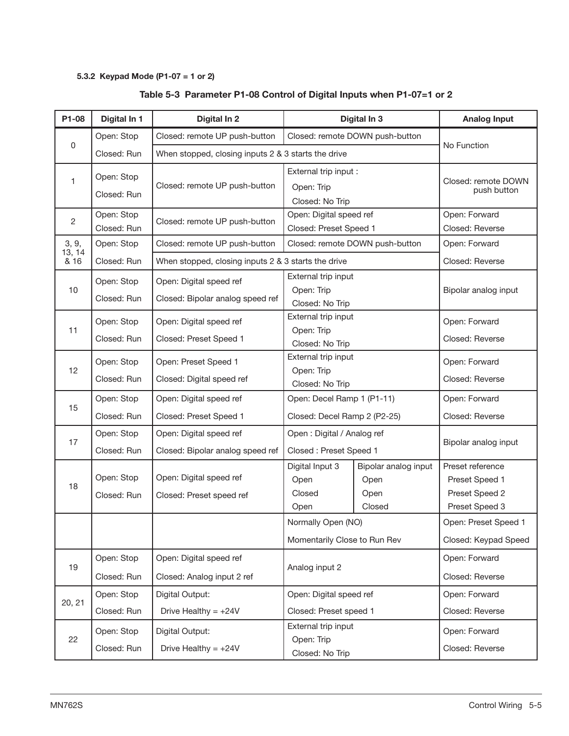#### 5.3.2 Keypad Mode (P1-07 = 1 or 2)

**Table 5-3 Parameter P1-08 Control of Digital Inputs when P1-07=1 or 2**

| P1-08 | Digital In 1 | Digital In 2 | Digital In 3 | | Analog Input |
|---|---|---|---|---|---|
| 0 | Open: Stop<br>Closed: Run | Closed: remote UP push-button<br>When stopped, closing inputs 2 & 3 starts the drive | Closed: remote DOWN push-button | | No Function |
| 1 | Open: Stop<br>Closed: Run | Closed: remote UP push-button | External trip input :<br>Open: Trip<br>Closed: No Trip | | Closed: remote DOWN push button |
| 2 | Open: Stop<br>Closed: Run | Closed: remote UP push-button | Open: Digital speed ref<br>Closed: Preset Speed 1 | | Open: Forward<br>Closed: Reverse |
| 3, 9, 13, 14 & 16 | Open: Stop<br>Closed: Run | Closed: remote UP push-button<br>When stopped, closing inputs 2 & 3 starts the drive | Closed: remote DOWN push-button | | Open: Forward<br>Closed: Reverse |
| 10 | Open: Stop<br>Closed: Run | Open: Digital speed ref<br>Closed: Bipolar analog speed ref | External trip input<br>Open: Trip<br>Closed: No Trip | | Bipolar analog input |
| 11 | Open: Stop<br>Closed: Run | Open: Digital speed ref<br>Closed: Preset Speed 1 | External trip input<br>Open: Trip<br>Closed: No Trip | | Open: Forward<br>Closed: Reverse |
| 12 | Open: Stop<br>Closed: Run | Open: Preset Speed 1<br>Closed: Digital speed ref | External trip input<br>Open: Trip<br>Closed: No Trip | | Open: Forward<br>Closed: Reverse |
| 15 | Open: Stop<br>Closed: Run | Open: Digital speed ref<br>Closed: Preset Speed 1 | Open: Decel Ramp 1 (P1-11)<br>Closed: Decel Ramp 2 (P2-25) | | Open: Forward<br>Closed: Reverse |
| 17 | Open: Stop<br>Closed: Run | Open: Digital speed ref<br>Closed: Bipolar analog speed ref | Open : Digital / Analog ref<br>Closed : Preset Speed 1 | | Bipolar analog input |
| 18 | Open: Stop<br>Closed: Run | Open: Digital speed ref<br>Closed: Preset speed ref | Digital Input 3<br>Open<br>Closed<br>Open | Bipolar analog input<br>Open<br>Open<br>Closed | Preset reference<br>Preset Speed 1<br>Preset Speed 2<br>Preset Speed 3 |
| | | | Normally Open (NO)<br>Momentarily Close to Run Rev | | Open: Preset Speed 1<br>Closed: Keypad Speed |
| 19 | Open: Stop<br>Closed: Run | Open: Digital speed ref<br>Closed: Analog input 2 ref | Analog input 2 | | Open: Forward<br>Closed: Reverse |
| 20, 21 | Open: Stop<br>Closed: Run | Digital Output:<br>Drive Healthy = +24V | Open: Digital speed ref<br>Closed: Preset speed 1 | | Open: Forward<br>Closed: Reverse |
| 22 | Open: Stop<br>Closed: Run | Digital Output:<br>Drive Healthy = +24V | External trip input<br>Open: Trip<br>Closed: No Trip | | Open: Forward<br>Closed: Reverse |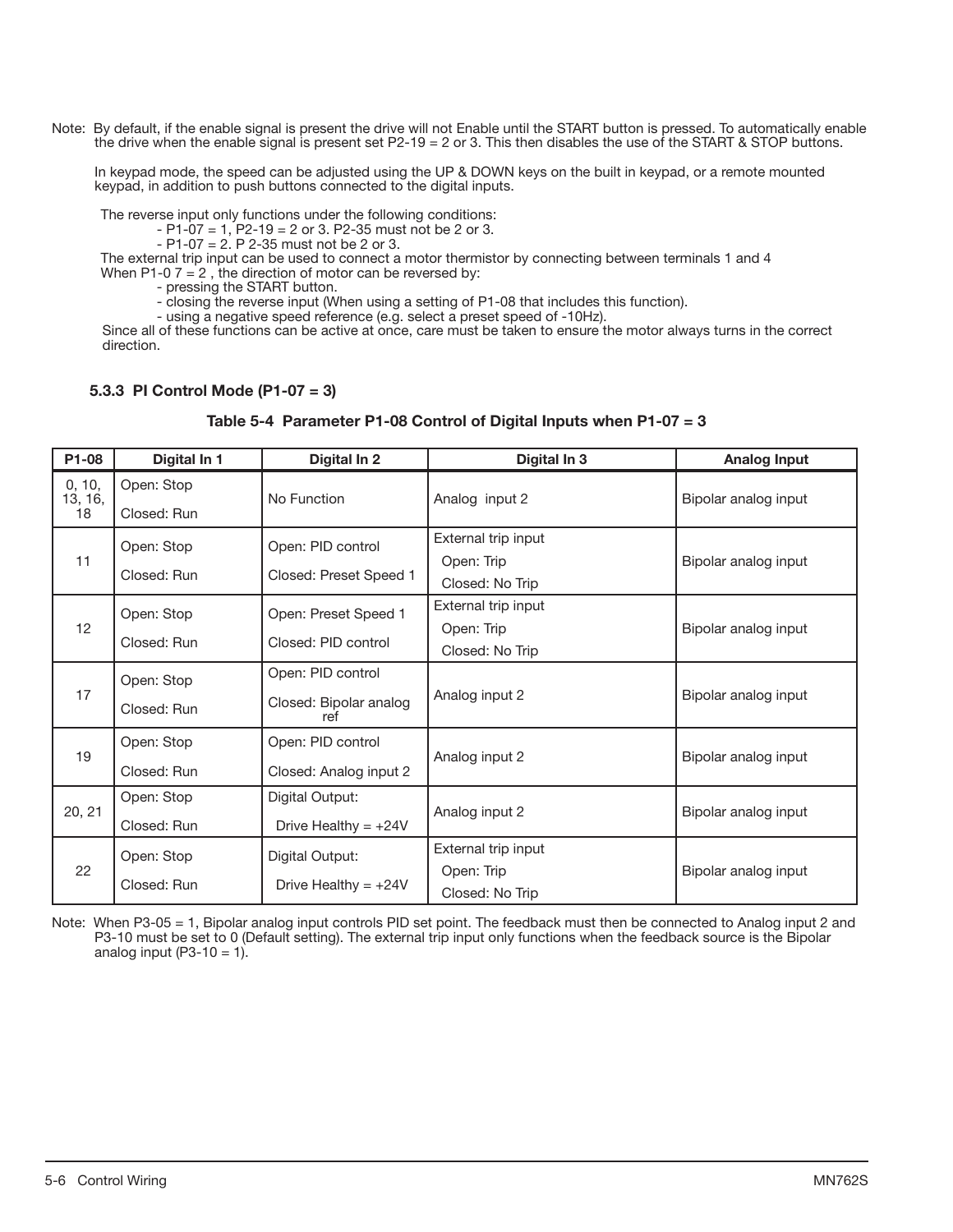Note: By default, if the enable signal is present the drive will not Enable until the START button is pressed. To automatically enable the drive when the enable signal is present set P2-19 = 2 or 3. This then disables the use of the START & STOP buttons.

In keypad mode, the speed can be adjusted using the UP & DOWN keys on the built in keypad, or a remote mounted keypad, in addition to push buttons connected to the digital inputs.

The reverse input only functions under the following conditions:

- P1-07 = 1, P2-19 = 2 or 3. P2-35 must not be 2 or 3.
- P1-07 = 2. P 2-35 must not be 2 or 3.

The external trip input can be used to connect a motor thermistor by connecting between terminals 1 and 4

When P1-0 7 = 2 , the direction of motor can be reversed by:

- pressing the START button.
- closing the reverse input (When using a setting of P1-08 that includes this function).
- using a negative speed reference (e.g. select a preset speed of -10Hz).

Since all of these functions can be active at once, care must be taken to ensure the motor always turns in the correct direction.

### 5.3.3 PI Control Mode (P1-07 = 3)

**Table 5-4 Parameter P1-08 Control of Digital Inputs when P1-07 = 3**

| P1-08 | Digital In 1 | Digital In 2 | Digital In 3 | Analog Input |
|---|---|---|---|---|
| 0, 10, 13, 16, 18 | Open: Stop<br>Closed: Run | No Function | Analog input 2 | Bipolar analog input |
| 11 | Open: Stop<br>Closed: Run | Open: PID control<br>Closed: Preset Speed 1 | External trip input<br>Open: Trip<br>Closed: No Trip | Bipolar analog input |
| 12 | Open: Stop<br>Closed: Run | Open: Preset Speed 1<br>Closed: PID control | External trip input<br>Open: Trip<br>Closed: No Trip | Bipolar analog input |
| 17 | Open: Stop<br>Closed: Run | Open: PID control<br>Closed: Bipolar analog ref | Analog input 2 | Bipolar analog input |
| 19 | Open: Stop<br>Closed: Run | Open: PID control<br>Closed: Analog input 2 | Analog input 2 | Bipolar analog input |
| 20, 21 | Open: Stop<br>Closed: Run | Digital Output:<br>Drive Healthy = +24V | Analog input 2 | Bipolar analog input |
| 22 | Open: Stop<br>Closed: Run | Digital Output:<br>Drive Healthy = +24V | External trip input<br>Open: Trip<br>Closed: No Trip | Bipolar analog input |

Note: When P3-05 = 1, Bipolar analog input controls PID set point. The feedback must then be connected to Analog input 2 and P3-10 must be set to 0 (Default setting). The external trip input only functions when the feedback source is the Bipolar analog input (P3-10 = 1).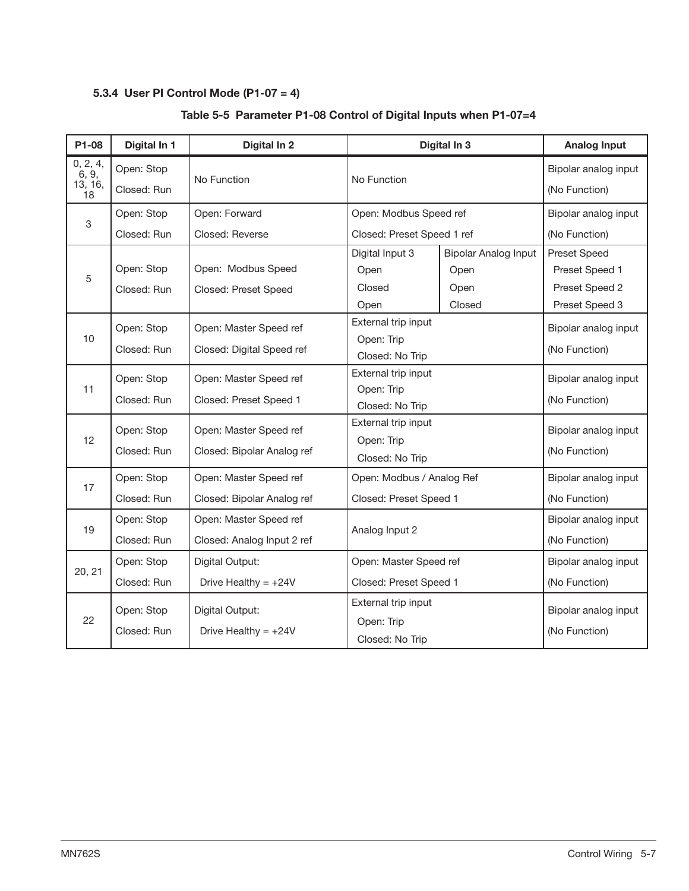### 5.3.4 User PI Control Mode (P1-07 = 4)

**Table 5-5 Parameter P1-08 Control of Digital Inputs when P1-07=4**

| P1-08 | Digital In 1 | Digital In 2 | Digital In 3 | | Analog Input |
|---|---|---|---|---|---|
| 0, 2, 4, 6, 9, 13, 16, 18 | Open: Stop<br>Closed: Run | No Function | No Function | | Bipolar analog input<br>(No Function) |
| 3 | Open: Stop<br>Closed: Run | Open: Forward<br>Closed: Reverse | Open: Modbus Speed ref<br>Closed: Preset Speed 1 ref | | Bipolar analog input<br>(No Function) |
| 5 | Open: Stop<br>Closed: Run | Open: Modbus Speed<br>Closed: Preset Speed | Digital Input 3<br>Open<br>Closed<br>Open | Bipolar Analog Input<br>Open<br>Open<br>Closed | Preset Speed<br>Preset Speed 1<br>Preset Speed 2<br>Preset Speed 3 |
| 10 | Open: Stop<br>Closed: Run | Open: Master Speed ref<br>Closed: Digital Speed ref | External trip input<br>Open: Trip<br>Closed: No Trip | | Bipolar analog input<br>(No Function) |
| 11 | Open: Stop<br>Closed: Run | Open: Master Speed ref<br>Closed: Preset Speed 1 | External trip input<br>Open: Trip<br>Closed: No Trip | | Bipolar analog input<br>(No Function) |
| 12 | Open: Stop<br>Closed: Run | Open: Master Speed ref<br>Closed: Bipolar Analog ref | External trip input<br>Open: Trip<br>Closed: No Trip | | Bipolar analog input<br>(No Function) |
| 17 | Open: Stop<br>Closed: Run | Open: Master Speed ref<br>Closed: Bipolar Analog ref | Open: Modbus / Analog Ref<br>Closed: Preset Speed 1 | | Bipolar analog input<br>(No Function) |
| 19 | Open: Stop<br>Closed: Run | Open: Master Speed ref<br>Closed: Analog Input 2 ref | Analog Input 2 | | Bipolar analog input<br>(No Function) |
| 20, 21 | Open: Stop<br>Closed: Run | Digital Output:<br>Drive Healthy = +24V | Open: Master Speed ref<br>Closed: Preset Speed 1 | | Bipolar analog input<br>(No Function) |
| 22 | Open: Stop<br>Closed: Run | Digital Output:<br>Drive Healthy = +24V | External trip input<br>Open: Trip<br>Closed: No Trip | | Bipolar analog input<br>(No Function) |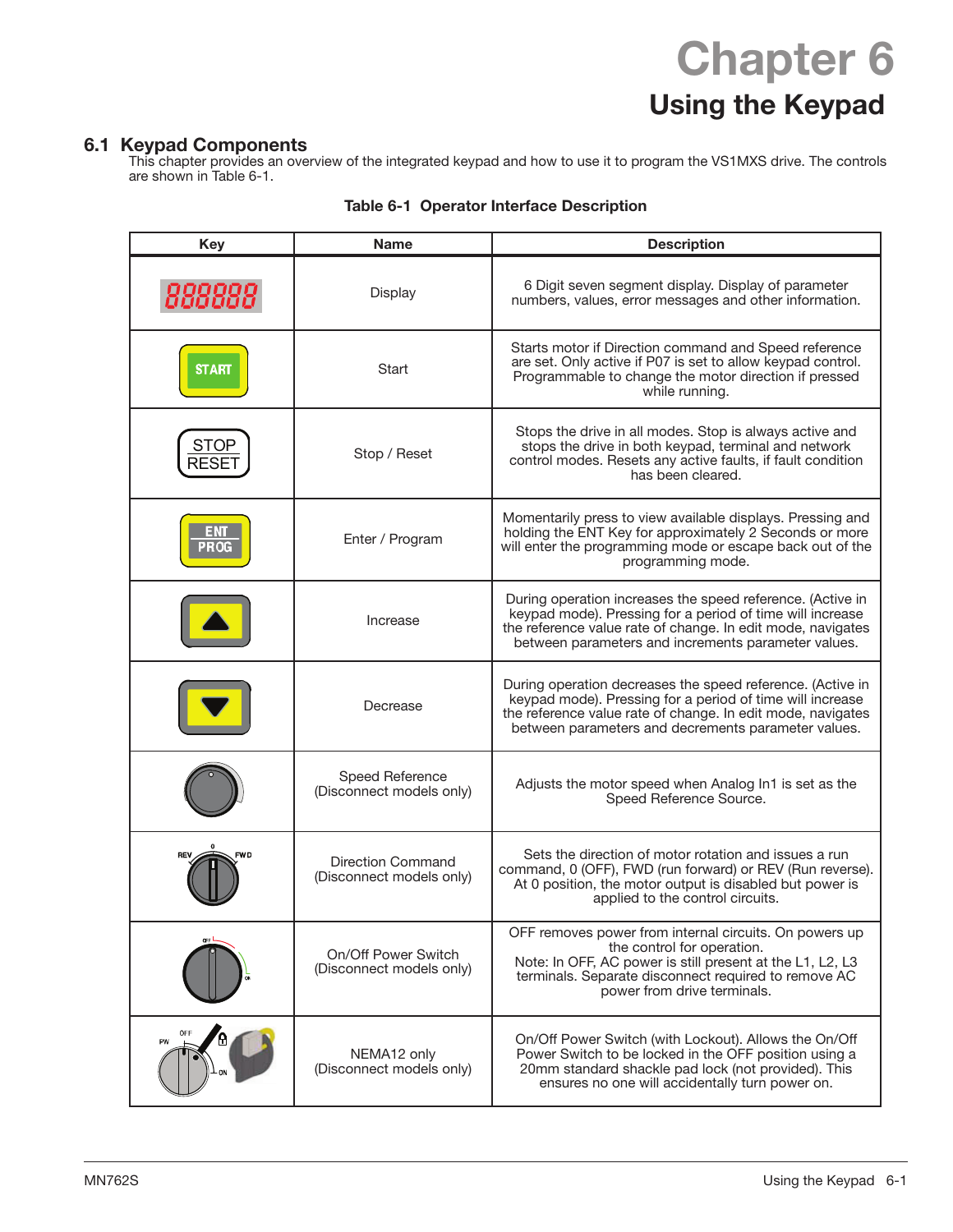# Chapter 6
# Using the Keypad

## 6.1 Keypad Components

This chapter provides an overview of the integrated keypad and how to use it to program the VS1MXS drive. The controls are shown in Table 6-1.

**Table 6-1 Operator Interface Description**

| Key | Name | Description |
|---|---|---|
| 888888 | Display | 6 Digit seven segment display. Display of parameter numbers, values, error messages and other information. |
| START | Start | Starts motor if Direction command and Speed reference are set. Only active if P07 is set to allow keypad control. Programmable to change the motor direction if pressed while running. |
| STOP RESET | Stop / Reset | Stops the drive in all modes. Stop is always active and stops the drive in both keypad, terminal and network control modes. Resets any active faults, if fault condition has been cleared. |
| ENT PROG | Enter / Program | Momentarily press to view available displays. Pressing and holding the ENT Key for approximately 2 Seconds or more will enter the programming mode or escape back out of the programming mode. |
| ▲ | Increase | During operation increases the speed reference. (Active in keypad mode). Pressing for a period of time will increase the reference value rate of change. In edit mode, navigates between parameters and increments parameter values. |
| ▼ | Decrease | During operation decreases the speed reference. (Active in keypad mode). Pressing for a period of time will increase the reference value rate of change. In edit mode, navigates between parameters and decrements parameter values. |
| | Speed Reference (Disconnect models only) | Adjusts the motor speed when Analog In1 is set as the Speed Reference Source. |
| REV 0 FWD | Direction Command (Disconnect models only) | Sets the direction of motor rotation and issues a run command, 0 (OFF), FWD (run forward) or REV (Run reverse). At 0 position, the motor output is disabled but power is applied to the control circuits. |
| OFF ON | On/Off Power Switch (Disconnect models only) | OFF removes power from internal circuits. On powers up the control for operation. Note: In OFF, AC power is still present at the L1, L2, L3 terminals. Separate disconnect required to remove AC power from drive terminals. |
| PW OFF ON | NEMA12 only (Disconnect models only) | On/Off Power Switch (with Lockout). Allows the On/Off Power Switch to be locked in the OFF position using a 20mm standard shackle pad lock (not provided). This ensures no one will accidentally turn power on. |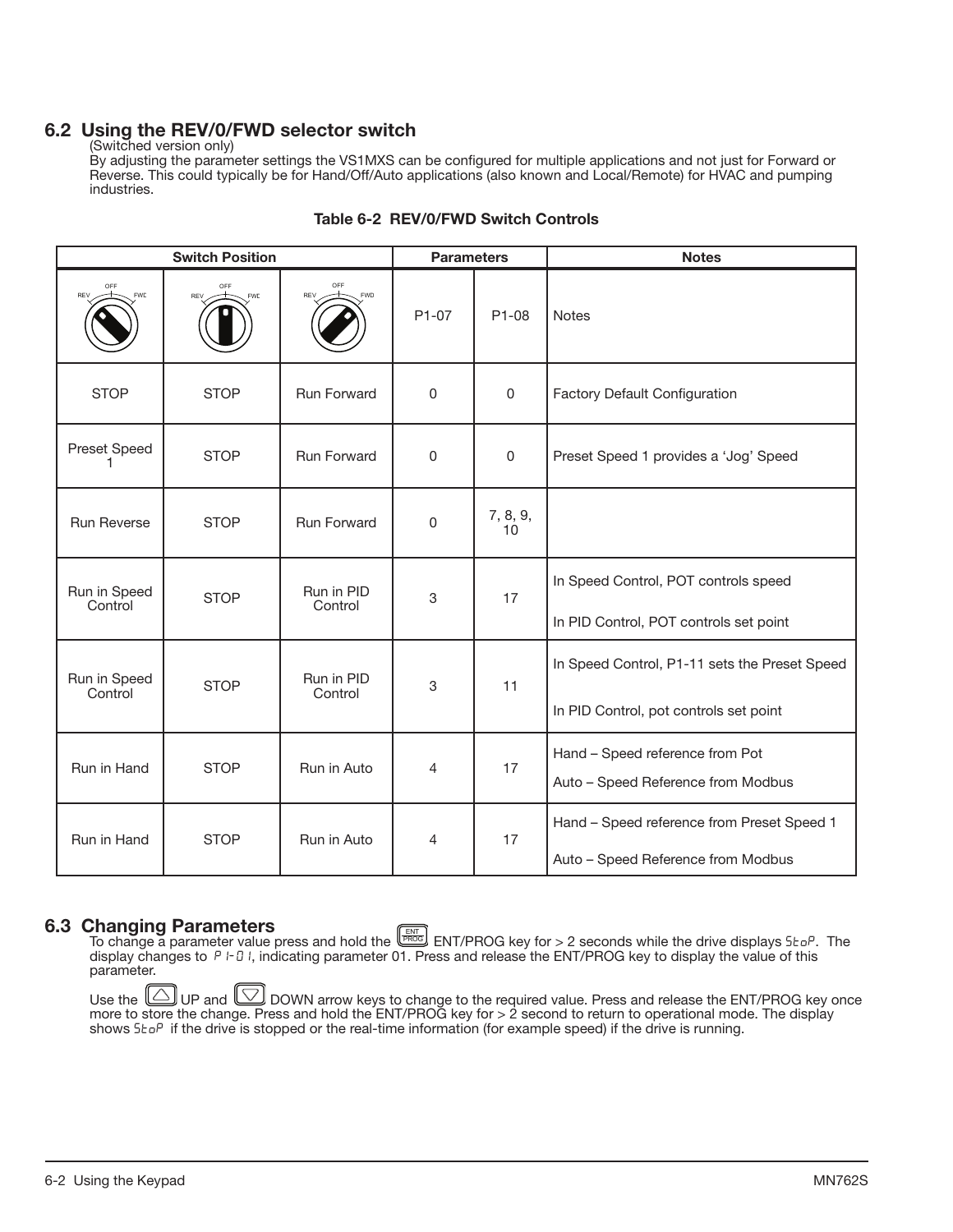## 6.2 Using the REV/0/FWD selector switch

(Switched version only)

By adjusting the parameter settings the VS1MXS can be configured for multiple applications and not just for Forward or Reverse. This could typically be for Hand/Off/Auto applications (also known and Local/Remote) for HVAC and pumping industries.

**Table 6-2 REV/0/FWD Switch Controls**

| Switch Position | | | Parameters | | Notes |
|---|---|---|---|---|---|
| REV | OFF | FWD | P1-07 | P1-08 | Notes |
| STOP | STOP | Run Forward | 0 | 0 | Factory Default Configuration |
| Preset Speed 1 | STOP | Run Forward | 0 | 0 | Preset Speed 1 provides a 'Jog' Speed |
| Run Reverse | STOP | Run Forward | 0 | 7, 8, 9, 10 | |
| Run in Speed Control | STOP | Run in PID Control | 3 | 17 | In Speed Control, POT controls speed<br>In PID Control, POT controls set point |
| Run in Speed Control | STOP | Run in PID Control | 3 | 11 | In Speed Control, P1-11 sets the Preset Speed<br>In PID Control, pot controls set point |
| Run in Hand | STOP | Run in Auto | 4 | 17 | Hand – Speed reference from Pot<br>Auto – Speed Reference from Modbus |
| Run in Hand | STOP | Run in Auto | 4 | 17 | Hand – Speed reference from Preset Speed 1<br>Auto – Speed Reference from Modbus |

## 6.3 Changing Parameters

To change a parameter value press and hold the ENT/PROG key for > 2 seconds while the drive displays StoP. The display changes to P1-01, indicating parameter 01. Press and release the ENT/PROG key to display the value of this parameter.

Use the UP and DOWN arrow keys to change to the required value. Press and release the ENT/PROG key once more to store the change. Press and hold the ENT/PROG key for > 2 second to return to operational mode. The display shows StoP if the drive is stopped or the real-time information (for example speed) if the drive is running.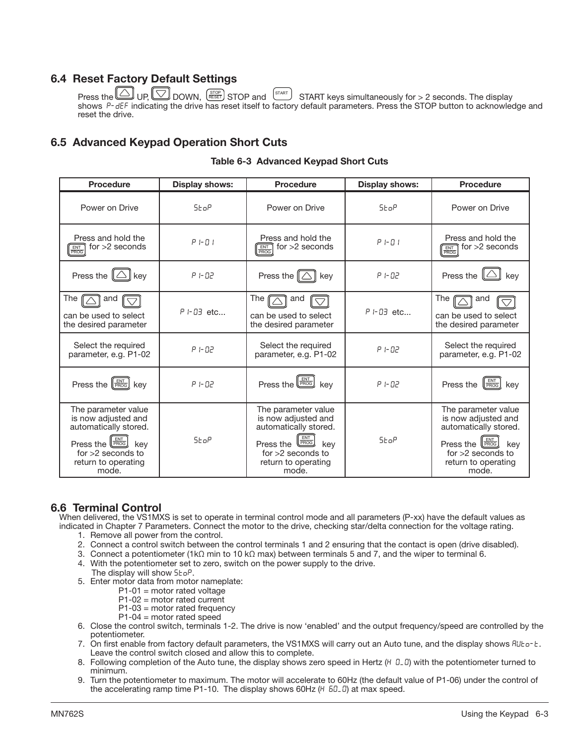## 6.4 Reset Factory Default Settings

Press the UP, DOWN, STOP STOP and START START keys simultaneously for > 2 seconds. The display shows P-dEF indicating the drive has reset itself to factory default parameters. Press the STOP button to acknowledge and reset the drive.

## 6.5 Advanced Keypad Operation Short Cuts

**Table 6-3 Advanced Keypad Short Cuts**

| Procedure | Display shows: | Procedure | Display shows: | Procedure |
|---|---|---|---|---|
| Power on Drive | StoP | Power on Drive | StoP | Power on Drive |
| Press and hold the ENT PROG for >2 seconds | P1-01 | Press and hold the ENT PROG for >2 seconds | P1-01 | Press and hold the ENT PROG for >2 seconds |
| Press the UP key | P1-02 | Press the UP key | P1-02 | Press the UP key |
| The UP and DOWN can be used to select the desired parameter | P1-03 etc... | The UP and DOWN can be used to select the desired parameter | P1-03 etc... | The UP and DOWN can be used to select the desired parameter |
| Select the required parameter, e.g. P1-02 | P1-02 | Select the required parameter, e.g. P1-02 | P1-02 | Select the required parameter, e.g. P1-02 |
| Press the ENT PROG key | P1-02 | Press the ENT PROG key | P1-02 | Press the ENT PROG key |
| The parameter value is now adjusted and automatically stored. Press the ENT PROG key for >2 seconds to return to operating mode. | StoP | The parameter value is now adjusted and automatically stored. Press the ENT PROG key for >2 seconds to return to operating mode. | StoP | The parameter value is now adjusted and automatically stored. Press the ENT PROG key for >2 seconds to return to operating mode. |

## 6.6 Terminal Control

When delivered, the VS1MXS is set to operate in terminal control mode and all parameters (P-xx) have the default values as indicated in Chapter 7 Parameters. Connect the motor to the drive, checking star/delta connection for the voltage rating.

1. Remove all power from the control.
2. Connect a control switch between the control terminals 1 and 2 ensuring that the contact is open (drive disabled).
3. Connect a potentiometer (1kΩ min to 10 kΩ max) between terminals 5 and 7, and the wiper to terminal 6.
4. With the potentiometer set to zero, switch on the power supply to the drive.
   The display will show StoP.
5. Enter motor data from motor nameplate:
   - P1-01 = motor rated voltage
   - P1-02 = motor rated current
   - P1-03 = motor rated frequency
   - P1-04 = motor rated speed
6. Close the control switch, terminals 1-2. The drive is now 'enabled' and the output frequency/speed are controlled by the potentiometer.
7. On first enable from factory default parameters, the VS1MXS will carry out an Auto tune, and the display shows AUto-t. Leave the control switch closed and allow this to complete.
8. Following completion of the Auto tune, the display shows zero speed in Hertz (H 0.0) with the potentiometer turned to minimum.
9. Turn the potentiometer to maximum. The motor will accelerate to 60Hz (the default value of P1-06) under the control of the accelerating ramp time P1-10. The display shows 60Hz (H 60.0) at max speed.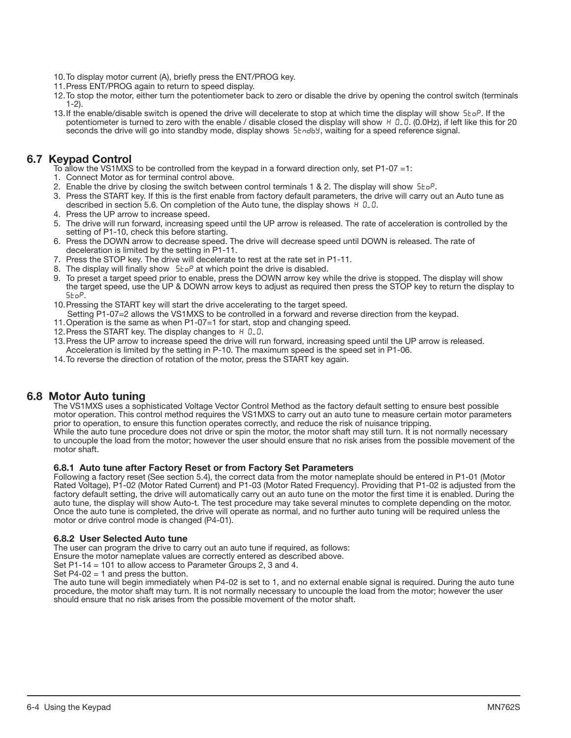10. To display motor current (A), briefly press the ENT/PROG key.
11. Press ENT/PROG again to return to speed display.
12. To stop the motor, either turn the potentiometer back to zero or disable the drive by opening the control switch (terminals 1-2).
13. If the enable/disable switch is opened the drive will decelerate to stop at which time the display will show StoP. If the potentiometer is turned to zero with the enable / disable closed the display will show H 0.0. (0.0Hz), if left like this for 20 seconds the drive will go into standby mode, display shows Stndby, waiting for a speed reference signal.

## 6.7 Keypad Control

To allow the VS1MXS to be controlled from the keypad in a forward direction only, set P1-07 =1:

1. Connect Motor as for terminal control above.
2. Enable the drive by closing the switch between control terminals 1 & 2. The display will show StoP.
3. Press the START key. If this is the first enable from factory default parameters, the drive will carry out an Auto tune as described in section 5.6. On completion of the Auto tune, the display shows H 0.0.
4. Press the UP arrow to increase speed.
5. The drive will run forward, increasing speed until the UP arrow is released. The rate of acceleration is controlled by the setting of P1-10, check this before starting.
6. Press the DOWN arrow to decrease speed. The drive will decrease speed until DOWN is released. The rate of deceleration is limited by the setting in P1-11.
7. Press the STOP key. The drive will decelerate to rest at the rate set in P1-11.
8. The display will finally show StoP at which point the drive is disabled.
9. To preset a target speed prior to enable, press the DOWN arrow key while the drive is stopped. The display will show the target speed, use the UP & DOWN arrow keys to adjust as required then press the STOP key to return the display to StoP.
10. Pressing the START key will start the drive accelerating to the target speed.
    Setting P1-07=2 allows the VS1MXS to be controlled in a forward and reverse direction from the keypad.
11. Operation is the same as when P1-07=1 for start, stop and changing speed.
12. Press the START key. The display changes to H 0.0.
13. Press the UP arrow to increase speed the drive will run forward, increasing speed until the UP arrow is released. Acceleration is limited by the setting in P-10. The maximum speed is the speed set in P1-06.
14. To reverse the direction of rotation of the motor, press the START key again.

## 6.8 Motor Auto tuning

The VS1MXS uses a sophisticated Voltage Vector Control Method as the factory default setting to ensure best possible motor operation. This control method requires the VS1MXS to carry out an auto tune to measure certain motor parameters prior to operation, to ensure this function operates correctly, and reduce the risk of nuisance tripping.
While the auto tune procedure does not drive or spin the motor, the motor shaft may still turn. It is not normally necessary to uncouple the load from the motor; however the user should ensure that no risk arises from the possible movement of the motor shaft.

### 6.8.1 Auto tune after Factory Reset or from Factory Set Parameters

Following a factory reset (See section 5.4), the correct data from the motor nameplate should be entered in P1-01 (Motor Rated Voltage), P1-02 (Motor Rated Current) and P1-03 (Motor Rated Frequency). Providing that P1-02 is adjusted from the factory default setting, the drive will automatically carry out an auto tune on the motor the first time it is enabled. During the auto tune, the display will show Auto-t. The test procedure may take several minutes to complete depending on the motor. Once the auto tune is completed, the drive will operate as normal, and no further auto tuning will be required unless the motor or drive control mode is changed (P4-01).

### 6.8.2 User Selected Auto tune

The user can program the drive to carry out an auto tune if required, as follows:
Ensure the motor nameplate values are correctly entered as described above.
Set P1-14 = 101 to allow access to Parameter Groups 2, 3 and 4.
Set P4-02 = 1 and press the button.
The auto tune will begin immediately when P4-02 is set to 1, and no external enable signal is required. During the auto tune procedure, the motor shaft may turn. It is not normally necessary to uncouple the load from the motor; however the user should ensure that no risk arises from the possible movement of the motor shaft.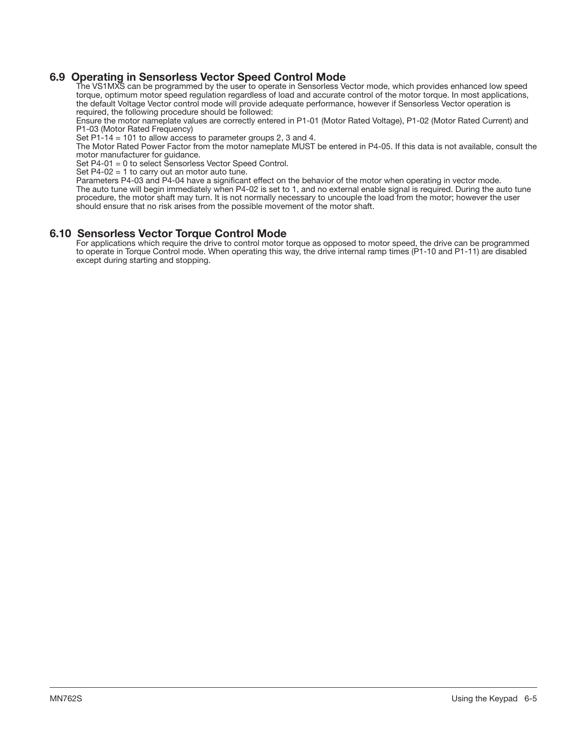## 6.9 Operating in Sensorless Vector Speed Control Mode

The VS1MXS can be programmed by the user to operate in Sensorless Vector mode, which provides enhanced low speed torque, optimum motor speed regulation regardless of load and accurate control of the motor torque. In most applications, the default Voltage Vector control mode will provide adequate performance, however if Sensorless Vector operation is required, the following procedure should be followed:

Ensure the motor nameplate values are correctly entered in P1-01 (Motor Rated Voltage), P1-02 (Motor Rated Current) and P1-03 (Motor Rated Frequency)

Set P1-14 = 101 to allow access to parameter groups 2, 3 and 4.

The Motor Rated Power Factor from the motor nameplate MUST be entered in P4-05. If this data is not available, consult the motor manufacturer for guidance.

Set P4-01 = 0 to select Sensorless Vector Speed Control.

Set P4-02 = 1 to carry out an motor auto tune.

Parameters P4-03 and P4-04 have a significant effect on the behavior of the motor when operating in vector mode.

The auto tune will begin immediately when P4-02 is set to 1, and no external enable signal is required. During the auto tune procedure, the motor shaft may turn. It is not normally necessary to uncouple the load from the motor; however the user should ensure that no risk arises from the possible movement of the motor shaft.

## 6.10 Sensorless Vector Torque Control Mode

For applications which require the drive to control motor torque as opposed to motor speed, the drive can be programmed to operate in Torque Control mode. When operating this way, the drive internal ramp times (P1-10 and P1-11) are disabled except during starting and stopping.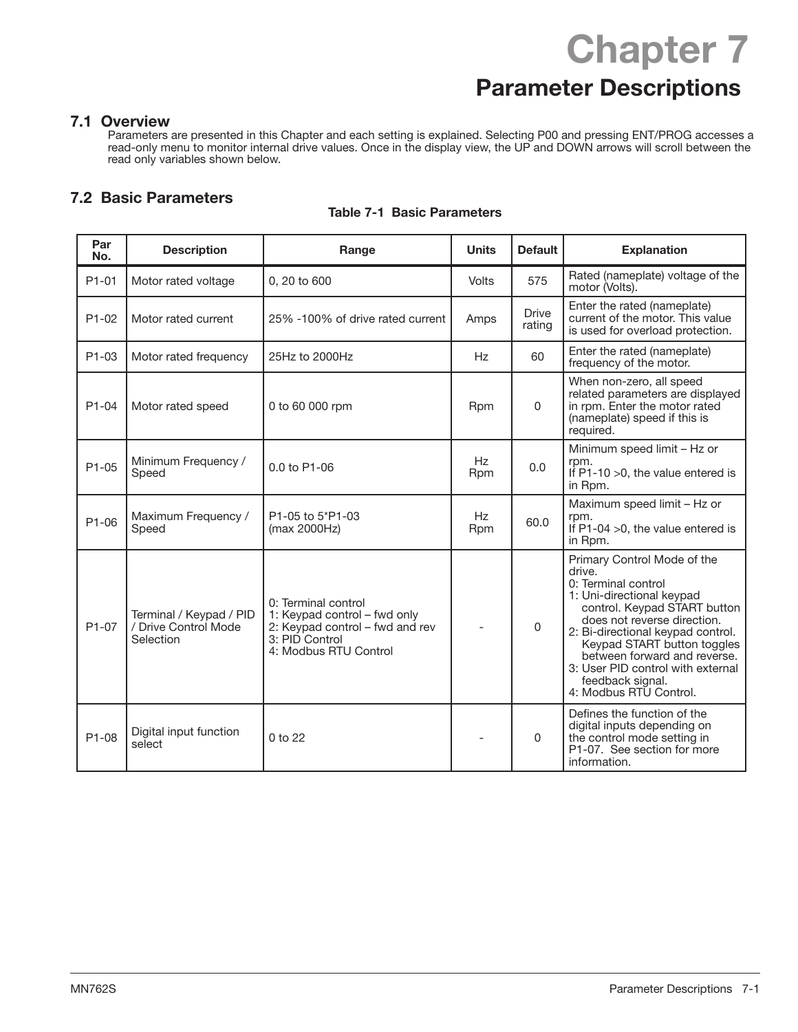# Chapter 7
## Parameter Descriptions

### 7.1 Overview

Parameters are presented in this Chapter and each setting is explained. Selecting P00 and pressing ENT/PROG accesses a read-only menu to monitor internal drive values. Once in the display view, the UP and DOWN arrows will scroll between the read only variables shown below.

### 7.2 Basic Parameters

**Table 7-1 Basic Parameters**

| Par No. | Description | Range | Units | Default | Explanation |
|---|---|---|---|---|---|
| P1-01 | Motor rated voltage | 0, 20 to 600 | Volts | 575 | Rated (nameplate) voltage of the motor (Volts). |
| P1-02 | Motor rated current | 25% -100% of drive rated current | Amps | Drive rating | Enter the rated (nameplate) current of the motor. This value is used for overload protection. |
| P1-03 | Motor rated frequency | 25Hz to 2000Hz | Hz | 60 | Enter the rated (nameplate) frequency of the motor. |
| P1-04 | Motor rated speed | 0 to 60 000 rpm | Rpm | 0 | When non-zero, all speed related parameters are displayed in rpm. Enter the motor rated (nameplate) speed if this is required. |
| P1-05 | Minimum Frequency / Speed | 0.0 to P1-06 | Hz Rpm | 0.0 | Minimum speed limit – Hz or rpm. If P1-10 >0, the value entered is in Rpm. |
| P1-06 | Maximum Frequency / Speed | P1-05 to 5*P1-03 (max 2000Hz) | Hz Rpm | 60.0 | Maximum speed limit – Hz or rpm. If P1-04 >0, the value entered is in Rpm. |
| P1-07 | Terminal / Keypad / PID / Drive Control Mode Selection | 0: Terminal control<br>1: Keypad control – fwd only<br>2: Keypad control – fwd and rev<br>3: PID Control<br>4: Modbus RTU Control | - | 0 | Primary Control Mode of the drive.<br>0: Terminal control<br>1: Uni-directional keypad control. Keypad START button does not reverse direction.<br>2: Bi-directional keypad control. Keypad START button toggles between forward and reverse.<br>3: User PID control with external feedback signal.<br>4: Modbus RTU Control. |
| P1-08 | Digital input function select | 0 to 22 | - | 0 | Defines the function of the digital inputs depending on the control mode setting in P1-07. See section for more information. |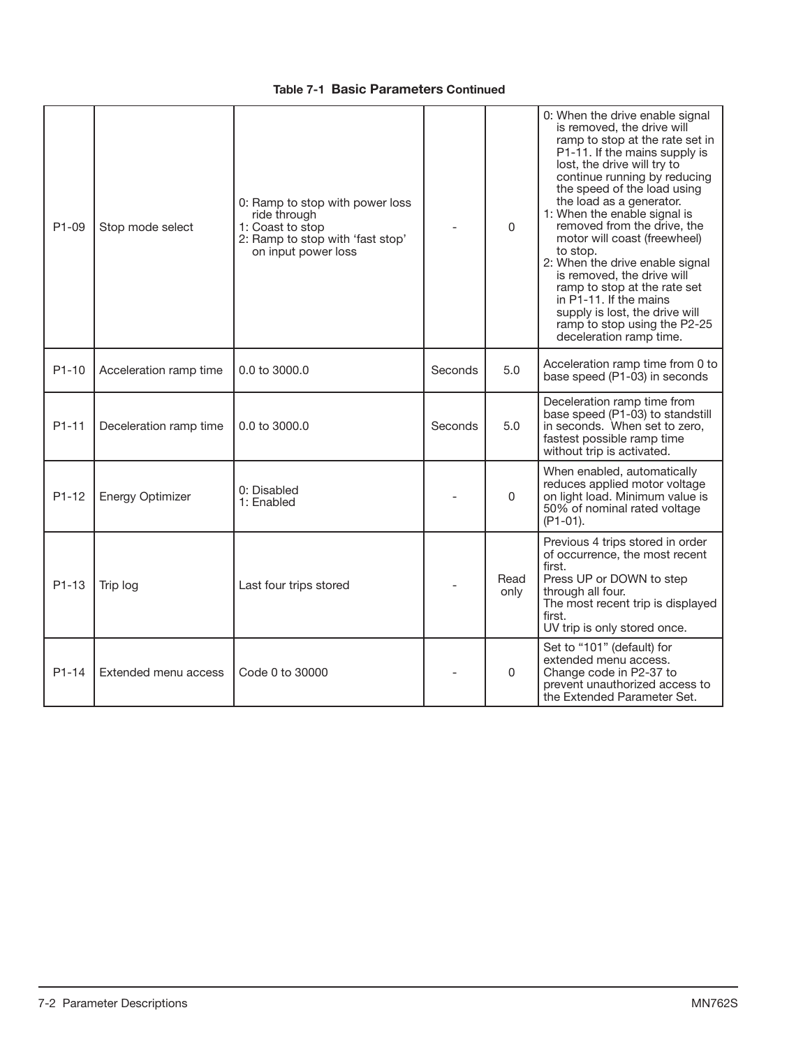**Table 7-1 Basic Parameters Continued**

| | | | | | |
|---|---|---|---|---|---|
| P1-09 | Stop mode select | 0: Ramp to stop with power loss ride through<br>1: Coast to stop<br>2: Ramp to stop with 'fast stop' on input power loss | - | 0 | 0: When the drive enable signal is removed, the drive will ramp to stop at the rate set in P1-11. If the mains supply is lost, the drive will try to continue running by reducing the speed of the load using the load as a generator.<br>1: When the enable signal is removed from the drive, the motor will coast (freewheel) to stop.<br>2: When the drive enable signal is removed, the drive will ramp to stop at the rate set in P1-11. If the mains supply is lost, the drive will ramp to stop using the P2-25 deceleration ramp time. |
| P1-10 | Acceleration ramp time | 0.0 to 3000.0 | Seconds | 5.0 | Acceleration ramp time from 0 to base speed (P1-03) in seconds |
| P1-11 | Deceleration ramp time | 0.0 to 3000.0 | Seconds | 5.0 | Deceleration ramp time from base speed (P1-03) to standstill in seconds. When set to zero, fastest possible ramp time without trip is activated. |
| P1-12 | Energy Optimizer | 0: Disabled<br>1: Enabled | - | 0 | When enabled, automatically reduces applied motor voltage on light load. Minimum value is 50% of nominal rated voltage (P1-01). |
| P1-13 | Trip log | Last four trips stored | - | Read only | Previous 4 trips stored in order of occurrence, the most recent first.<br>Press UP or DOWN to step through all four.<br>The most recent trip is displayed first.<br>UV trip is only stored once. |
| P1-14 | Extended menu access | Code 0 to 30000 | - | 0 | Set to "101" (default) for extended menu access.<br>Change code in P2-37 to prevent unauthorized access to the Extended Parameter Set. |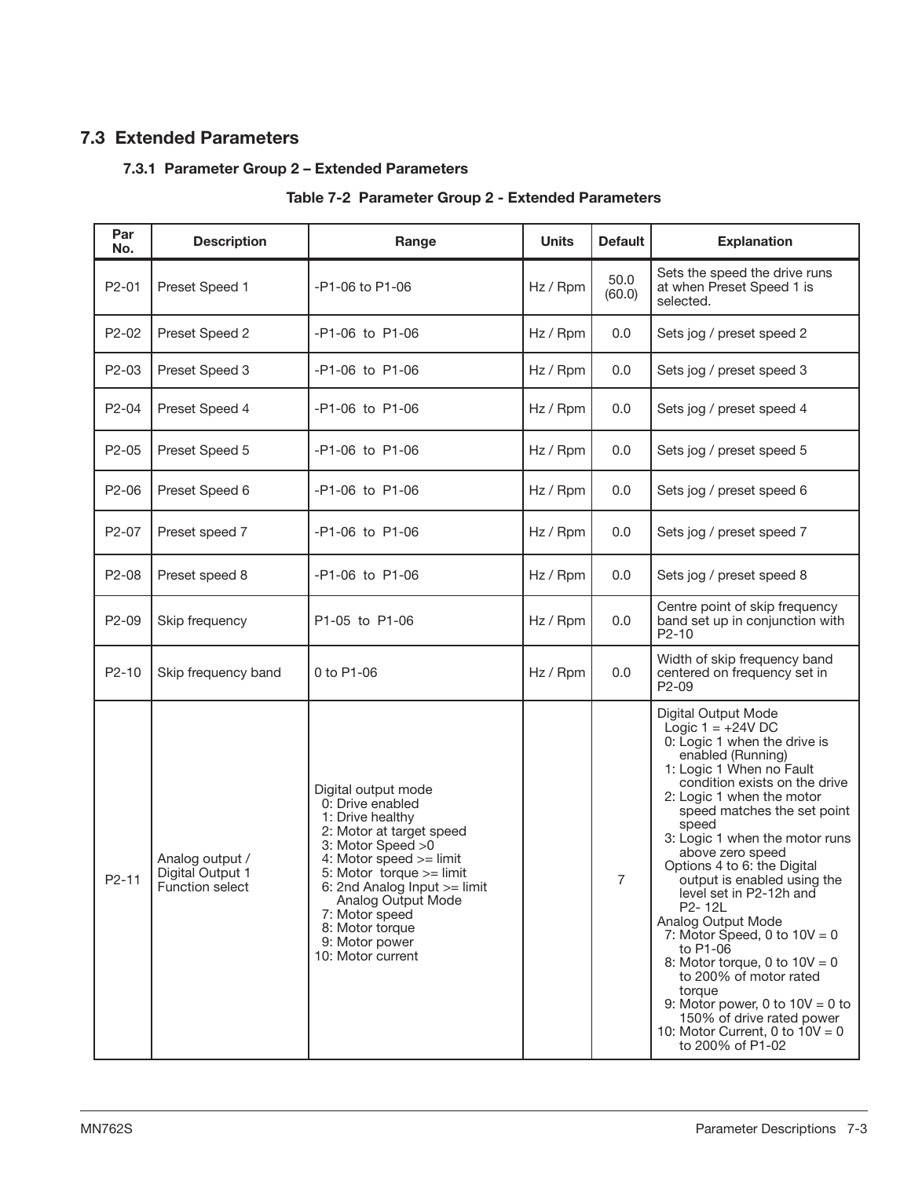## 7.3 Extended Parameters

### 7.3.1 Parameter Group 2 – Extended Parameters

**Table 7-2 Parameter Group 2 - Extended Parameters**

| Par No. | Description | Range | Units | Default | Explanation |
|---|---|---|---|---|---|
| P2-01 | Preset Speed 1 | -P1-06 to P1-06 | Hz / Rpm | 50.0 (60.0) | Sets the speed the drive runs at when Preset Speed 1 is selected. |
| P2-02 | Preset Speed 2 | -P1-06 to P1-06 | Hz / Rpm | 0.0 | Sets jog / preset speed 2 |
| P2-03 | Preset Speed 3 | -P1-06 to P1-06 | Hz / Rpm | 0.0 | Sets jog / preset speed 3 |
| P2-04 | Preset Speed 4 | -P1-06 to P1-06 | Hz / Rpm | 0.0 | Sets jog / preset speed 4 |
| P2-05 | Preset Speed 5 | -P1-06 to P1-06 | Hz / Rpm | 0.0 | Sets jog / preset speed 5 |
| P2-06 | Preset Speed 6 | -P1-06 to P1-06 | Hz / Rpm | 0.0 | Sets jog / preset speed 6 |
| P2-07 | Preset speed 7 | -P1-06 to P1-06 | Hz / Rpm | 0.0 | Sets jog / preset speed 7 |
| P2-08 | Preset speed 8 | -P1-06 to P1-06 | Hz / Rpm | 0.0 | Sets jog / preset speed 8 |
| P2-09 | Skip frequency | P1-05 to P1-06 | Hz / Rpm | 0.0 | Centre point of skip frequency band set up in conjunction with P2-10 |
| P2-10 | Skip frequency band | 0 to P1-06 | Hz / Rpm | 0.0 | Width of skip frequency band centered on frequency set in P2-09 |
| P2-11 | Analog output / Digital Output 1 Function select | Digital output mode<br>0: Drive enabled<br>1: Drive healthy<br>2: Motor at target speed<br>3: Motor Speed >0<br>4: Motor speed >= limit<br>5: Motor torque >= limit<br>6: 2nd Analog Input >= limit<br>Analog Output Mode<br>7: Motor speed<br>8: Motor torque<br>9: Motor power<br>10: Motor current | | 7 | Digital Output Mode<br>Logic 1 = +24V DC<br>0: Logic 1 when the drive is enabled (Running)<br>1: Logic 1 When no Fault condition exists on the drive<br>2: Logic 1 when the motor speed matches the set point speed<br>3: Logic 1 when the motor runs above zero speed<br>Options 4 to 6: the Digital output is enabled using the level set in P2-12h and P2- 12L<br>Analog Output Mode<br>7: Motor Speed, 0 to 10V = 0 to P1-06<br>8: Motor torque, 0 to 10V = 0 to 200% of motor rated torque<br>9: Motor power, 0 to 10V = 0 to 150% of drive rated power<br>10: Motor Current, 0 to 10V = 0 to 200% of P1-02 |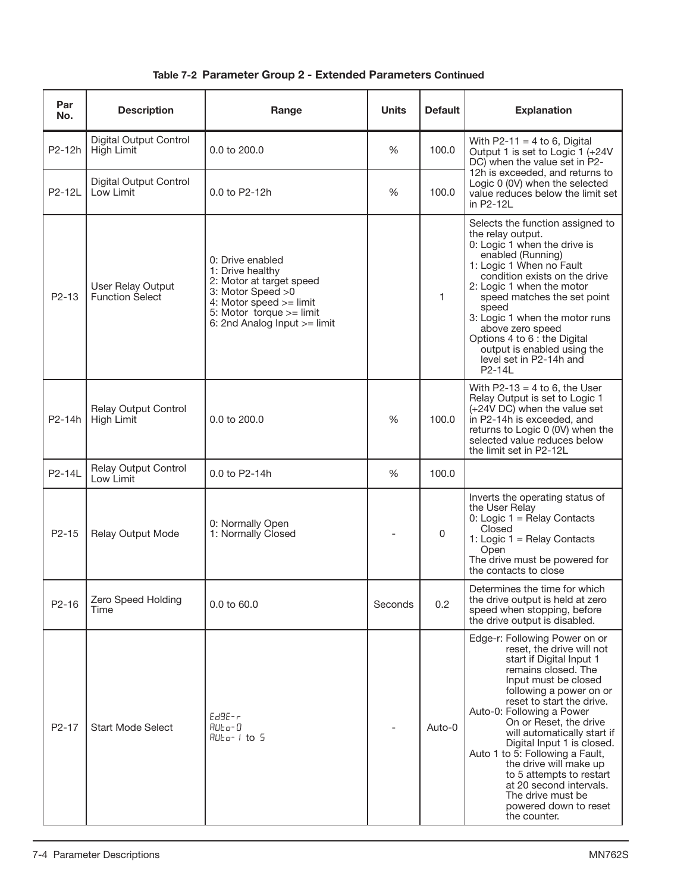**Table 7-2 Parameter Group 2 - Extended Parameters Continued**

| Par No. | Description | Range | Units | Default | Explanation |
|---|---|---|---|---|---|
| P2-12h | Digital Output Control High Limit | 0.0 to 200.0 | % | 100.0 | With P2-11 = 4 to 6, Digital Output 1 is set to Logic 1 (+24V DC) when the value set in P2-12h is exceeded, and returns to Logic 0 (0V) when the selected value reduces below the limit set in P2-12L |
| P2-12L | Digital Output Control Low Limit | 0.0 to P2-12h | % | 100.0 | |
| P2-13 | User Relay Output Function Select | 0: Drive enabled<br>1: Drive healthy<br>2: Motor at target speed<br>3: Motor Speed >0<br>4: Motor speed >= limit<br>5: Motor torque >= limit<br>6: 2nd Analog Input >= limit | | 1 | Selects the function assigned to the relay output.<br>0: Logic 1 when the drive is enabled (Running)<br>1: Logic 1 When no Fault condition exists on the drive<br>2: Logic 1 when the motor speed matches the set point speed<br>3: Logic 1 when the motor runs above zero speed<br>Options 4 to 6 : the Digital output is enabled using the level set in P2-14h and P2-14L |
| P2-14h | Relay Output Control High Limit | 0.0 to 200.0 | % | 100.0 | With P2-13 = 4 to 6, the User Relay Output is set to Logic 1 (+24V DC) when the value set in P2-14h is exceeded, and returns to Logic 0 (0V) when the selected value reduces below the limit set in P2-12L |
| P2-14L | Relay Output Control Low Limit | 0.0 to P2-14h | % | 100.0 | |
| P2-15 | Relay Output Mode | 0: Normally Open<br>1: Normally Closed | - | 0 | Inverts the operating status of the User Relay<br>0: Logic 1 = Relay Contacts Closed<br>1: Logic 1 = Relay Contacts Open<br>The drive must be powered for the contacts to close |
| P2-16 | Zero Speed Holding Time | 0.0 to 60.0 | Seconds | 0.2 | Determines the time for which the drive output is held at zero speed when stopping, before the drive output is disabled. |
| P2-17 | Start Mode Select | Edge-r<br>Auto-0<br>Auto-1 to 5 | - | Auto-0 | Edge-r: Following Power on or reset, the drive will not start if Digital Input 1 remains closed. The Input must be closed following a power on or reset to start the drive.<br>Auto-0: Following a Power On or Reset, the drive will automatically start if Digital Input 1 is closed.<br>Auto 1 to 5: Following a Fault, the drive will make up to 5 attempts to restart at 20 second intervals. The drive must be powered down to reset the counter. |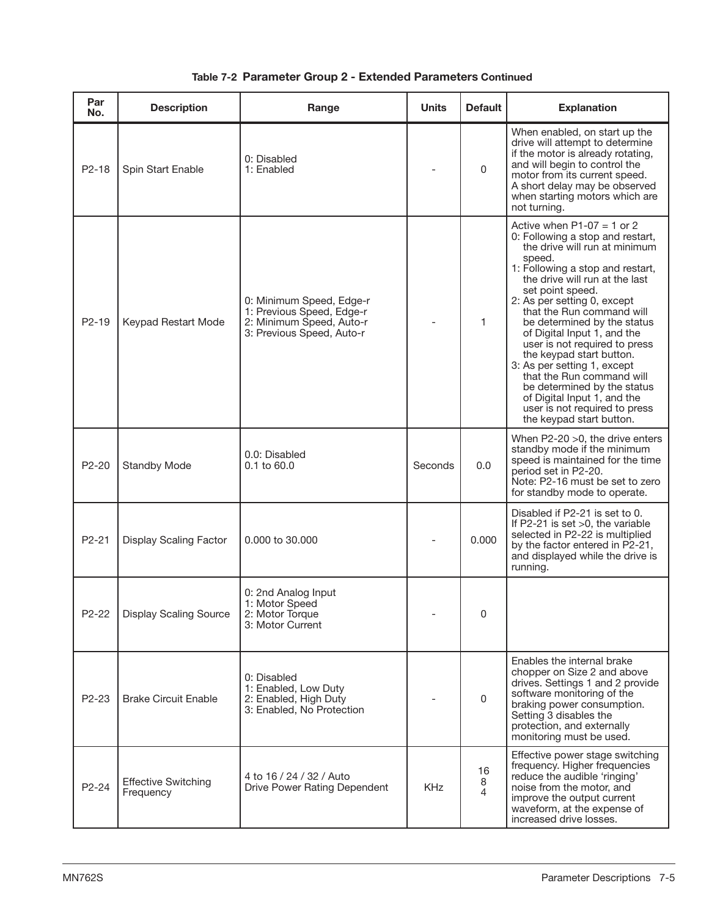**Table 7-2 Parameter Group 2 - Extended Parameters Continued**

| Par No. | Description | Range | Units | Default | Explanation |
|---|---|---|---|---|---|
| P2-18 | Spin Start Enable | 0: Disabled<br>1: Enabled | - | 0 | When enabled, on start up the drive will attempt to determine if the motor is already rotating, and will begin to control the motor from its current speed. A short delay may be observed when starting motors which are not turning. |
| P2-19 | Keypad Restart Mode | 0: Minimum Speed, Edge-r<br>1: Previous Speed, Edge-r<br>2: Minimum Speed, Auto-r<br>3: Previous Speed, Auto-r | - | 1 | Active when P1-07 = 1 or 2<br>0: Following a stop and restart, the drive will run at minimum speed.<br>1: Following a stop and restart, the drive will run at the last set point speed.<br>2: As per setting 0, except that the Run command will be determined by the status of Digital Input 1, and the user is not required to press the keypad start button.<br>3: As per setting 1, except that the Run command will be determined by the status of Digital Input 1, and the user is not required to press the keypad start button. |
| P2-20 | Standby Mode | 0.0: Disabled<br>0.1 to 60.0 | Seconds | 0.0 | When P2-20 >0, the drive enters standby mode if the minimum speed is maintained for the time period set in P2-20.<br>Note: P2-16 must be set to zero for standby mode to operate. |
| P2-21 | Display Scaling Factor | 0.000 to 30.000 | - | 0.000 | Disabled if P2-21 is set to 0.<br>If P2-21 is set >0, the variable selected in P2-22 is multiplied by the factor entered in P2-21, and displayed while the drive is running. |
| P2-22 | Display Scaling Source | 0: 2nd Analog Input<br>1: Motor Speed<br>2: Motor Torque<br>3: Motor Current | - | 0 | |
| P2-23 | Brake Circuit Enable | 0: Disabled<br>1: Enabled, Low Duty<br>2: Enabled, High Duty<br>3: Enabled, No Protection | - | 0 | Enables the internal brake chopper on Size 2 and above drives. Settings 1 and 2 provide software monitoring of the braking power consumption. Setting 3 disables the protection, and externally monitoring must be used. |
| P2-24 | Effective Switching Frequency | 4 to 16 / 24 / 32 / Auto<br>Drive Power Rating Dependent | KHz | 16<br>8<br>4 | Effective power stage switching frequency. Higher frequencies reduce the audible 'ringing' noise from the motor, and improve the output current waveform, at the expense of increased drive losses. |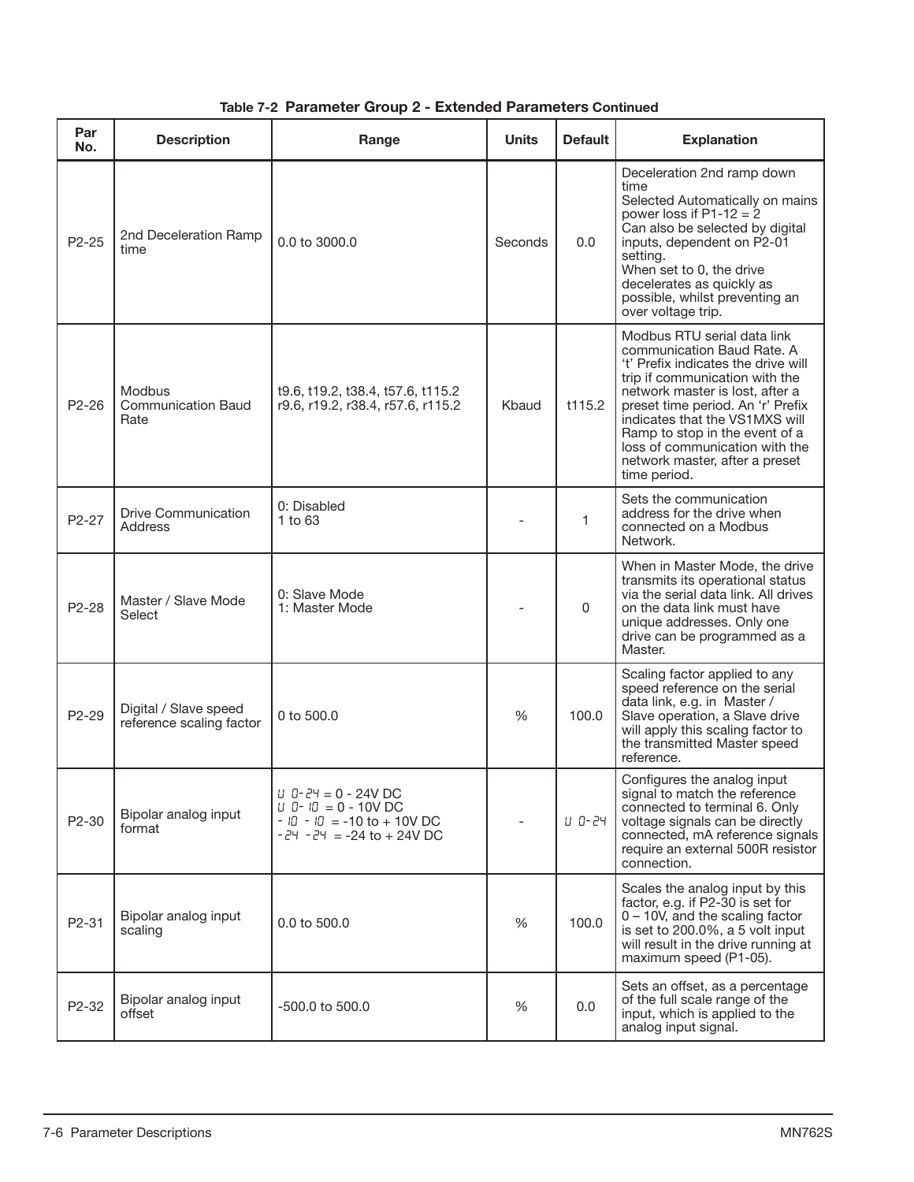**Table 7-2 Parameter Group 2 - Extended Parameters Continued**

| Par No. | Description | Range | Units | Default | Explanation |
|---|---|---|---|---|---|
| P2-25 | 2nd Deceleration Ramp time | 0.0 to 3000.0 | Seconds | 0.0 | Deceleration 2nd ramp down time<br>Selected Automatically on mains power loss if P1-12 = 2<br>Can also be selected by digital inputs, dependent on P2-01 setting.<br>When set to 0, the drive decelerates as quickly as possible, whilst preventing an over voltage trip. |
| P2-26 | Modbus Communication Baud Rate | t9.6, t19.2, t38.4, t57.6, t115.2<br>r9.6, r19.2, r38.4, r57.6, r115.2 | Kbaud | t115.2 | Modbus RTU serial data link communication Baud Rate. A 't' Prefix indicates the drive will trip if communication with the network master is lost, after a preset time period. An 'r' Prefix indicates that the VS1MXS will Ramp to stop in the event of a loss of communication with the network master, after a preset time period. |
| P2-27 | Drive Communication Address | 0: Disabled<br>1 to 63 | - | 1 | Sets the communication address for the drive when connected on a Modbus Network. |
| P2-28 | Master / Slave Mode Select | 0: Slave Mode<br>1: Master Mode | - | 0 | When in Master Mode, the drive transmits its operational status via the serial data link. All drives on the data link must have unique addresses. Only one drive can be programmed as a Master. |
| P2-29 | Digital / Slave speed reference scaling factor | 0 to 500.0 | % | 100.0 | Scaling factor applied to any speed reference on the serial data link, e.g. in Master / Slave operation, a Slave drive will apply this scaling factor to the transmitted Master speed reference. |
| P2-30 | Bipolar analog input format | U 0-24 = 0 - 24V DC<br>U 0-10 = 0 - 10V DC<br>-10 -10 = -10 to + 10V DC<br>-24 -24 = -24 to + 24V DC | - | U 0-24 | Configures the analog input signal to match the reference connected to terminal 6. Only voltage signals can be directly connected, mA reference signals require an external 500R resistor connection. |
| P2-31 | Bipolar analog input scaling | 0.0 to 500.0 | % | 100.0 | Scales the analog input by this factor, e.g. if P2-30 is set for 0 – 10V, and the scaling factor is set to 200.0%, a 5 volt input will result in the drive running at maximum speed (P1-05). |
| P2-32 | Bipolar analog input offset | -500.0 to 500.0 | % | 0.0 | Sets an offset, as a percentage of the full scale range of the input, which is applied to the analog input signal. |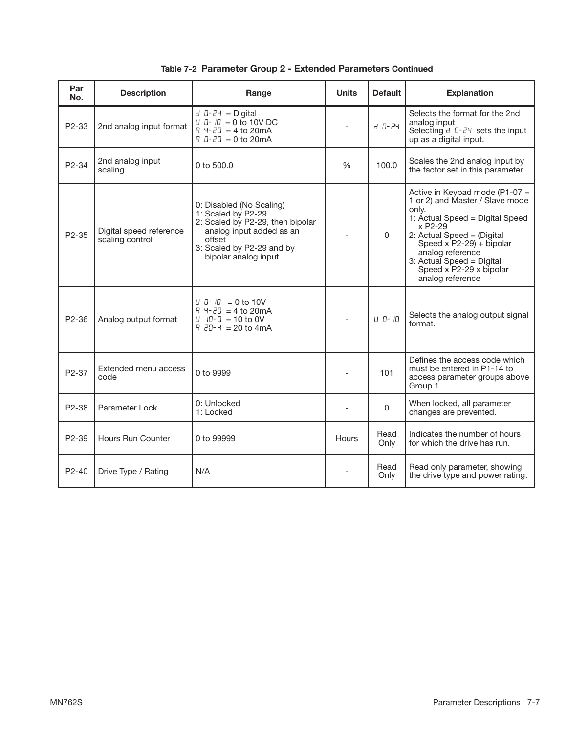**Table 7-2 Parameter Group 2 - Extended Parameters Continued**

| Par No. | Description | Range | Units | Default | Explanation |
|---|---|---|---|---|---|
| P2-33 | 2nd analog input format | d 0-24 = Digital<br>U 0- 10 = 0 to 10V DC<br>A 4-20 = 4 to 20mA<br>A 0-20 = 0 to 20mA | - | d 0-24 | Selects the format for the 2nd analog input<br>Selecting d 0-24 sets the input up as a digital input. |
| P2-34 | 2nd analog input scaling | 0 to 500.0 | % | 100.0 | Scales the 2nd analog input by the factor set in this parameter. |
| P2-35 | Digital speed reference scaling control | 0: Disabled (No Scaling)<br>1: Scaled by P2-29<br>2: Scaled by P2-29, then bipolar analog input added as an offset<br>3: Scaled by P2-29 and by bipolar analog input | - | 0 | Active in Keypad mode (P1-07 = 1 or 2) and Master / Slave mode only.<br>1: Actual Speed = Digital Speed x P2-29<br>2: Actual Speed = (Digital Speed x P2-29) + bipolar analog reference<br>3: Actual Speed = Digital Speed x P2-29 x bipolar analog reference |
| P2-36 | Analog output format | U 0- 10 = 0 to 10V<br>A 4-20 = 4 to 20mA<br>U 10-0 = 10 to 0V<br>A 20-4 = 20 to 4mA | - | U 0- 10 | Selects the analog output signal format. |
| P2-37 | Extended menu access code | 0 to 9999 | - | 101 | Defines the access code which must be entered in P1-14 to access parameter groups above Group 1. |
| P2-38 | Parameter Lock | 0: Unlocked<br>1: Locked | - | 0 | When locked, all parameter changes are prevented. |
| P2-39 | Hours Run Counter | 0 to 99999 | Hours | Read Only | Indicates the number of hours for which the drive has run. |
| P2-40 | Drive Type / Rating | N/A | - | Read Only | Read only parameter, showing the drive type and power rating. |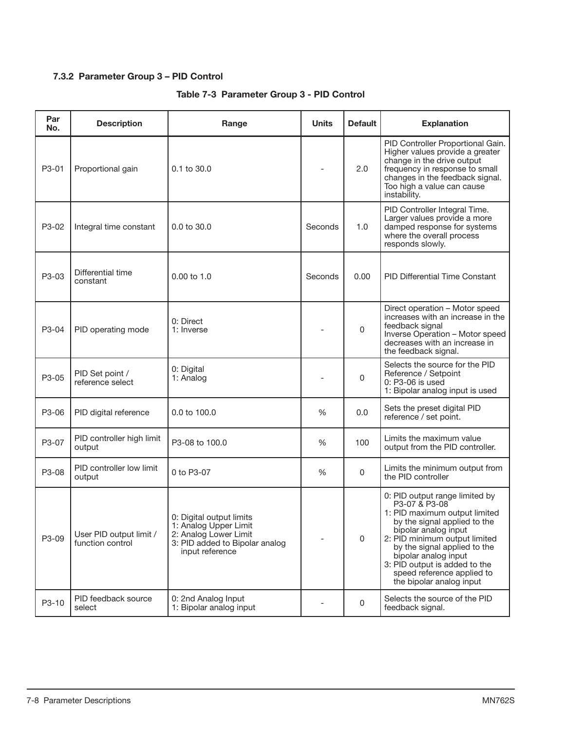### 7.3.2 Parameter Group 3 – PID Control

**Table 7-3 Parameter Group 3 - PID Control**

| Par No. | Description | Range | Units | Default | Explanation |
|---|---|---|---|---|---|
| P3-01 | Proportional gain | 0.1 to 30.0 | - | 2.0 | PID Controller Proportional Gain. Higher values provide a greater change in the drive output frequency in response to small changes in the feedback signal. Too high a value can cause instability. |
| P3-02 | Integral time constant | 0.0 to 30.0 | Seconds | 1.0 | PID Controller Integral Time. Larger values provide a more damped response for systems where the overall process responds slowly. |
| P3-03 | Differential time constant | 0.00 to 1.0 | Seconds | 0.00 | PID Differential Time Constant |
| P3-04 | PID operating mode | 0: Direct<br>1: Inverse | - | 0 | Direct operation – Motor speed increases with an increase in the feedback signal<br>Inverse Operation – Motor speed decreases with an increase in the feedback signal. |
| P3-05 | PID Set point / reference select | 0: Digital<br>1: Analog | - | 0 | Selects the source for the PID Reference / Setpoint<br>0: P3-06 is used<br>1: Bipolar analog input is used |
| P3-06 | PID digital reference | 0.0 to 100.0 | % | 0.0 | Sets the preset digital PID reference / set point. |
| P3-07 | PID controller high limit output | P3-08 to 100.0 | % | 100 | Limits the maximum value output from the PID controller. |
| P3-08 | PID controller low limit output | 0 to P3-07 | % | 0 | Limits the minimum output from the PID controller |
| P3-09 | User PID output limit / function control | 0: Digital output limits<br>1: Analog Upper Limit<br>2: Analog Lower Limit<br>3: PID added to Bipolar analog input reference | - | 0 | 0: PID output range limited by P3-07 & P3-08<br>1: PID maximum output limited by the signal applied to the bipolar analog input<br>2: PID minimum output limited by the signal applied to the bipolar analog input<br>3: PID output is added to the speed reference applied to the bipolar analog input |
| P3-10 | PID feedback source select | 0: 2nd Analog Input<br>1: Bipolar analog input | - | 0 | Selects the source of the PID feedback signal. |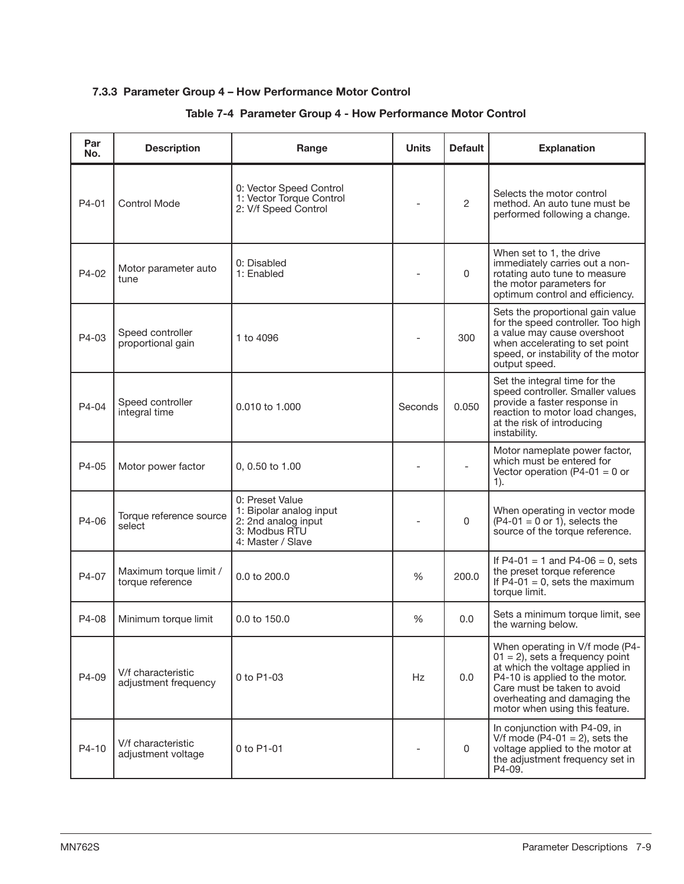### 7.3.3 Parameter Group 4 – How Performance Motor Control

**Table 7-4 Parameter Group 4 - How Performance Motor Control**

| Par No. | Description | Range | Units | Default | Explanation |
|---|---|---|---|---|---|
| P4-01 | Control Mode | 0: Vector Speed Control<br>1: Vector Torque Control<br>2: V/f Speed Control | - | 2 | Selects the motor control method. An auto tune must be performed following a change. |
| P4-02 | Motor parameter auto tune | 0: Disabled<br>1: Enabled | - | 0 | When set to 1, the drive immediately carries out a non-rotating auto tune to measure the motor parameters for optimum control and efficiency. |
| P4-03 | Speed controller proportional gain | 1 to 4096 | - | 300 | Sets the proportional gain value for the speed controller. Too high a value may cause overshoot when accelerating to set point speed, or instability of the motor output speed. |
| P4-04 | Speed controller integral time | 0.010 to 1.000 | Seconds | 0.050 | Set the integral time for the speed controller. Smaller values provide a faster response in reaction to motor load changes, at the risk of introducing instability. |
| P4-05 | Motor power factor | 0, 0.50 to 1.00 | - | - | Motor nameplate power factor, which must be entered for Vector operation (P4-01 = 0 or 1). |
| P4-06 | Torque reference source select | 0: Preset Value<br>1: Bipolar analog input<br>2: 2nd analog input<br>3: Modbus RTU<br>4: Master / Slave | - | 0 | When operating in vector mode (P4-01 = 0 or 1), selects the source of the torque reference. |
| P4-07 | Maximum torque limit / torque reference | 0.0 to 200.0 | % | 200.0 | If P4-01 = 1 and P4-06 = 0, sets the preset torque reference<br>If P4-01 = 0, sets the maximum torque limit. |
| P4-08 | Minimum torque limit | 0.0 to 150.0 | % | 0.0 | Sets a minimum torque limit, see the warning below. |
| P4-09 | V/f characteristic adjustment frequency | 0 to P1-03 | Hz | 0.0 | When operating in V/f mode (P4-01 = 2), sets a frequency point at which the voltage applied in P4-10 is applied to the motor. Care must be taken to avoid overheating and damaging the motor when using this feature. |
| P4-10 | V/f characteristic adjustment voltage | 0 to P1-01 | - | 0 | In conjunction with P4-09, in V/f mode (P4-01 = 2), sets the voltage applied to the motor at the adjustment frequency set in P4-09. |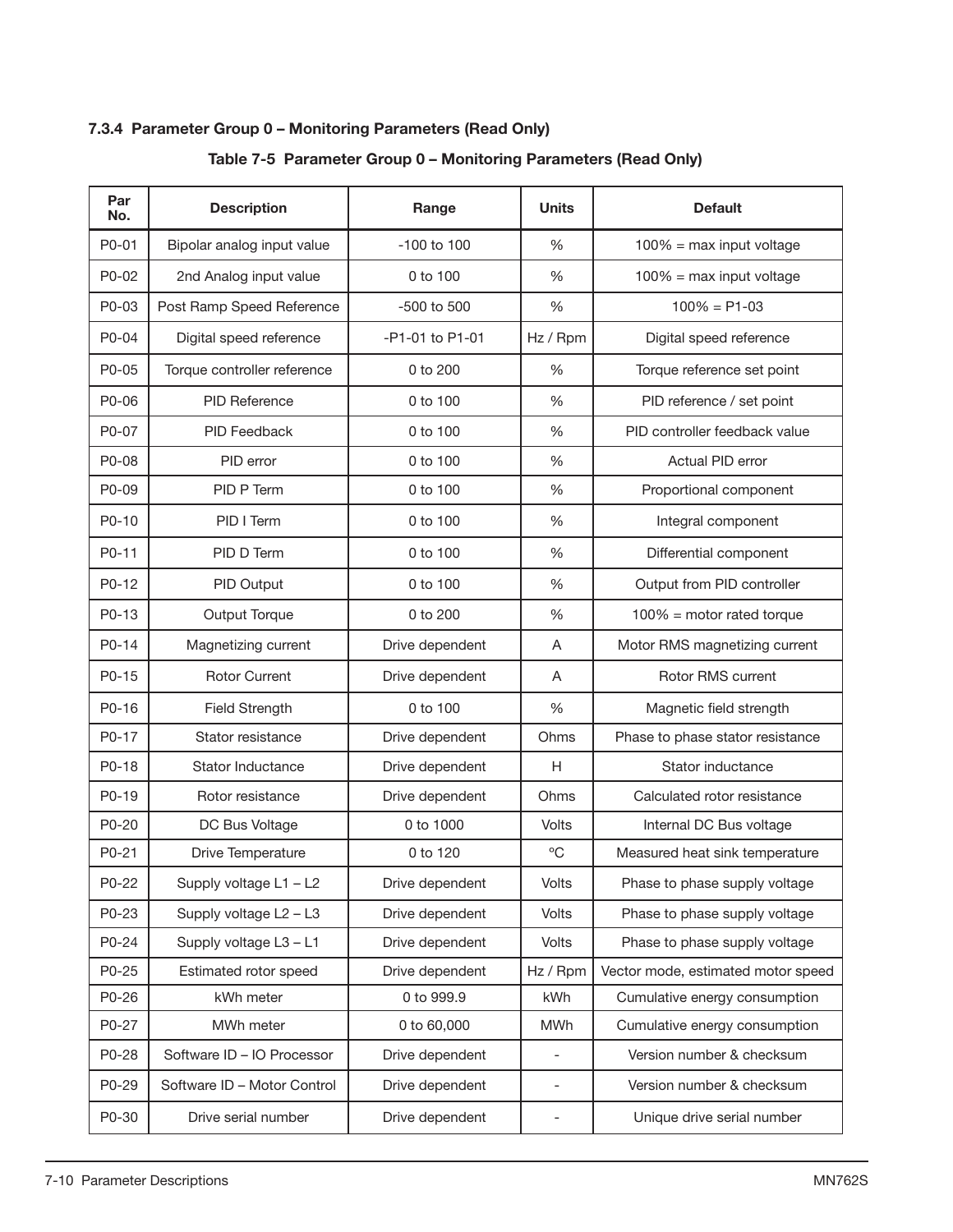### 7.3.4 Parameter Group 0 – Monitoring Parameters (Read Only)

**Table 7-5 Parameter Group 0 – Monitoring Parameters (Read Only)**

| Par No. | Description | Range | Units | Default |
|---|---|---|---|---|
| P0-01 | Bipolar analog input value | -100 to 100 | % | 100% = max input voltage |
| P0-02 | 2nd Analog input value | 0 to 100 | % | 100% = max input voltage |
| P0-03 | Post Ramp Speed Reference | -500 to 500 | % | 100% = P1-03 |
| P0-04 | Digital speed reference | -P1-01 to P1-01 | Hz / Rpm | Digital speed reference |
| P0-05 | Torque controller reference | 0 to 200 | % | Torque reference set point |
| P0-06 | PID Reference | 0 to 100 | % | PID reference / set point |
| P0-07 | PID Feedback | 0 to 100 | % | PID controller feedback value |
| P0-08 | PID error | 0 to 100 | % | Actual PID error |
| P0-09 | PID P Term | 0 to 100 | % | Proportional component |
| P0-10 | PID I Term | 0 to 100 | % | Integral component |
| P0-11 | PID D Term | 0 to 100 | % | Differential component |
| P0-12 | PID Output | 0 to 100 | % | Output from PID controller |
| P0-13 | Output Torque | 0 to 200 | % | 100% = motor rated torque |
| P0-14 | Magnetizing current | Drive dependent | A | Motor RMS magnetizing current |
| P0-15 | Rotor Current | Drive dependent | A | Rotor RMS current |
| P0-16 | Field Strength | 0 to 100 | % | Magnetic field strength |
| P0-17 | Stator resistance | Drive dependent | Ohms | Phase to phase stator resistance |
| P0-18 | Stator Inductance | Drive dependent | H | Stator inductance |
| P0-19 | Rotor resistance | Drive dependent | Ohms | Calculated rotor resistance |
| P0-20 | DC Bus Voltage | 0 to 1000 | Volts | Internal DC Bus voltage |
| P0-21 | Drive Temperature | 0 to 120 | °C | Measured heat sink temperature |
| P0-22 | Supply voltage L1 – L2 | Drive dependent | Volts | Phase to phase supply voltage |
| P0-23 | Supply voltage L2 – L3 | Drive dependent | Volts | Phase to phase supply voltage |
| P0-24 | Supply voltage L3 – L1 | Drive dependent | Volts | Phase to phase supply voltage |
| P0-25 | Estimated rotor speed | Drive dependent | Hz / Rpm | Vector mode, estimated motor speed |
| P0-26 | kWh meter | 0 to 999.9 | kWh | Cumulative energy consumption |
| P0-27 | MWh meter | 0 to 60,000 | MWh | Cumulative energy consumption |
| P0-28 | Software ID – IO Processor | Drive dependent | - | Version number & checksum |
| P0-29 | Software ID – Motor Control | Drive dependent | - | Version number & checksum |
| P0-30 | Drive serial number | Drive dependent | - | Unique drive serial number |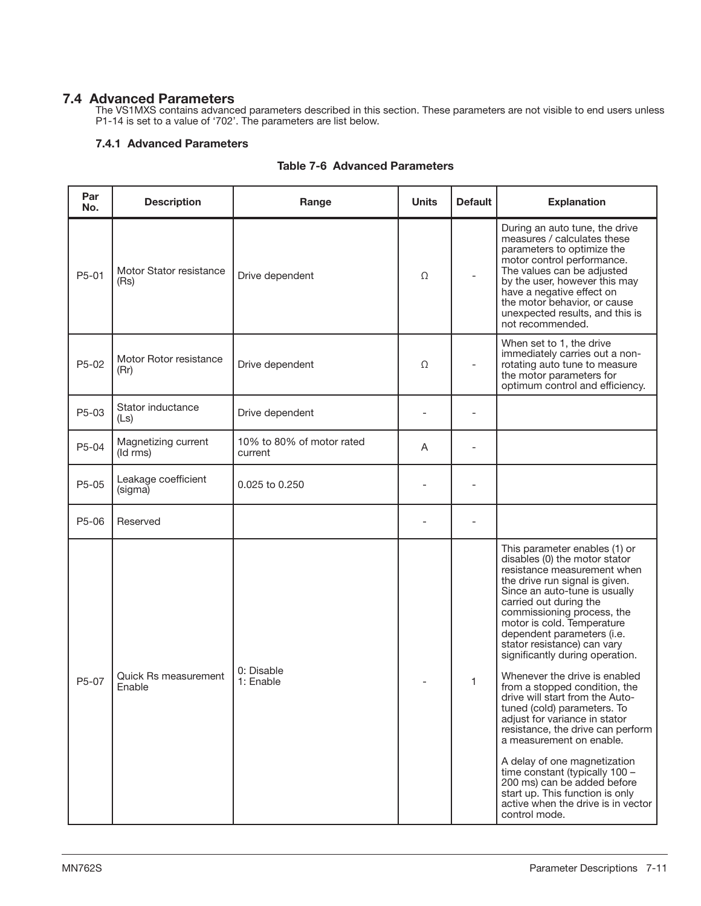## 7.4 Advanced Parameters

The VS1MXS contains advanced parameters described in this section. These parameters are not visible to end users unless P1-14 is set to a value of '702'. The parameters are list below.

### 7.4.1 Advanced Parameters

**Table 7-6 Advanced Parameters**

| Par No. | Description | Range | Units | Default | Explanation |
|---|---|---|---|---|---|
| P5-01 | Motor Stator resistance (Rs) | Drive dependent | Ω | - | During an auto tune, the drive measures / calculates these parameters to optimize the motor control performance. The values can be adjusted by the user, however this may have a negative effect on the motor behavior, or cause unexpected results, and this is not recommended. |
| P5-02 | Motor Rotor resistance (Rr) | Drive dependent | Ω | - | When set to 1, the drive immediately carries out a non-rotating auto tune to measure the motor parameters for optimum control and efficiency. |
| P5-03 | Stator inductance (Ls) | Drive dependent | - | - | |
| P5-04 | Magnetizing current (Id rms) | 10% to 80% of motor rated current | A | - | |
| P5-05 | Leakage coefficient (sigma) | 0.025 to 0.250 | - | - | |
| P5-06 | Reserved | | - | - | |
| P5-07 | Quick Rs measurement Enable | 0: Disable<br>1: Enable | - | 1 | This parameter enables (1) or disables (0) the motor stator resistance measurement when the drive run signal is given. Since an auto-tune is usually carried out during the commissioning process, the motor is cold. Temperature dependent parameters (i.e. stator resistance) can vary significantly during operation.<br><br>Whenever the drive is enabled from a stopped condition, the drive will start from the Auto-tuned (cold) parameters. To adjust for variance in stator resistance, the drive can perform a measurement on enable.<br><br>A delay of one magnetization time constant (typically 100 – 200 ms) can be added before start up. This function is only active when the drive is in vector control mode. |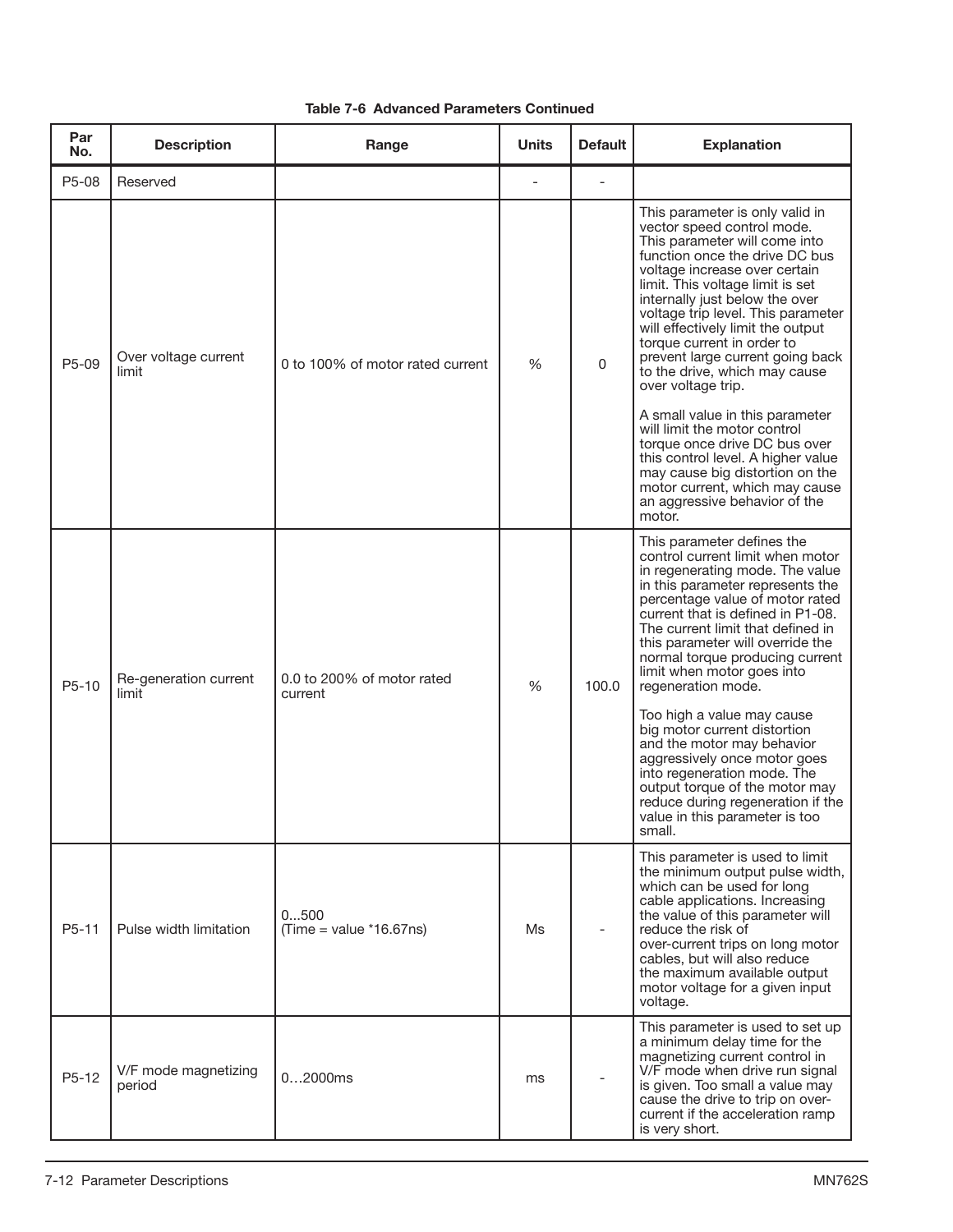**Table 7-6 Advanced Parameters Continued**

| Par No. | Description | Range | Units | Default | Explanation |
|---|---|---|---|---|---|
| P5-08 | Reserved | | - | - | |
| P5-09 | Over voltage current limit | 0 to 100% of motor rated current | % | 0 | This parameter is only valid in vector speed control mode. This parameter will come into function once the drive DC bus voltage increase over certain limit. This voltage limit is set internally just below the over voltage trip level. This parameter will effectively limit the output torque current in order to prevent large current going back to the drive, which may cause over voltage trip.<br><br>A small value in this parameter will limit the motor control torque once drive DC bus over this control level. A higher value may cause big distortion on the motor current, which may cause an aggressive behavior of the motor. |
| P5-10 | Re-generation current limit | 0.0 to 200% of motor rated current | % | 100.0 | This parameter defines the control current limit when motor in regenerating mode. The value in this parameter represents the percentage value of motor rated current that is defined in P1-08. The current limit that defined in this parameter will override the normal torque producing current limit when motor goes into regeneration mode.<br><br>Too high a value may cause big motor current distortion and the motor may behavior aggressively once motor goes into regeneration mode. The output torque of the motor may reduce during regeneration if the value in this parameter is too small. |
| P5-11 | Pulse width limitation | 0...500<br>(Time = value *16.67ns) | Ms | - | This parameter is used to limit the minimum output pulse width, which can be used for long cable applications. Increasing the value of this parameter will reduce the risk of over-current trips on long motor cables, but will also reduce the maximum available output motor voltage for a given input voltage. |
| P5-12 | V/F mode magnetizing period | 0…2000ms | ms | - | This parameter is used to set up a minimum delay time for the magnetizing current control in V/F mode when drive run signal is given. Too small a value may cause the drive to trip on over-current if the acceleration ramp is very short. |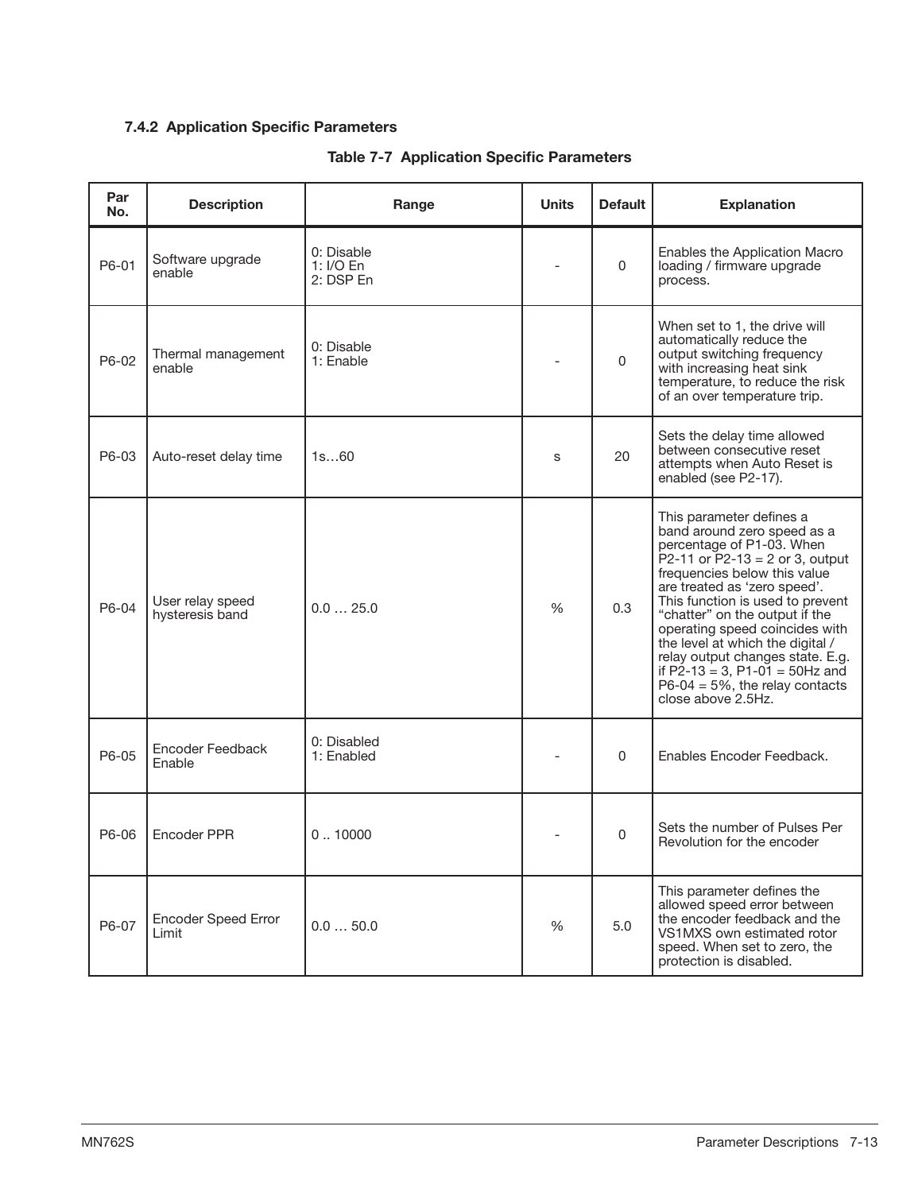### 7.4.2 Application Specific Parameters

**Table 7-7 Application Specific Parameters**

| Par No. | Description | Range | Units | Default | Explanation |
|---|---|---|---|---|---|
| P6-01 | Software upgrade enable | 0: Disable<br>1: I/O En<br>2: DSP En | - | 0 | Enables the Application Macro loading / firmware upgrade process. |
| P6-02 | Thermal management enable | 0: Disable<br>1: Enable | - | 0 | When set to 1, the drive will automatically reduce the output switching frequency with increasing heat sink temperature, to reduce the risk of an over temperature trip. |
| P6-03 | Auto-reset delay time | 1s…60 | s | 20 | Sets the delay time allowed between consecutive reset attempts when Auto Reset is enabled (see P2-17). |
| P6-04 | User relay speed hysteresis band | 0.0 … 25.0 | % | 0.3 | This parameter defines a band around zero speed as a percentage of P1-03. When P2-11 or P2-13 = 2 or 3, output frequencies below this value are treated as 'zero speed'. This function is used to prevent "chatter" on the output if the operating speed coincides with the level at which the digital / relay output changes state. E.g. if P2-13 = 3, P1-01 = 50Hz and P6-04 = 5%, the relay contacts close above 2.5Hz. |
| P6-05 | Encoder Feedback Enable | 0: Disabled<br>1: Enabled | - | 0 | Enables Encoder Feedback. |
| P6-06 | Encoder PPR | 0 .. 10000 | - | 0 | Sets the number of Pulses Per Revolution for the encoder |
| P6-07 | Encoder Speed Error Limit | 0.0 … 50.0 | % | 5.0 | This parameter defines the allowed speed error between the encoder feedback and the VS1MXS own estimated rotor speed. When set to zero, the protection is disabled. |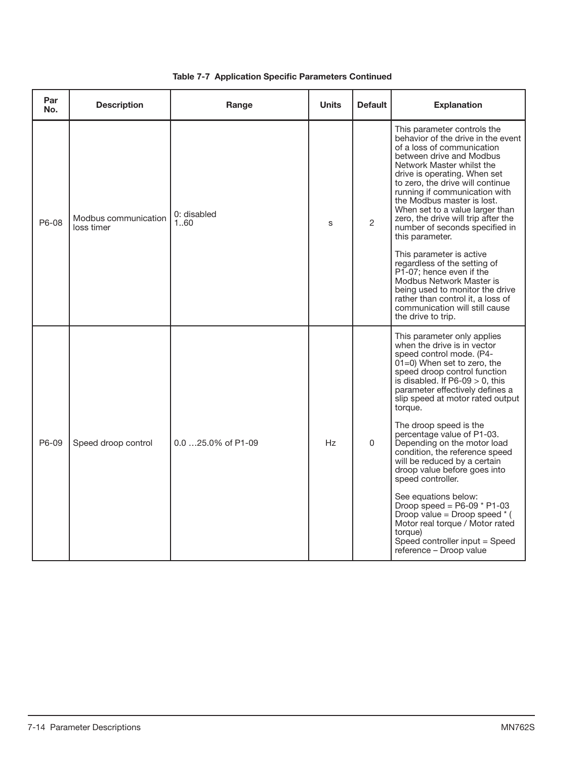**Table 7-7 Application Specific Parameters Continued**

| Par No. | Description | Range | Units | Default | Explanation |
|---|---|---|---|---|---|
| P6-08 | Modbus communication loss timer | 0: disabled<br>1..60 | s | 2 | This parameter controls the behavior of the drive in the event of a loss of communication between drive and Modbus Network Master whilst the drive is operating. When set to zero, the drive will continue running if communication with the Modbus master is lost. When set to a value larger than zero, the drive will trip after the number of seconds specified in this parameter.<br><br>This parameter is active regardless of the setting of P1-07; hence even if the Modbus Network Master is being used to monitor the drive rather than control it, a loss of communication will still cause the drive to trip. |
| P6-09 | Speed droop control | 0.0 …25.0% of P1-09 | Hz | 0 | This parameter only applies when the drive is in vector speed control mode. (P4-01=0) When set to zero, the speed droop control function is disabled. If P6-09 > 0, this parameter effectively defines a slip speed at motor rated output torque.<br><br>The droop speed is the percentage value of P1-03. Depending on the motor load condition, the reference speed will be reduced by a certain droop value before goes into speed controller.<br><br>See equations below:<br>Droop speed = P6-09 * P1-03<br>Droop value = Droop speed * ( Motor real torque / Motor rated torque)<br>Speed controller input = Speed reference – Droop value |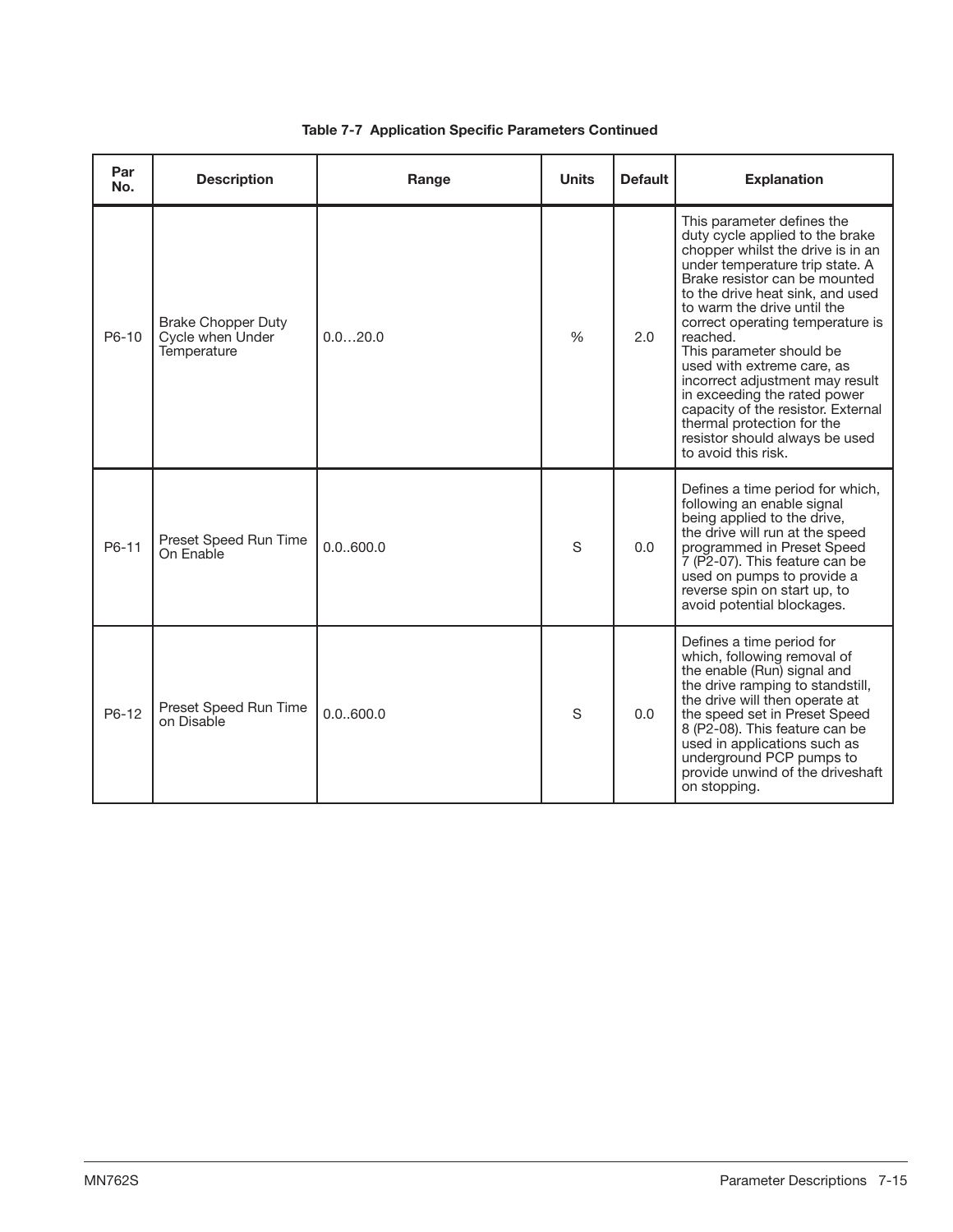**Table 7-7 Application Specific Parameters Continued**

| Par No. | Description | Range | Units | Default | Explanation |
|---|---|---|---|---|---|
| P6-10 | Brake Chopper Duty Cycle when Under Temperature | 0.0…20.0 | % | 2.0 | This parameter defines the duty cycle applied to the brake chopper whilst the drive is in an under temperature trip state. A Brake resistor can be mounted to the drive heat sink, and used to warm the drive until the correct operating temperature is reached. This parameter should be used with extreme care, as incorrect adjustment may result in exceeding the rated power capacity of the resistor. External thermal protection for the resistor should always be used to avoid this risk. |
| P6-11 | Preset Speed Run Time On Enable | 0.0..600.0 | S | 0.0 | Defines a time period for which, following an enable signal being applied to the drive, the drive will run at the speed programmed in Preset Speed 7 (P2-07). This feature can be used on pumps to provide a reverse spin on start up, to avoid potential blockages. |
| P6-12 | Preset Speed Run Time on Disable | 0.0..600.0 | S | 0.0 | Defines a time period for which, following removal of the enable (Run) signal and the drive ramping to standstill, the drive will then operate at the speed set in Preset Speed 8 (P2-08). This feature can be used in applications such as underground PCP pumps to provide unwind of the driveshaft on stopping. |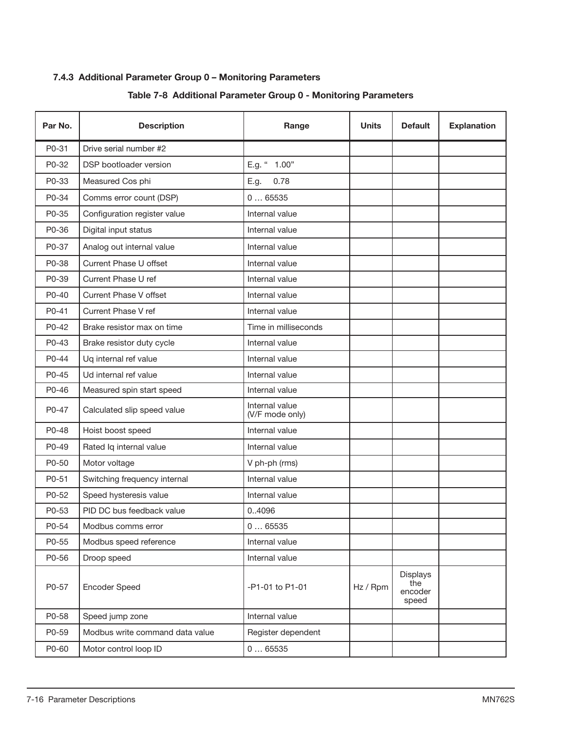### 7.4.3 Additional Parameter Group 0 – Monitoring Parameters

**Table 7-8 Additional Parameter Group 0 - Monitoring Parameters**

| Par No. | Description | Range | Units | Default | Explanation |
|---|---|---|---|---|---|
| P0-31 | Drive serial number #2 | | | | |
| P0-32 | DSP bootloader version | E.g. " 1.00" | | | |
| P0-33 | Measured Cos phi | E.g. 0.78 | | | |
| P0-34 | Comms error count (DSP) | 0 … 65535 | | | |
| P0-35 | Configuration register value | Internal value | | | |
| P0-36 | Digital input status | Internal value | | | |
| P0-37 | Analog out internal value | Internal value | | | |
| P0-38 | Current Phase U offset | Internal value | | | |
| P0-39 | Current Phase U ref | Internal value | | | |
| P0-40 | Current Phase V offset | Internal value | | | |
| P0-41 | Current Phase V ref | Internal value | | | |
| P0-42 | Brake resistor max on time | Time in milliseconds | | | |
| P0-43 | Brake resistor duty cycle | Internal value | | | |
| P0-44 | Uq internal ref value | Internal value | | | |
| P0-45 | Ud internal ref value | Internal value | | | |
| P0-46 | Measured spin start speed | Internal value | | | |
| P0-47 | Calculated slip speed value | Internal value (V/F mode only) | | | |
| P0-48 | Hoist boost speed | Internal value | | | |
| P0-49 | Rated Iq internal value | Internal value | | | |
| P0-50 | Motor voltage | V ph-ph (rms) | | | |
| P0-51 | Switching frequency internal | Internal value | | | |
| P0-52 | Speed hysteresis value | Internal value | | | |
| P0-53 | PID DC bus feedback value | 0..4096 | | | |
| P0-54 | Modbus comms error | 0 … 65535 | | | |
| P0-55 | Modbus speed reference | Internal value | | | |
| P0-56 | Droop speed | Internal value | | | |
| P0-57 | Encoder Speed | -P1-01 to P1-01 | Hz / Rpm | Displays the encoder speed | |
| P0-58 | Speed jump zone | Internal value | | | |
| P0-59 | Modbus write command data value | Register dependent | | | |
| P0-60 | Motor control loop ID | 0 … 65535 | | | |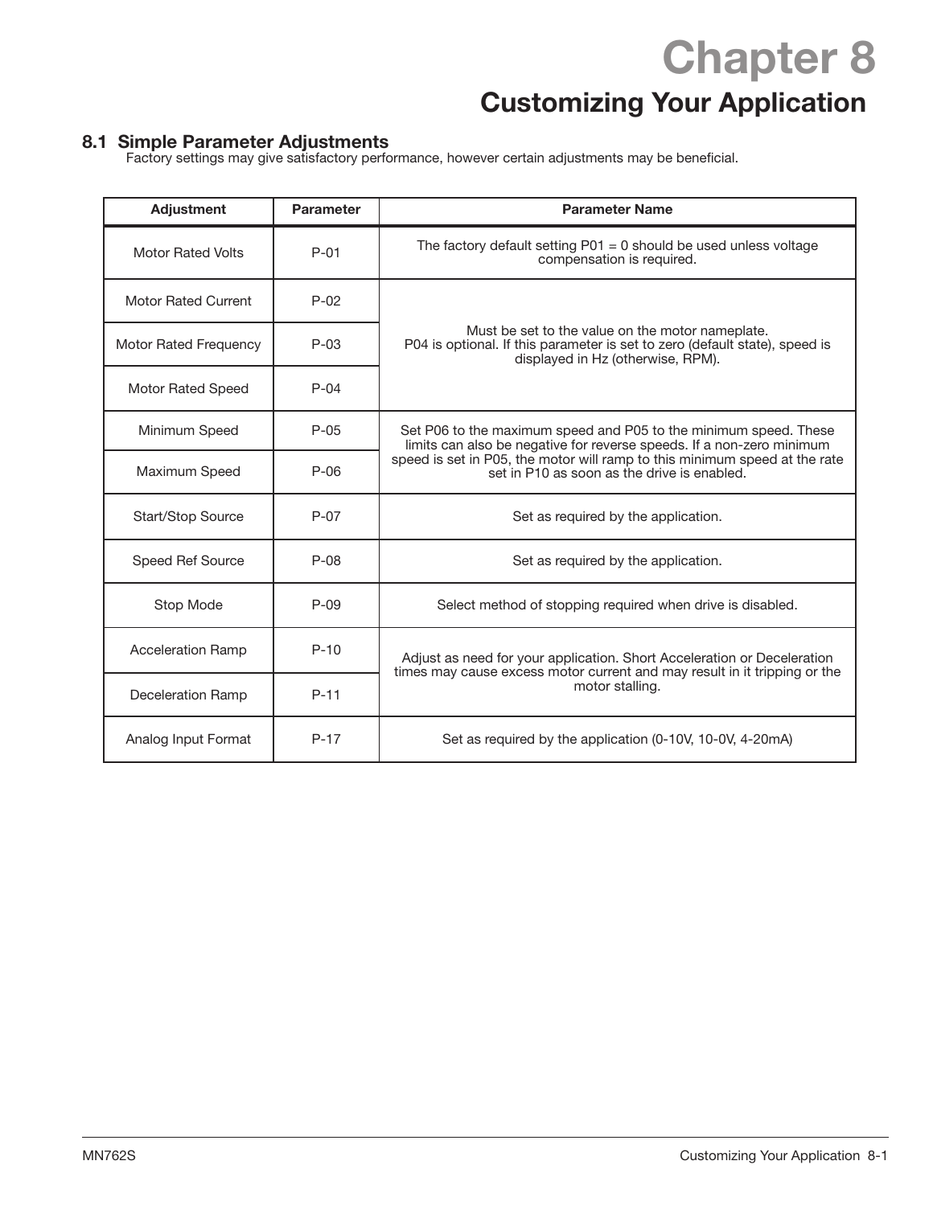# Chapter 8

# Customizing Your Application

## 8.1 Simple Parameter Adjustments

Factory settings may give satisfactory performance, however certain adjustments may be beneficial.

| Adjustment | Parameter | Parameter Name |
|---|---|---|
| Motor Rated Volts | P-01 | The factory default setting P01 = 0 should be used unless voltage compensation is required. |
| Motor Rated Current | P-02 | Must be set to the value on the motor nameplate. P04 is optional. If this parameter is set to zero (default state), speed is displayed in Hz (otherwise, RPM). |
| Motor Rated Frequency | P-03 | |
| Motor Rated Speed | P-04 | |
| Minimum Speed | P-05 | Set P06 to the maximum speed and P05 to the minimum speed. These limits can also be negative for reverse speeds. If a non-zero minimum speed is set in P05, the motor will ramp to this minimum speed at the rate set in P10 as soon as the drive is enabled. |
| Maximum Speed | P-06 | |
| Start/Stop Source | P-07 | Set as required by the application. |
| Speed Ref Source | P-08 | Set as required by the application. |
| Stop Mode | P-09 | Select method of stopping required when drive is disabled. |
| Acceleration Ramp | P-10 | Adjust as need for your application. Short Acceleration or Deceleration times may cause excess motor current and may result in it tripping or the motor stalling. |
| Deceleration Ramp | P-11 | |
| Analog Input Format | P-17 | Set as required by the application (0-10V, 10-0V, 4-20mA) |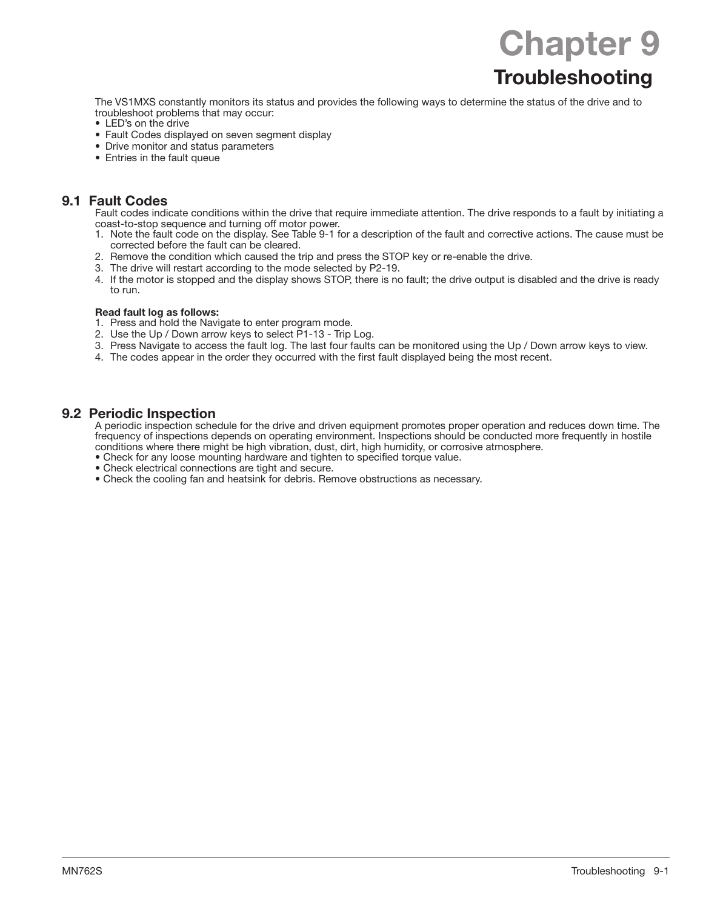# Chapter 9
## Troubleshooting

The VS1MXS constantly monitors its status and provides the following ways to determine the status of the drive and to troubleshoot problems that may occur:
- LED's on the drive
- Fault Codes displayed on seven segment display
- Drive monitor and status parameters
- Entries in the fault queue

### 9.1 Fault Codes

Fault codes indicate conditions within the drive that require immediate attention. The drive responds to a fault by initiating a coast-to-stop sequence and turning off motor power.

1. Note the fault code on the display. See Table 9-1 for a description of the fault and corrective actions. The cause must be corrected before the fault can be cleared.
2. Remove the condition which caused the trip and press the STOP key or re-enable the drive.
3. The drive will restart according to the mode selected by P2-19.
4. If the motor is stopped and the display shows STOP, there is no fault; the drive output is disabled and the drive is ready to run.

**Read fault log as follows:**

1. Press and hold the Navigate to enter program mode.
2. Use the Up / Down arrow keys to select P1-13 - Trip Log.
3. Press Navigate to access the fault log. The last four faults can be monitored using the Up / Down arrow keys to view.
4. The codes appear in the order they occurred with the first fault displayed being the most recent.

### 9.2 Periodic Inspection

A periodic inspection schedule for the drive and driven equipment promotes proper operation and reduces down time. The frequency of inspections depends on operating environment. Inspections should be conducted more frequently in hostile conditions where there might be high vibration, dust, dirt, high humidity, or corrosive atmosphere.

- Check for any loose mounting hardware and tighten to specified torque value.
- Check electrical connections are tight and secure.
- Check the cooling fan and heatsink for debris. Remove obstructions as necessary.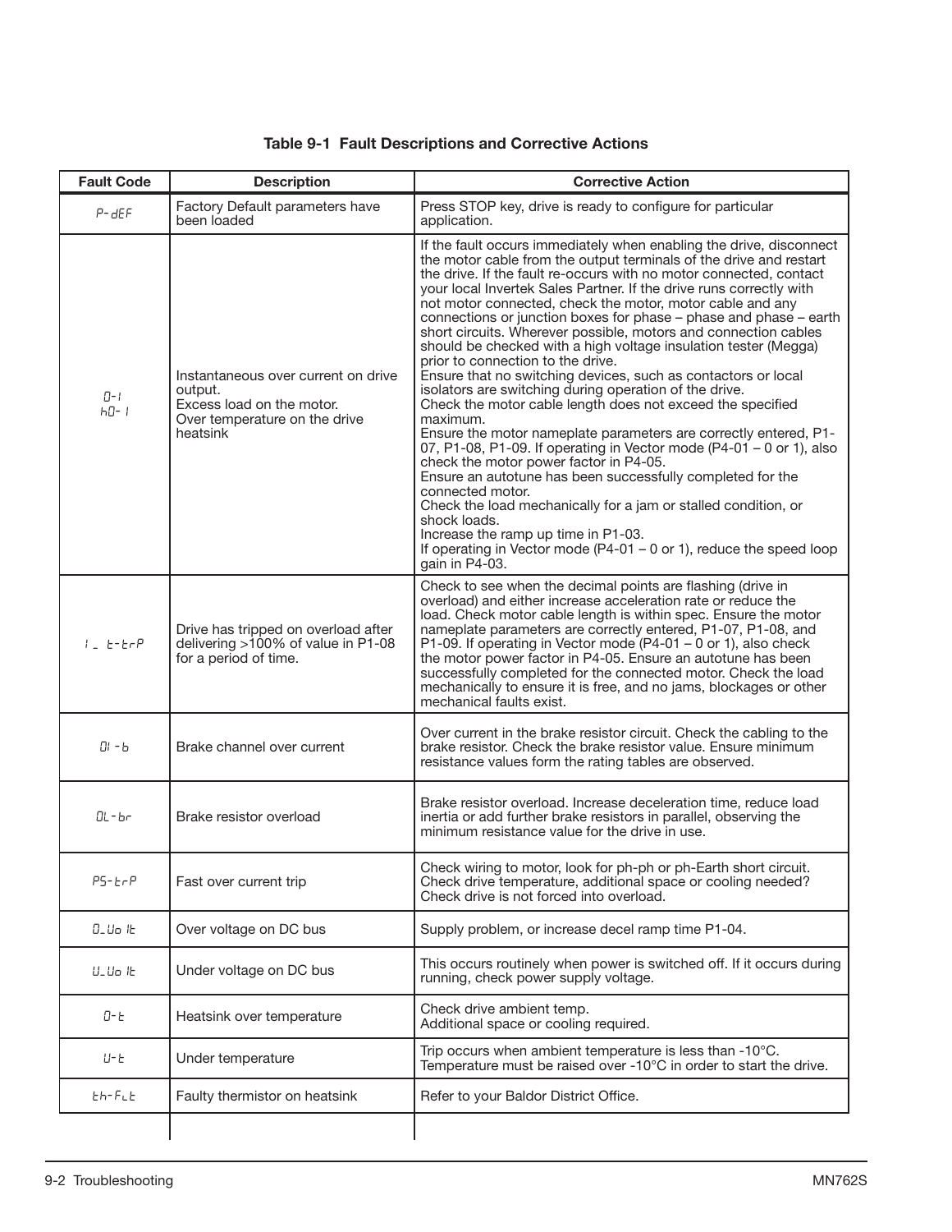**Table 9-1 Fault Descriptions and Corrective Actions**

| Fault Code | Description | Corrective Action |
|---|---|---|
| P-dEF | Factory Default parameters have been loaded | Press STOP key, drive is ready to configure for particular application. |
| O-I<br>hO-I | Instantaneous over current on drive output.<br>Excess load on the motor.<br>Over temperature on the drive heatsink | If the fault occurs immediately when enabling the drive, disconnect the motor cable from the output terminals of the drive and restart the drive. If the fault re-occurs with no motor connected, contact your local Invertek Sales Partner. If the drive runs correctly with not motor connected, check the motor, motor cable and any connections or junction boxes for phase – phase and phase – earth short circuits. Wherever possible, motors and connection cables should be checked with a high voltage insulation tester (Megga) prior to connection to the drive.<br>Ensure that no switching devices, such as contactors or local isolators are switching during operation of the drive.<br>Check the motor cable length does not exceed the specified maximum.<br>Ensure the motor nameplate parameters are correctly entered, P1-07, P1-08, P1-09. If operating in Vector mode (P4-01 – 0 or 1), also check the motor power factor in P4-05.<br>Ensure an autotune has been successfully completed for the connected motor.<br>Check the load mechanically for a jam or stalled condition, or shock loads.<br>Increase the ramp up time in P1-03.<br>If operating in Vector mode (P4-01 – 0 or 1), reduce the speed loop gain in P4-03. |
| I_ t-trP | Drive has tripped on overload after delivering >100% of value in P1-08 for a period of time. | Check to see when the decimal points are flashing (drive in overload) and either increase acceleration rate or reduce the load. Check motor cable length is within spec. Ensure the motor nameplate parameters are correctly entered, P1-07, P1-08, and P1-09. If operating in Vector mode (P4-01 – 0 or 1), also check the motor power factor in P4-05. Ensure an autotune has been successfully completed for the connected motor. Check the load mechanically to ensure it is free, and no jams, blockages or other mechanical faults exist. |
| OI-b | Brake channel over current | Over current in the brake resistor circuit. Check the cabling to the brake resistor. Check the brake resistor value. Ensure minimum resistance values form the rating tables are observed. |
| OL-br | Brake resistor overload | Brake resistor overload. Increase deceleration time, reduce load inertia or add further brake resistors in parallel, observing the minimum resistance value for the drive in use. |
| PS-trP | Fast over current trip | Check wiring to motor, look for ph-ph or ph-Earth short circuit. Check drive temperature, additional space or cooling needed? Check drive is not forced into overload. |
| O_Volt | Over voltage on DC bus | Supply problem, or increase decel ramp time P1-04. |
| U_Volt | Under voltage on DC bus | This occurs routinely when power is switched off. If it occurs during running, check power supply voltage. |
| O-t | Heatsink over temperature | Check drive ambient temp.<br>Additional space or cooling required. |
| U-t | Under temperature | Trip occurs when ambient temperature is less than -10°C. Temperature must be raised over -10°C in order to start the drive. |
| th-FLt | Faulty thermistor on heatsink | Refer to your Baldor District Office. |
| | | |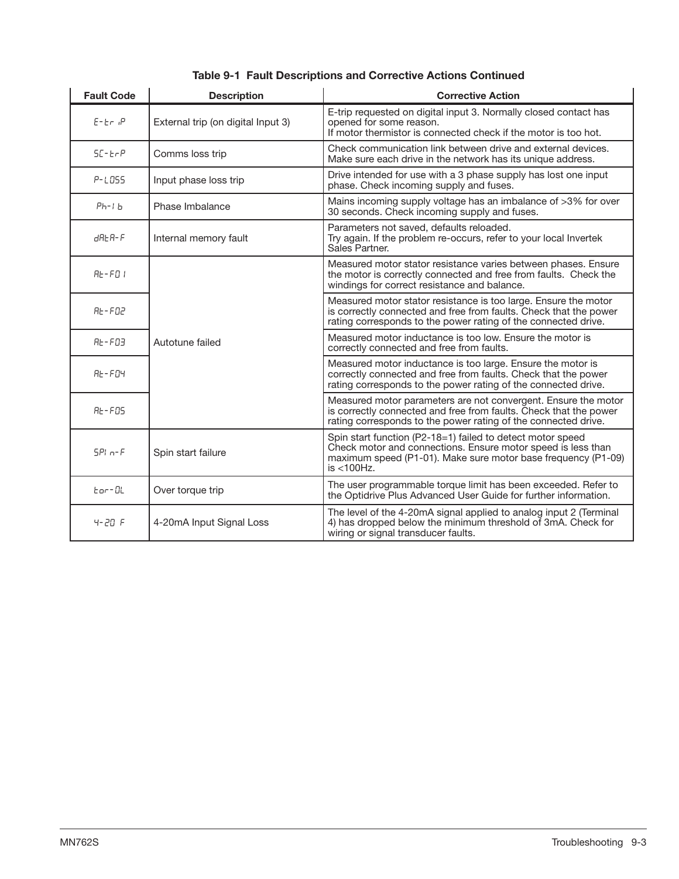**Table 9-1 Fault Descriptions and Corrective Actions Continued**

| Fault Code | Description | Corrective Action |
|---|---|---|
| E-trip | External trip (on digital Input 3) | E-trip requested on digital input 3. Normally closed contact has opened for some reason.<br>If motor thermistor is connected check if the motor is too hot. |
| SC-trP | Comms loss trip | Check communication link between drive and external devices. Make sure each drive in the network has its unique address. |
| P-LOSS | Input phase loss trip | Drive intended for use with a 3 phase supply has lost one input phase. Check incoming supply and fuses. |
| Ph-Ib | Phase Imbalance | Mains incoming supply voltage has an imbalance of >3% for over 30 seconds. Check incoming supply and fuses. |
| dAtA-F | Internal memory fault | Parameters not saved, defaults reloaded.<br>Try again. If the problem re-occurs, refer to your local Invertek Sales Partner. |
| At-F01 | Autotune failed | Measured motor stator resistance varies between phases. Ensure the motor is correctly connected and free from faults. Check the windings for correct resistance and balance. |
| At-F02 | | Measured motor stator resistance is too large. Ensure the motor is correctly connected and free from faults. Check that the power rating corresponds to the power rating of the connected drive. |
| At-F03 | | Measured motor inductance is too low. Ensure the motor is correctly connected and free from faults. |
| At-F04 | | Measured motor inductance is too large. Ensure the motor is correctly connected and free from faults. Check that the power rating corresponds to the power rating of the connected drive. |
| At-F05 | | Measured motor parameters are not convergent. Ensure the motor is correctly connected and free from faults. Check that the power rating corresponds to the power rating of the connected drive. |
| SPIn-F | Spin start failure | Spin start function (P2-18=1) failed to detect motor speed<br>Check motor and connections. Ensure motor speed is less than maximum speed (P1-01). Make sure motor base frequency (P1-09) is <100Hz. |
| tor-OL | Over torque trip | The user programmable torque limit has been exceeded. Refer to the Optidrive Plus Advanced User Guide for further information. |
| 4-20 F | 4-20mA Input Signal Loss | The level of the 4-20mA signal applied to analog input 2 (Terminal 4) has dropped below the minimum threshold of 3mA. Check for wiring or signal transducer faults. |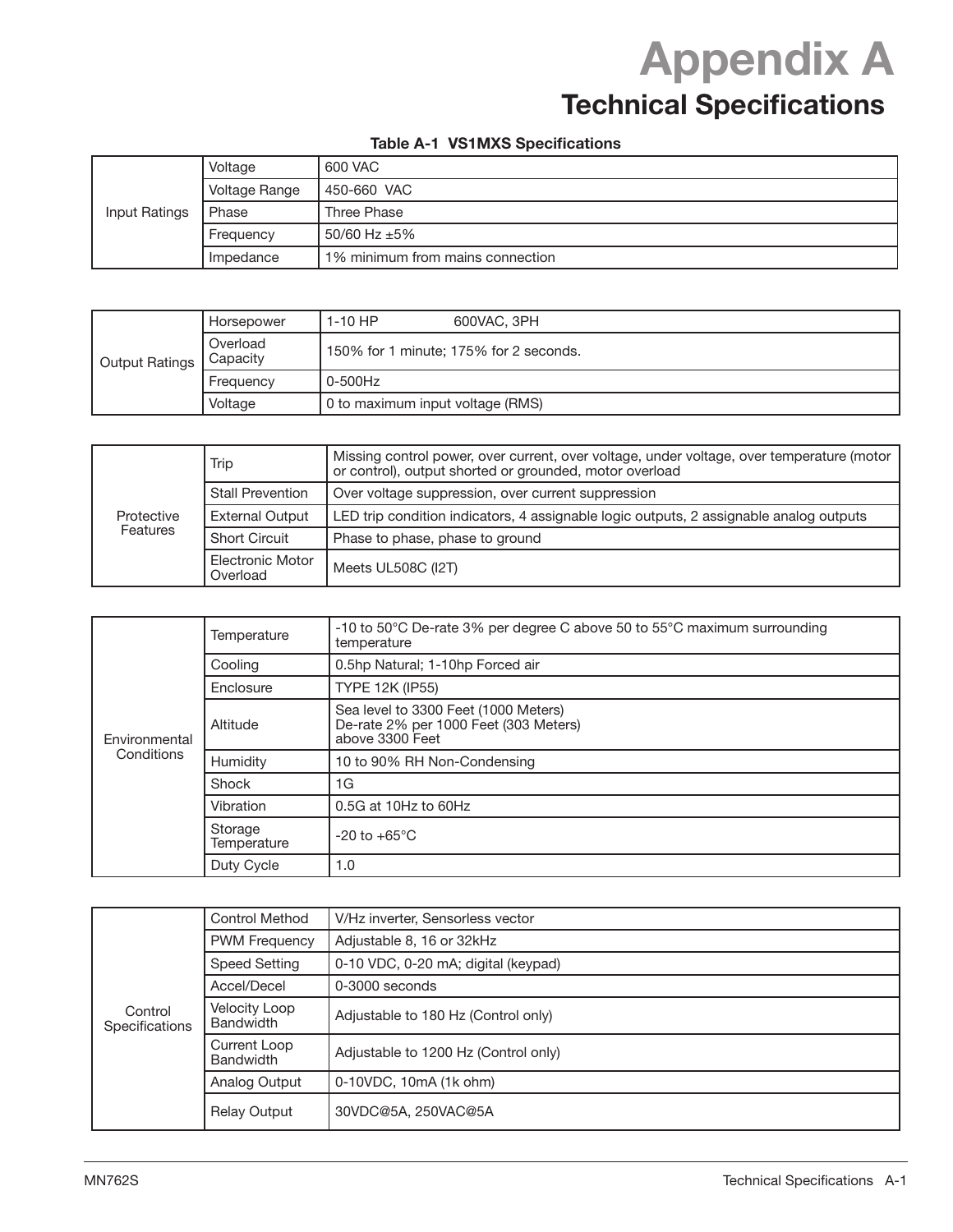# Appendix A

## Technical Specifications

**Table A-1 VS1MXS Specifications**

| | | |
|---|---|---|
| Input Ratings | Voltage | 600 VAC |
| | Voltage Range | 450-660 VAC |
| | Phase | Three Phase |
| | Frequency | 50/60 Hz ±5% |
| | Impedance | 1% minimum from mains connection |

| | | |
|---|---|---|
| Output Ratings | Horsepower | 1-10 HP 600VAC, 3PH |
| | Overload Capacity | 150% for 1 minute; 175% for 2 seconds. |
| | Frequency | 0-500Hz |
| | Voltage | 0 to maximum input voltage (RMS) |

| | | |
|---|---|---|
| Protective Features | Trip | Missing control power, over current, over voltage, under voltage, over temperature (motor or control), output shorted or grounded, motor overload |
| | Stall Prevention | Over voltage suppression, over current suppression |
| | External Output | LED trip condition indicators, 4 assignable logic outputs, 2 assignable analog outputs |
| | Short Circuit | Phase to phase, phase to ground |
| | Electronic Motor Overload | Meets UL508C (I2T) |

| | | |
|---|---|---|
| Environmental Conditions | Temperature | -10 to 50°C De-rate 3% per degree C above 50 to 55°C maximum surrounding temperature |
| | Cooling | 0.5hp Natural; 1-10hp Forced air |
| | Enclosure | TYPE 12K (IP55) |
| | Altitude | Sea level to 3300 Feet (1000 Meters) De-rate 2% per 1000 Feet (303 Meters) above 3300 Feet |
| | Humidity | 10 to 90% RH Non-Condensing |
| | Shock | 1G |
| | Vibration | 0.5G at 10Hz to 60Hz |
| | Storage Temperature | -20 to +65°C |
| | Duty Cycle | 1.0 |

| | | |
|---|---|---|
| Control Specifications | Control Method | V/Hz inverter, Sensorless vector |
| | PWM Frequency | Adjustable 8, 16 or 32kHz |
| | Speed Setting | 0-10 VDC, 0-20 mA; digital (keypad) |
| | Accel/Decel | 0-3000 seconds |
| | Velocity Loop Bandwidth | Adjustable to 180 Hz (Control only) |
| | Current Loop Bandwidth | Adjustable to 1200 Hz (Control only) |
| | Analog Output | 0-10VDC, 10mA (1k ohm) |
| | Relay Output | 30VDC@5A, 250VAC@5A |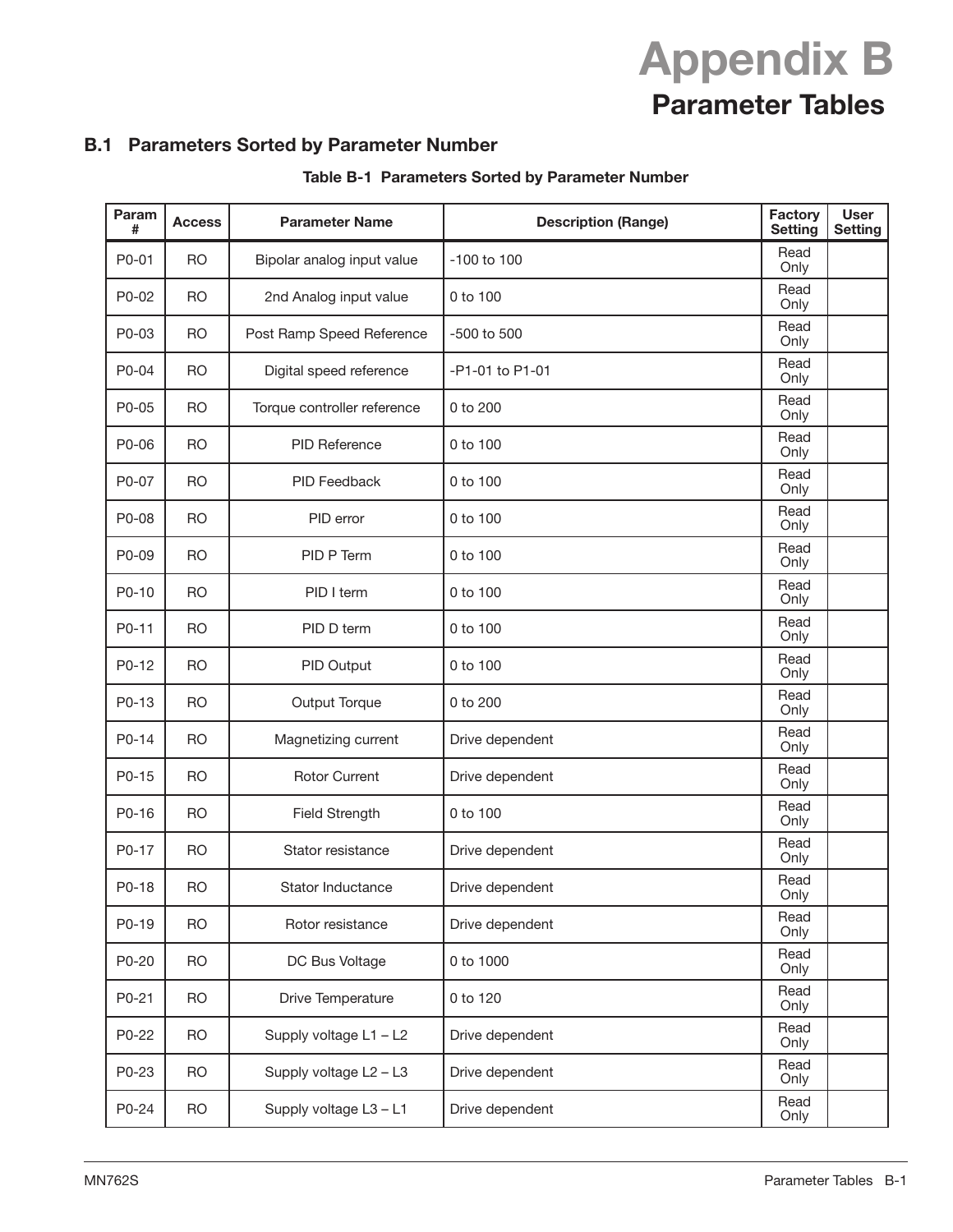# Appendix B

## Parameter Tables

### B.1 Parameters Sorted by Parameter Number

**Table B-1 Parameters Sorted by Parameter Number**

| Param # | Access | Parameter Name | Description (Range) | Factory Setting | User Setting |
|---|---|---|---|---|---|
| P0-01 | RO | Bipolar analog input value | -100 to 100 | Read Only | |
| P0-02 | RO | 2nd Analog input value | 0 to 100 | Read Only | |
| P0-03 | RO | Post Ramp Speed Reference | -500 to 500 | Read Only | |
| P0-04 | RO | Digital speed reference | -P1-01 to P1-01 | Read Only | |
| P0-05 | RO | Torque controller reference | 0 to 200 | Read Only | |
| P0-06 | RO | PID Reference | 0 to 100 | Read Only | |
| P0-07 | RO | PID Feedback | 0 to 100 | Read Only | |
| P0-08 | RO | PID error | 0 to 100 | Read Only | |
| P0-09 | RO | PID P Term | 0 to 100 | Read Only | |
| P0-10 | RO | PID I term | 0 to 100 | Read Only | |
| P0-11 | RO | PID D term | 0 to 100 | Read Only | |
| P0-12 | RO | PID Output | 0 to 100 | Read Only | |
| P0-13 | RO | Output Torque | 0 to 200 | Read Only | |
| P0-14 | RO | Magnetizing current | Drive dependent | Read Only | |
| P0-15 | RO | Rotor Current | Drive dependent | Read Only | |
| P0-16 | RO | Field Strength | 0 to 100 | Read Only | |
| P0-17 | RO | Stator resistance | Drive dependent | Read Only | |
| P0-18 | RO | Stator Inductance | Drive dependent | Read Only | |
| P0-19 | RO | Rotor resistance | Drive dependent | Read Only | |
| P0-20 | RO | DC Bus Voltage | 0 to 1000 | Read Only | |
| P0-21 | RO | Drive Temperature | 0 to 120 | Read Only | |
| P0-22 | RO | Supply voltage L1 – L2 | Drive dependent | Read Only | |
| P0-23 | RO | Supply voltage L2 – L3 | Drive dependent | Read Only | |
| P0-24 | RO | Supply voltage L3 – L1 | Drive dependent | Read Only | |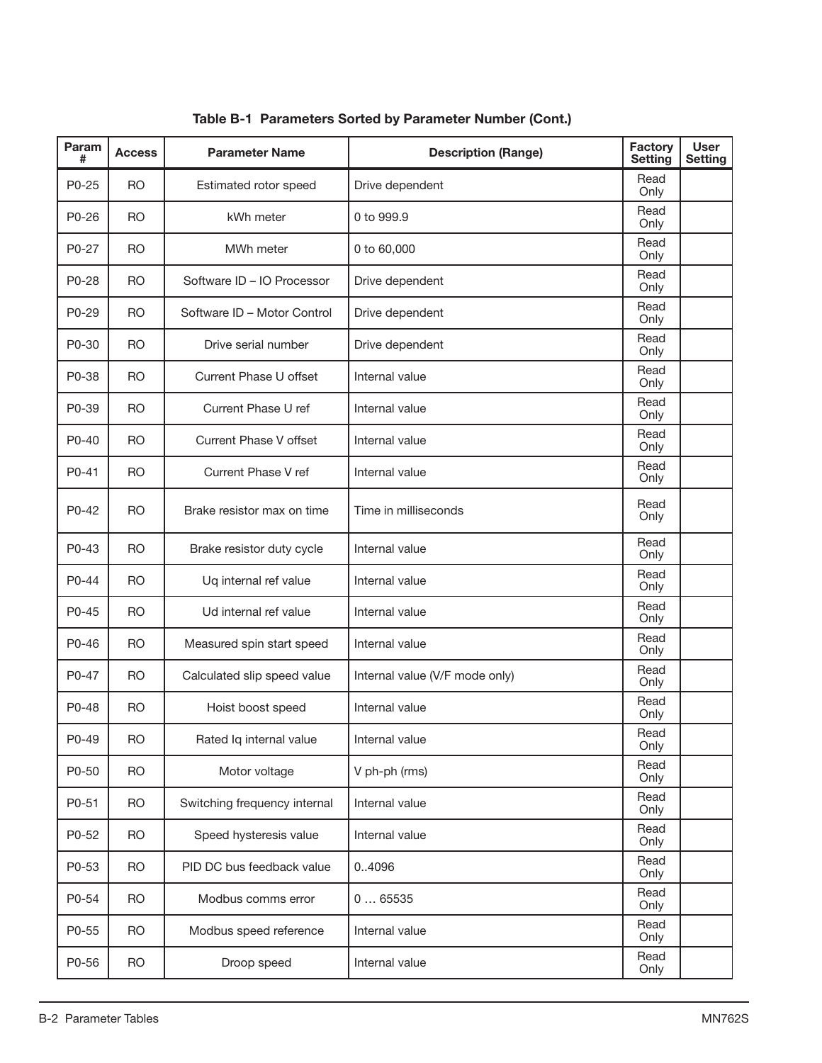**Table B-1 Parameters Sorted by Parameter Number (Cont.)**

| Param # | Access | Parameter Name | Description (Range) | Factory Setting | User Setting |
|---|---|---|---|---|---|
| P0-25 | RO | Estimated rotor speed | Drive dependent | Read Only | |
| P0-26 | RO | kWh meter | 0 to 999.9 | Read Only | |
| P0-27 | RO | MWh meter | 0 to 60,000 | Read Only | |
| P0-28 | RO | Software ID – IO Processor | Drive dependent | Read Only | |
| P0-29 | RO | Software ID – Motor Control | Drive dependent | Read Only | |
| P0-30 | RO | Drive serial number | Drive dependent | Read Only | |
| P0-38 | RO | Current Phase U offset | Internal value | Read Only | |
| P0-39 | RO | Current Phase U ref | Internal value | Read Only | |
| P0-40 | RO | Current Phase V offset | Internal value | Read Only | |
| P0-41 | RO | Current Phase V ref | Internal value | Read Only | |
| P0-42 | RO | Brake resistor max on time | Time in milliseconds | Read Only | |
| P0-43 | RO | Brake resistor duty cycle | Internal value | Read Only | |
| P0-44 | RO | Uq internal ref value | Internal value | Read Only | |
| P0-45 | RO | Ud internal ref value | Internal value | Read Only | |
| P0-46 | RO | Measured spin start speed | Internal value | Read Only | |
| P0-47 | RO | Calculated slip speed value | Internal value (V/F mode only) | Read Only | |
| P0-48 | RO | Hoist boost speed | Internal value | Read Only | |
| P0-49 | RO | Rated Iq internal value | Internal value | Read Only | |
| P0-50 | RO | Motor voltage | V ph-ph (rms) | Read Only | |
| P0-51 | RO | Switching frequency internal | Internal value | Read Only | |
| P0-52 | RO | Speed hysteresis value | Internal value | Read Only | |
| P0-53 | RO | PID DC bus feedback value | 0..4096 | Read Only | |
| P0-54 | RO | Modbus comms error | 0 … 65535 | Read Only | |
| P0-55 | RO | Modbus speed reference | Internal value | Read Only | |
| P0-56 | RO | Droop speed | Internal value | Read Only | |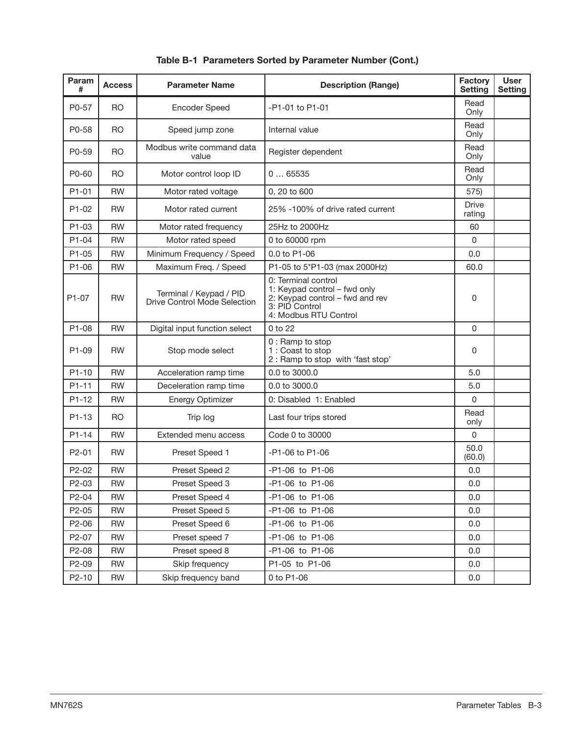**Table B-1 Parameters Sorted by Parameter Number (Cont.)**

| Param # | Access | Parameter Name | Description (Range) | Factory Setting | User Setting |
|---|---|---|---|---|---|
| P0-57 | RO | Encoder Speed | -P1-01 to P1-01 | Read Only | |
| P0-58 | RO | Speed jump zone | Internal value | Read Only | |
| P0-59 | RO | Modbus write command data value | Register dependent | Read Only | |
| P0-60 | RO | Motor control loop ID | 0 … 65535 | Read Only | |
| P1-01 | RW | Motor rated voltage | 0, 20 to 600 | 575) | |
| P1-02 | RW | Motor rated current | 25% -100% of drive rated current | Drive rating | |
| P1-03 | RW | Motor rated frequency | 25Hz to 2000Hz | 60 | |
| P1-04 | RW | Motor rated speed | 0 to 60000 rpm | 0 | |
| P1-05 | RW | Minimum Frequency / Speed | 0.0 to P1-06 | 0.0 | |
| P1-06 | RW | Maximum Freq. / Speed | P1-05 to 5*P1-03 (max 2000Hz) | 60.0 | |
| P1-07 | RW | Terminal / Keypad / PID Drive Control Mode Selection | 0: Terminal control<br>1: Keypad control – fwd only<br>2: Keypad control – fwd and rev<br>3: PID Control<br>4: Modbus RTU Control | 0 | |
| P1-08 | RW | Digital input function select | 0 to 22 | 0 | |
| P1-09 | RW | Stop mode select | 0 : Ramp to stop<br>1 : Coast to stop<br>2 : Ramp to stop with 'fast stop' | 0 | |
| P1-10 | RW | Acceleration ramp time | 0.0 to 3000.0 | 5.0 | |
| P1-11 | RW | Deceleration ramp time | 0.0 to 3000.0 | 5.0 | |
| P1-12 | RW | Energy Optimizer | 0: Disabled 1: Enabled | 0 | |
| P1-13 | RO | Trip log | Last four trips stored | Read only | |
| P1-14 | RW | Extended menu access | Code 0 to 30000 | 0 | |
| P2-01 | RW | Preset Speed 1 | -P1-06 to P1-06 | 50.0 (60.0) | |
| P2-02 | RW | Preset Speed 2 | -P1-06 to P1-06 | 0.0 | |
| P2-03 | RW | Preset Speed 3 | -P1-06 to P1-06 | 0.0 | |
| P2-04 | RW | Preset Speed 4 | -P1-06 to P1-06 | 0.0 | |
| P2-05 | RW | Preset Speed 5 | -P1-06 to P1-06 | 0.0 | |
| P2-06 | RW | Preset Speed 6 | -P1-06 to P1-06 | 0.0 | |
| P2-07 | RW | Preset speed 7 | -P1-06 to P1-06 | 0.0 | |
| P2-08 | RW | Preset speed 8 | -P1-06 to P1-06 | 0.0 | |
| P2-09 | RW | Skip frequency | P1-05 to P1-06 | 0.0 | |
| P2-10 | RW | Skip frequency band | 0 to P1-06 | 0.0 | |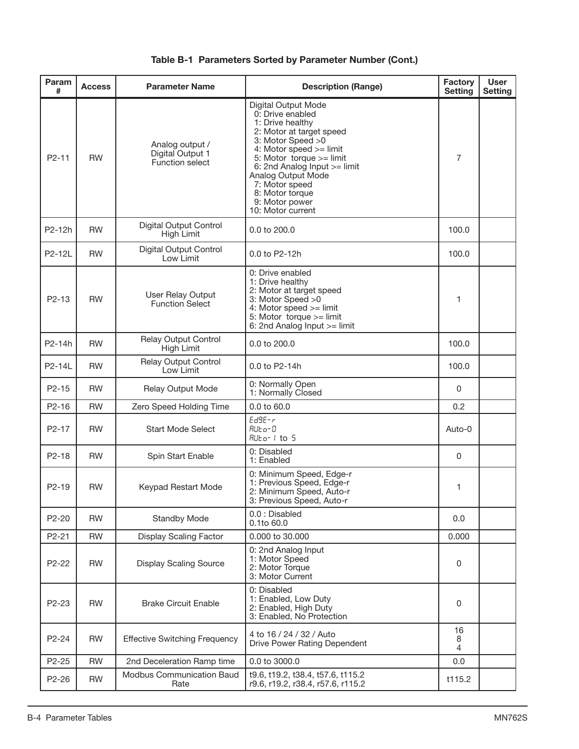**Table B-1 Parameters Sorted by Parameter Number (Cont.)**

| Param # | Access | Parameter Name | Description (Range) | Factory Setting | User Setting |
|---|---|---|---|---|---|
| P2-11 | RW | Analog output / Digital Output 1 Function select | Digital Output Mode<br>0: Drive enabled<br>1: Drive healthy<br>2: Motor at target speed<br>3: Motor Speed >0<br>4: Motor speed >= limit<br>5: Motor torque >= limit<br>6: 2nd Analog Input >= limit<br>Analog Output Mode<br>7: Motor speed<br>8: Motor torque<br>9: Motor power<br>10: Motor current | 7 | |
| P2-12h | RW | Digital Output Control High Limit | 0.0 to 200.0 | 100.0 | |
| P2-12L | RW | Digital Output Control Low Limit | 0.0 to P2-12h | 100.0 | |
| P2-13 | RW | User Relay Output Function Select | 0: Drive enabled<br>1: Drive healthy<br>2: Motor at target speed<br>3: Motor Speed >0<br>4: Motor speed >= limit<br>5: Motor torque >= limit<br>6: 2nd Analog Input >= limit | 1 | |
| P2-14h | RW | Relay Output Control High Limit | 0.0 to 200.0 | 100.0 | |
| P2-14L | RW | Relay Output Control Low Limit | 0.0 to P2-14h | 100.0 | |
| P2-15 | RW | Relay Output Mode | 0: Normally Open<br>1: Normally Closed | 0 | |
| P2-16 | RW | Zero Speed Holding Time | 0.0 to 60.0 | 0.2 | |
| P2-17 | RW | Start Mode Select | Edge-r<br>Auto-0<br>Auto-1 to 5 | Auto-0 | |
| P2-18 | RW | Spin Start Enable | 0: Disabled<br>1: Enabled | 0 | |
| P2-19 | RW | Keypad Restart Mode | 0: Minimum Speed, Edge-r<br>1: Previous Speed, Edge-r<br>2: Minimum Speed, Auto-r<br>3: Previous Speed, Auto-r | 1 | |
| P2-20 | RW | Standby Mode | 0.0 : Disabled<br>0.1to 60.0 | 0.0 | |
| P2-21 | RW | Display Scaling Factor | 0.000 to 30.000 | 0.000 | |
| P2-22 | RW | Display Scaling Source | 0: 2nd Analog Input<br>1: Motor Speed<br>2: Motor Torque<br>3: Motor Current | 0 | |
| P2-23 | RW | Brake Circuit Enable | 0: Disabled<br>1: Enabled, Low Duty<br>2: Enabled, High Duty<br>3: Enabled, No Protection | 0 | |
| P2-24 | RW | Effective Switching Frequency | 4 to 16 / 24 / 32 / Auto<br>Drive Power Rating Dependent | 16<br>8<br>4 | |
| P2-25 | RW | 2nd Deceleration Ramp time | 0.0 to 3000.0 | 0.0 | |
| P2-26 | RW | Modbus Communication Baud Rate | t9.6, t19.2, t38.4, t57.6, t115.2<br>r9.6, r19.2, r38.4, r57.6, r115.2 | t115.2 | |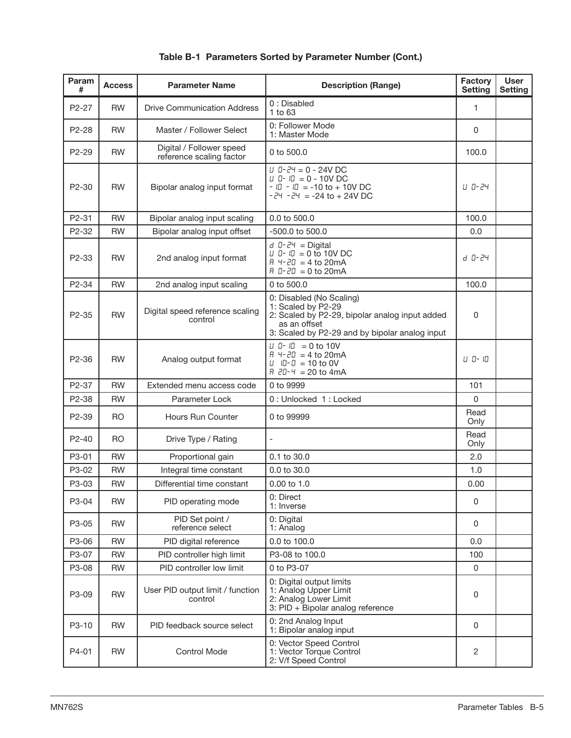**Table B-1 Parameters Sorted by Parameter Number (Cont.)**

| Param # | Access | Parameter Name | Description (Range) | Factory Setting | User Setting |
|---|---|---|---|---|---|
| P2-27 | RW | Drive Communication Address | 0 : Disabled<br>1 to 63 | 1 | |
| P2-28 | RW | Master / Follower Select | 0: Follower Mode<br>1: Master Mode | 0 | |
| P2-29 | RW | Digital / Follower speed reference scaling factor | 0 to 500.0 | 100.0 | |
| P2-30 | RW | Bipolar analog input format | U 0-24 = 0 - 24V DC<br>U 0- 10 = 0 - 10V DC<br>- 10 - 10 = -10 to + 10V DC<br>-24 -24 = -24 to + 24V DC | U 0-24 | |
| P2-31 | RW | Bipolar analog input scaling | 0.0 to 500.0 | 100.0 | |
| P2-32 | RW | Bipolar analog input offset | -500.0 to 500.0 | 0.0 | |
| P2-33 | RW | 2nd analog input format | d 0-24 = Digital<br>U 0- 10 = 0 to 10V DC<br>A 4-20 = 4 to 20mA<br>A 0-20 = 0 to 20mA | d 0-24 | |
| P2-34 | RW | 2nd analog input scaling | 0 to 500.0 | 100.0 | |
| P2-35 | RW | Digital speed reference scaling control | 0: Disabled (No Scaling)<br>1: Scaled by P2-29<br>2: Scaled by P2-29, bipolar analog input added as an offset<br>3: Scaled by P2-29 and by bipolar analog input | 0 | |
| P2-36 | RW | Analog output format | U 0- 10 = 0 to 10V<br>A 4-20 = 4 to 20mA<br>U 10-0 = 10 to 0V<br>A 20-4 = 20 to 4mA | U 0- 10 | |
| P2-37 | RW | Extended menu access code | 0 to 9999 | 101 | |
| P2-38 | RW | Parameter Lock | 0 : Unlocked 1 : Locked | 0 | |
| P2-39 | RO | Hours Run Counter | 0 to 99999 | Read Only | |
| P2-40 | RO | Drive Type / Rating | - | Read Only | |
| P3-01 | RW | Proportional gain | 0.1 to 30.0 | 2.0 | |
| P3-02 | RW | Integral time constant | 0.0 to 30.0 | 1.0 | |
| P3-03 | RW | Differential time constant | 0.00 to 1.0 | 0.00 | |
| P3-04 | RW | PID operating mode | 0: Direct<br>1: Inverse | 0 | |
| P3-05 | RW | PID Set point / reference select | 0: Digital<br>1: Analog | 0 | |
| P3-06 | RW | PID digital reference | 0.0 to 100.0 | 0.0 | |
| P3-07 | RW | PID controller high limit | P3-08 to 100.0 | 100 | |
| P3-08 | RW | PID controller low limit | 0 to P3-07 | 0 | |
| P3-09 | RW | User PID output limit / function control | 0: Digital output limits<br>1: Analog Upper Limit<br>2: Analog Lower Limit<br>3: PID + Bipolar analog reference | 0 | |
| P3-10 | RW | PID feedback source select | 0: 2nd Analog Input<br>1: Bipolar analog input | 0 | |
| P4-01 | RW | Control Mode | 0: Vector Speed Control<br>1: Vector Torque Control<br>2: V/f Speed Control | 2 | |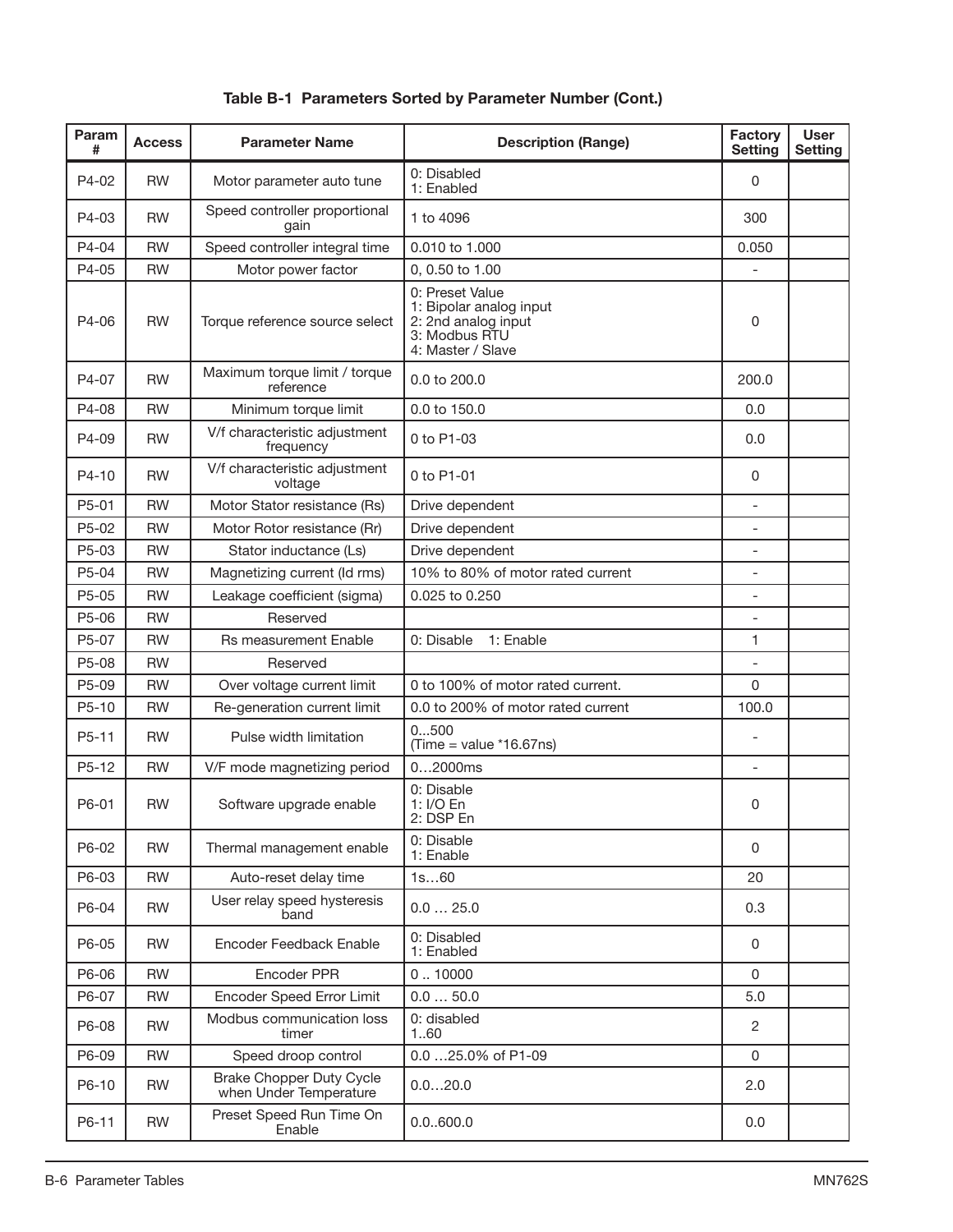**Table B-1 Parameters Sorted by Parameter Number (Cont.)**

| Param # | Access | Parameter Name | Description (Range) | Factory Setting | User Setting |
|---|---|---|---|---|---|
| P4-02 | RW | Motor parameter auto tune | 0: Disabled<br>1: Enabled | 0 | |
| P4-03 | RW | Speed controller proportional gain | 1 to 4096 | 300 | |
| P4-04 | RW | Speed controller integral time | 0.010 to 1.000 | 0.050 | |
| P4-05 | RW | Motor power factor | 0, 0.50 to 1.00 | - | |
| P4-06 | RW | Torque reference source select | 0: Preset Value<br>1: Bipolar analog input<br>2: 2nd analog input<br>3: Modbus RTU<br>4: Master / Slave | 0 | |
| P4-07 | RW | Maximum torque limit / torque reference | 0.0 to 200.0 | 200.0 | |
| P4-08 | RW | Minimum torque limit | 0.0 to 150.0 | 0.0 | |
| P4-09 | RW | V/f characteristic adjustment frequency | 0 to P1-03 | 0.0 | |
| P4-10 | RW | V/f characteristic adjustment voltage | 0 to P1-01 | 0 | |
| P5-01 | RW | Motor Stator resistance (Rs) | Drive dependent | - | |
| P5-02 | RW | Motor Rotor resistance (Rr) | Drive dependent | - | |
| P5-03 | RW | Stator inductance (Ls) | Drive dependent | - | |
| P5-04 | RW | Magnetizing current (Id rms) | 10% to 80% of motor rated current | - | |
| P5-05 | RW | Leakage coefficient (sigma) | 0.025 to 0.250 | - | |
| P5-06 | RW | Reserved | | - | |
| P5-07 | RW | Rs measurement Enable | 0: Disable 1: Enable | 1 | |
| P5-08 | RW | Reserved | | - | |
| P5-09 | RW | Over voltage current limit | 0 to 100% of motor rated current. | 0 | |
| P5-10 | RW | Re-generation current limit | 0.0 to 200% of motor rated current | 100.0 | |
| P5-11 | RW | Pulse width limitation | 0...500<br>(Time = value *16.67ns) | - | |
| P5-12 | RW | V/F mode magnetizing period | 0…2000ms | - | |
| P6-01 | RW | Software upgrade enable | 0: Disable<br>1: I/O En<br>2: DSP En | 0 | |
| P6-02 | RW | Thermal management enable | 0: Disable<br>1: Enable | 0 | |
| P6-03 | RW | Auto-reset delay time | 1s…60 | 20 | |
| P6-04 | RW | User relay speed hysteresis band | 0.0 … 25.0 | 0.3 | |
| P6-05 | RW | Encoder Feedback Enable | 0: Disabled<br>1: Enabled | 0 | |
| P6-06 | RW | Encoder PPR | 0 .. 10000 | 0 | |
| P6-07 | RW | Encoder Speed Error Limit | 0.0 … 50.0 | 5.0 | |
| P6-08 | RW | Modbus communication loss timer | 0: disabled<br>1..60 | 2 | |
| P6-09 | RW | Speed droop control | 0.0 …25.0% of P1-09 | 0 | |
| P6-10 | RW | Brake Chopper Duty Cycle when Under Temperature | 0.0…20.0 | 2.0 | |
| P6-11 | RW | Preset Speed Run Time On Enable | 0.0..600.0 | 0.0 | |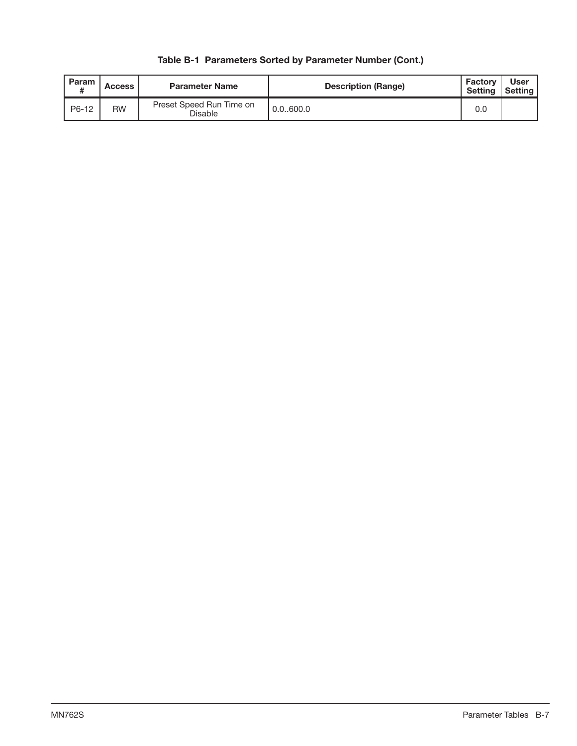**Table B-1 Parameters Sorted by Parameter Number (Cont.)**

| Param # | Access | Parameter Name | Description (Range) | Factory Setting | User Setting |
|---|---|---|---|---|---|
| P6-12 | RW | Preset Speed Run Time on Disable | 0.0..600.0 | 0.0 | |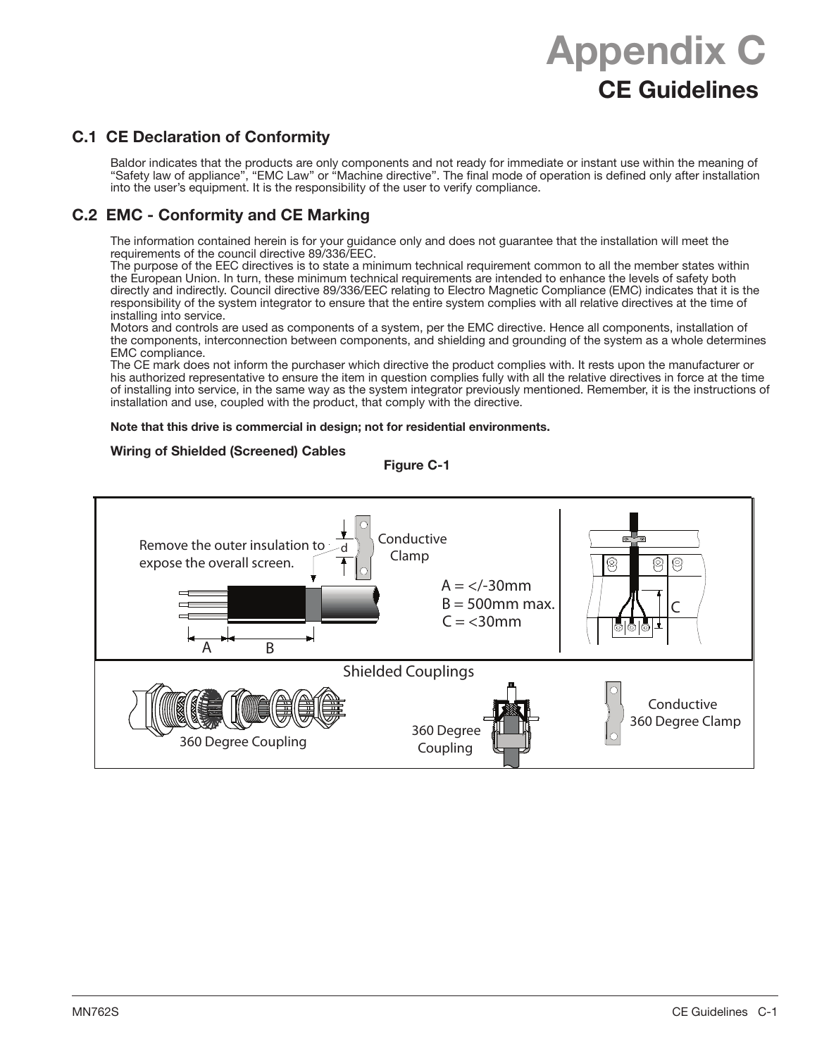# Appendix C

## CE Guidelines

### C.1 CE Declaration of Conformity

Baldor indicates that the products are only components and not ready for immediate or instant use within the meaning of “Safety law of appliance”, “EMC Law” or “Machine directive”. The final mode of operation is defined only after installation into the user’s equipment. It is the responsibility of the user to verify compliance.

### C.2 EMC - Conformity and CE Marking

The information contained herein is for your guidance only and does not guarantee that the installation will meet the requirements of the council directive 89/336/EEC.

The purpose of the EEC directives is to state a minimum technical requirement common to all the member states within the European Union. In turn, these minimum technical requirements are intended to enhance the levels of safety both directly and indirectly. Council directive 89/336/EEC relating to Electro Magnetic Compliance (EMC) indicates that it is the responsibility of the system integrator to ensure that the entire system complies with all relative directives at the time of installing into service.

Motors and controls are used as components of a system, per the EMC directive. Hence all components, installation of the components, interconnection between components, and shielding and grounding of the system as a whole determines EMC compliance.

The CE mark does not inform the purchaser which directive the product complies with. It rests upon the manufacturer or his authorized representative to ensure the item in question complies fully with all the relative directives in force at the time of installing into service, in the same way as the system integrator previously mentioned. Remember, it is the instructions of installation and use, coupled with the product, that comply with the directive.

**Note that this drive is commercial in design; not for residential environments.**

**Wiring of Shielded (Screened) Cables**

**Figure C-1**

Remove the outer insulation to expose the overall screen.

d

Conductive Clamp

A = </-30mm
B = 500mm max.
C = <30mm

A B

C

Shielded Couplings

360 Degree Coupling

360 Degree Coupling

Conductive 360 Degree Clamp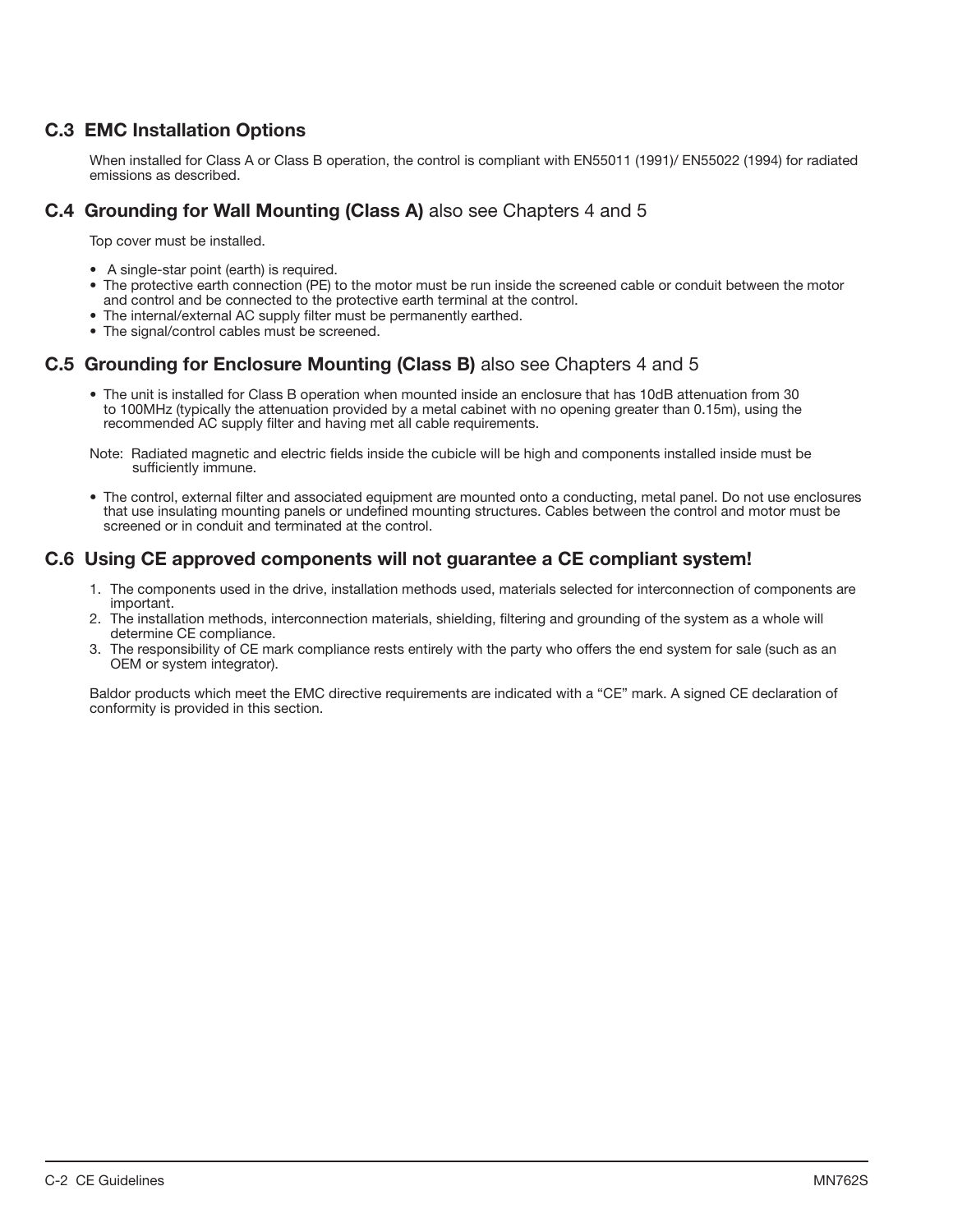## C.3 EMC Installation Options

When installed for Class A or Class B operation, the control is compliant with EN55011 (1991)/ EN55022 (1994) for radiated emissions as described.

## C.4 Grounding for Wall Mounting (Class A) also see Chapters 4 and 5

Top cover must be installed.

- A single-star point (earth) is required.
- The protective earth connection (PE) to the motor must be run inside the screened cable or conduit between the motor and control and be connected to the protective earth terminal at the control.
- The internal/external AC supply filter must be permanently earthed.
- The signal/control cables must be screened.

## C.5 Grounding for Enclosure Mounting (Class B) also see Chapters 4 and 5

- The unit is installed for Class B operation when mounted inside an enclosure that has 10dB attenuation from 30 to 100MHz (typically the attenuation provided by a metal cabinet with no opening greater than 0.15m), using the recommended AC supply filter and having met all cable requirements.

Note: Radiated magnetic and electric fields inside the cubicle will be high and components installed inside must be sufficiently immune.

- The control, external filter and associated equipment are mounted onto a conducting, metal panel. Do not use enclosures that use insulating mounting panels or undefined mounting structures. Cables between the control and motor must be screened or in conduit and terminated at the control.

## C.6 Using CE approved components will not guarantee a CE compliant system!

1. The components used in the drive, installation methods used, materials selected for interconnection of components are important.
2. The installation methods, interconnection materials, shielding, filtering and grounding of the system as a whole will determine CE compliance.
3. The responsibility of CE mark compliance rests entirely with the party who offers the end system for sale (such as an OEM or system integrator).

Baldor products which meet the EMC directive requirements are indicated with a “CE” mark. A signed CE declaration of conformity is provided in this section.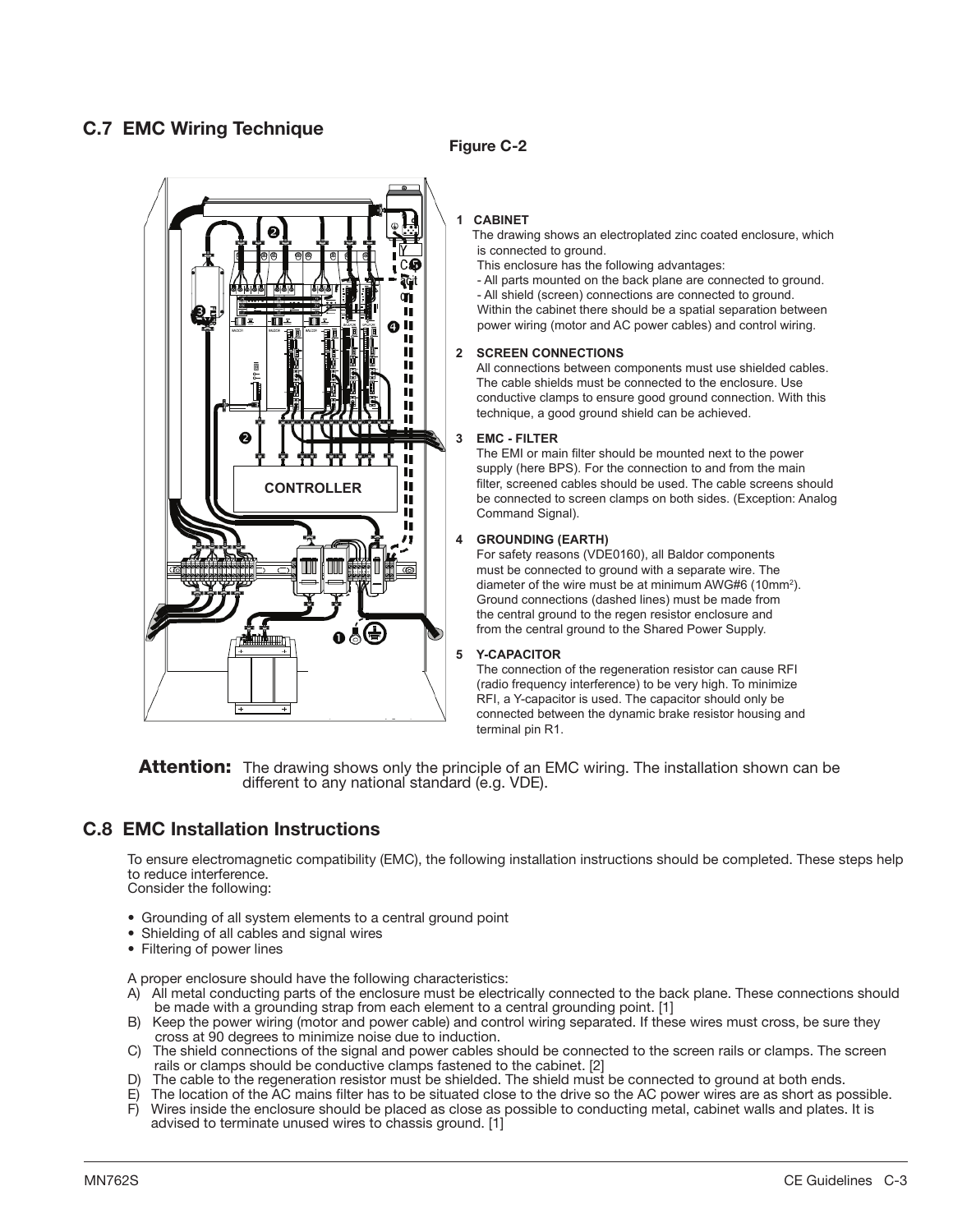## C.7 EMC Wiring Technique

**Figure C-2**

**1 CABINET**

The drawing shows an electroplated zinc coated enclosure, which is connected to ground.
This enclosure has the following advantages:
- All parts mounted on the back plane are connected to ground.
- All shield (screen) connections are connected to ground.
Within the cabinet there should be a spatial separation between power wiring (motor and AC power cables) and control wiring.

**2 SCREEN CONNECTIONS**

All connections between components must use shielded cables. The cable shields must be connected to the enclosure. Use conductive clamps to ensure good ground connection. With this technique, a good ground shield can be achieved.

**3 EMC - FILTER**

The EMI or main filter should be mounted next to the power supply (here BPS). For the connection to and from the main filter, screened cables should be used. The cable screens should be connected to screen clamps on both sides. (Exception: Analog Command Signal).

**4 GROUNDING (EARTH)**

For safety reasons (VDE0160), all Baldor components must be connected to ground with a separate wire. The diameter of the wire must be at minimum AWG#6 ($10mm^2$). Ground connections (dashed lines) must be made from the central ground to the regen resistor enclosure and from the central ground to the Shared Power Supply.

**5 Y-CAPACITOR**

The connection of the regeneration resistor can cause RFI (radio frequency interference) to be very high. To minimize RFI, a Y-capacitor is used. The capacitor should only be connected between the dynamic brake resistor housing and terminal pin R1.

**Attention:** The drawing shows only the principle of an EMC wiring. The installation shown can be different to any national standard (e.g. VDE).

## C.8 EMC Installation Instructions

To ensure electromagnetic compatibility (EMC), the following installation instructions should be completed. These steps help to reduce interference.
Consider the following:

- Grounding of all system elements to a central ground point
- Shielding of all cables and signal wires
- Filtering of power lines

A proper enclosure should have the following characteristics:

A) All metal conducting parts of the enclosure must be electrically connected to the back plane. These connections should be made with a grounding strap from each element to a central grounding point. [1]

B) Keep the power wiring (motor and power cable) and control wiring separated. If these wires must cross, be sure they cross at 90 degrees to minimize noise due to induction.

C) The shield connections of the signal and power cables should be connected to the screen rails or clamps. The screen rails or clamps should be conductive clamps fastened to the cabinet. [2]

D) The cable to the regeneration resistor must be shielded. The shield must be connected to ground at both ends.

E) The location of the AC mains filter has to be situated close to the drive so the AC power wires are as short as possible.

F) Wires inside the enclosure should be placed as close as possible to conducting metal, cabinet walls and plates. It is advised to terminate unused wires to chassis ground. [1]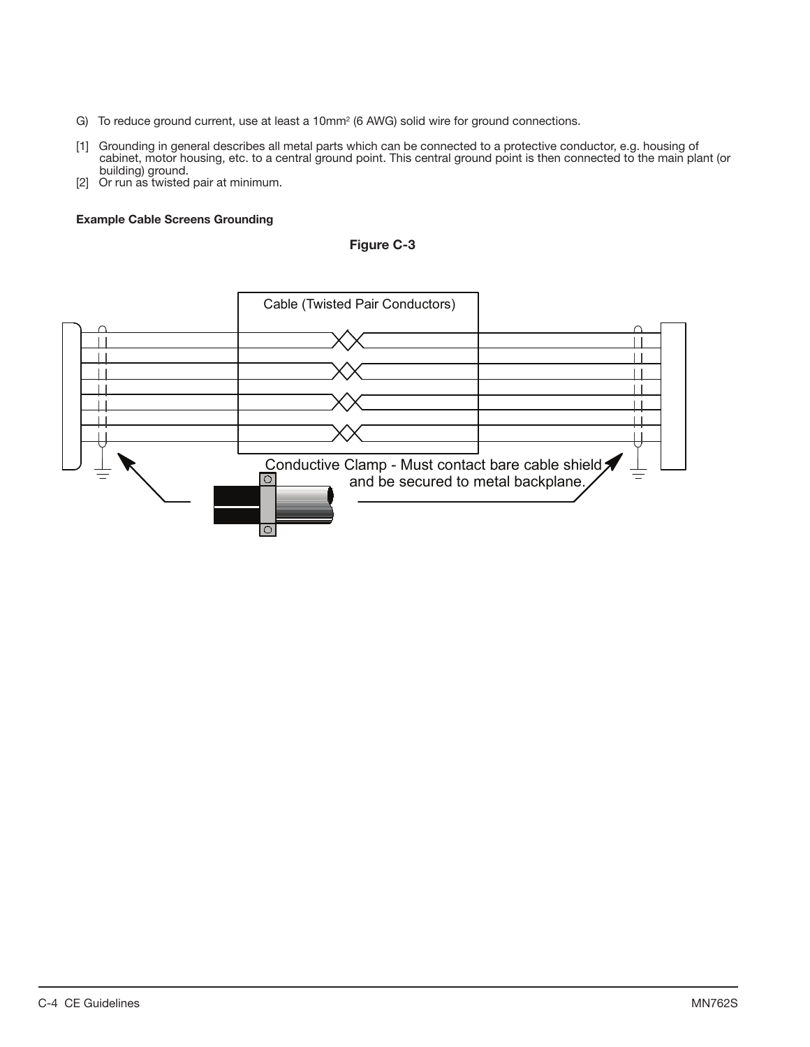G) To reduce ground current, use at least a $10mm^2$ (6 AWG) solid wire for ground connections.

[1] Grounding in general describes all metal parts which can be connected to a protective conductor, e.g. housing of cabinet, motor housing, etc. to a central ground point. This central ground point is then connected to the main plant (or building) ground.

[2] Or run as twisted pair at minimum.

**Example Cable Screens Grounding**

**Figure C-3**

Cable (Twisted Pair Conductors)

Conductive Clamp - Must contact bare cable shield and be secured to metal backplane.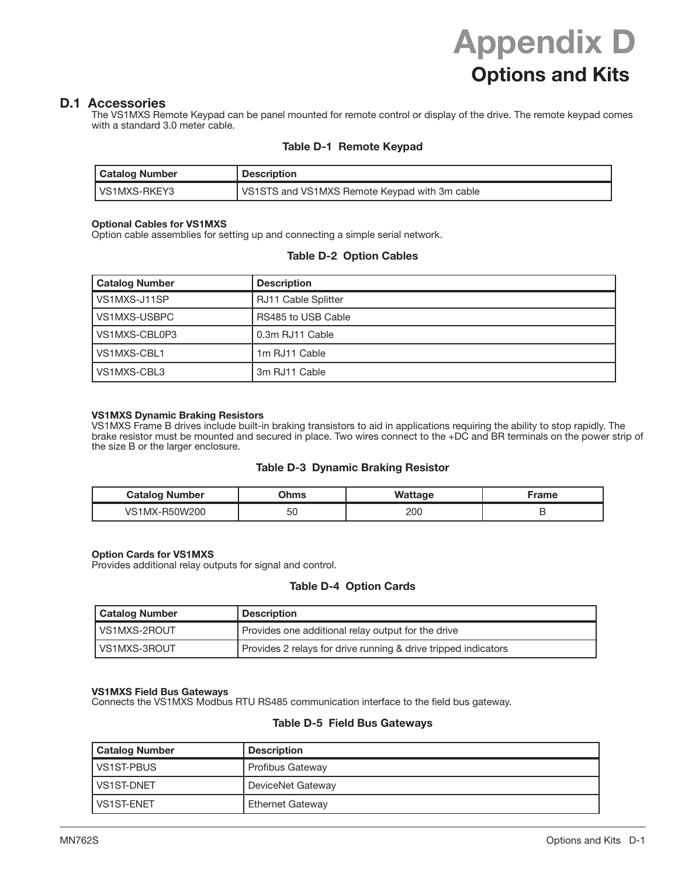# Appendix D

## Options and Kits

### D.1 Accessories

The VS1MXS Remote Keypad can be panel mounted for remote control or display of the drive. The remote keypad comes with a standard 3.0 meter cable.

**Table D-1 Remote Keypad**

| Catalog Number | Description |
|---|---|
| VS1MXS-RKEY3 | VS1STS and VS1MXS Remote Keypad with 3m cable |

**Optional Cables for VS1MXS**

Option cable assemblies for setting up and connecting a simple serial network.

**Table D-2 Option Cables**

| Catalog Number | Description |
|---|---|
| VS1MXS-J11SP | RJ11 Cable Splitter |
| VS1MXS-USBPC | RS485 to USB Cable |
| VS1MXS-CBL0P3 | 0.3m RJ11 Cable |
| VS1MXS-CBL1 | 1m RJ11 Cable |
| VS1MXS-CBL3 | 3m RJ11 Cable |

**VS1MXS Dynamic Braking Resistors**

VS1MXS Frame B drives include built-in braking transistors to aid in applications requiring the ability to stop rapidly. The brake resistor must be mounted and secured in place. Two wires connect to the +DC and BR terminals on the power strip of the size B or the larger enclosure.

**Table D-3 Dynamic Braking Resistor**

| Catalog Number | Ohms | Wattage | Frame |
|---|---|---|---|
| VS1MX-R50W200 | 50 | 200 | B |

**Option Cards for VS1MXS**

Provides additional relay outputs for signal and control.

**Table D-4 Option Cards**

| Catalog Number | Description |
|---|---|
| VS1MXS-2ROUT | Provides one additional relay output for the drive |
| VS1MXS-3ROUT | Provides 2 relays for drive running & drive tripped indicators |

**VS1MXS Field Bus Gateways**

Connects the VS1MXS Modbus RTU RS485 communication interface to the field bus gateway.

**Table D-5 Field Bus Gateways**

| Catalog Number | Description |
|---|---|
| VS1ST-PBUS | Profibus Gateway |
| VS1ST-DNET | DeviceNet Gateway |
| VS1ST-ENET | Ethernet Gateway |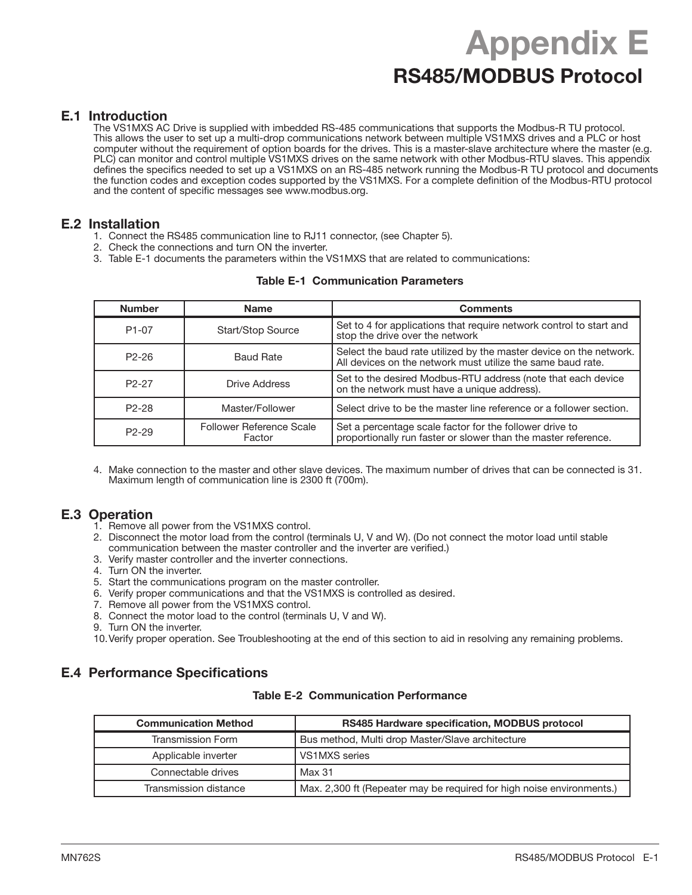# Appendix E

## RS485/MODBUS Protocol

### E.1 Introduction

The VS1MXS AC Drive is supplied with imbedded RS-485 communications that supports the Modbus-R TU protocol. This allows the user to set up a multi-drop communications network between multiple VS1MXS drives and a PLC or host computer without the requirement of option boards for the drives. This is a master-slave architecture where the master (e.g. PLC) can monitor and control multiple VS1MXS drives on the same network with other Modbus-RTU slaves. This appendix defines the specifics needed to set up a VS1MXS on an RS-485 network running the Modbus-R TU protocol and documents the function codes and exception codes supported by the VS1MXS. For a complete definition of the Modbus-RTU protocol and the content of specific messages see www.modbus.org.

### E.2 Installation

1. Connect the RS485 communication line to RJ11 connector, (see Chapter 5).
2. Check the connections and turn ON the inverter.
3. Table E-1 documents the parameters within the VS1MXS that are related to communications:

**Table E-1 Communication Parameters**

| Number | Name | Comments |
|---|---|---|
| P1-07 | Start/Stop Source | Set to 4 for applications that require network control to start and stop the drive over the network |
| P2-26 | Baud Rate | Select the baud rate utilized by the master device on the network. All devices on the network must utilize the same baud rate. |
| P2-27 | Drive Address | Set to the desired Modbus-RTU address (note that each device on the network must have a unique address). |
| P2-28 | Master/Follower | Select drive to be the master line reference or a follower section. |
| P2-29 | Follower Reference Scale Factor | Set a percentage scale factor for the follower drive to proportionally run faster or slower than the master reference. |

4. Make connection to the master and other slave devices. The maximum number of drives that can be connected is 31. Maximum length of communication line is 2300 ft (700m).

### E.3 Operation

1. Remove all power from the VS1MXS control.
2. Disconnect the motor load from the control (terminals U, V and W). (Do not connect the motor load until stable communication between the master controller and the inverter are verified.)
3. Verify master controller and the inverter connections.
4. Turn ON the inverter.
5. Start the communications program on the master controller.
6. Verify proper communications and that the VS1MXS is controlled as desired.
7. Remove all power from the VS1MXS control.
8. Connect the motor load to the control (terminals U, V and W).
9. Turn ON the inverter.
10. Verify proper operation. See Troubleshooting at the end of this section to aid in resolving any remaining problems.

### E.4 Performance Specifications

**Table E-2 Communication Performance**

| Communication Method | RS485 Hardware specification, MODBUS protocol |
|---|---|
| Transmission Form | Bus method, Multi drop Master/Slave architecture |
| Applicable inverter | VS1MXS series |
| Connectable drives | Max 31 |
| Transmission distance | Max. 2,300 ft (Repeater may be required for high noise environments.) |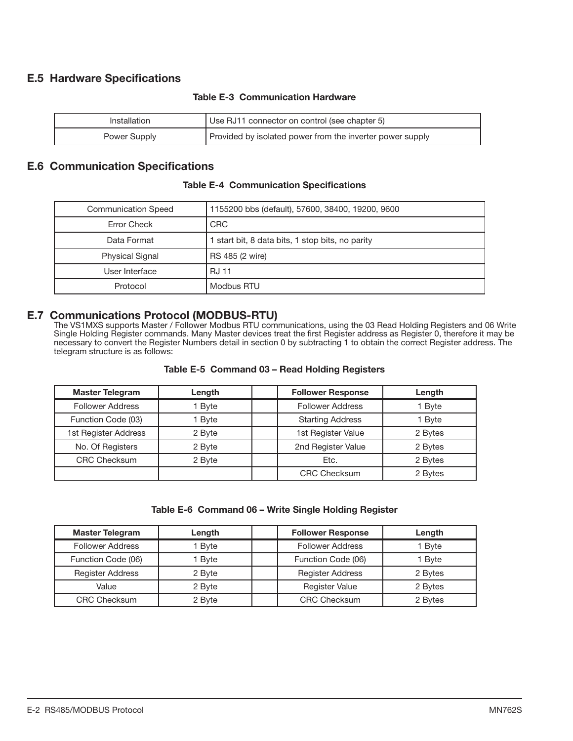## E.5 Hardware Specifications

**Table E-3 Communication Hardware**

| | |
|---|---|
| Installation | Use RJ11 connector on control (see chapter 5) |
| Power Supply | Provided by isolated power from the inverter power supply |

## E.6 Communication Specifications

**Table E-4 Communication Specifications**

| | |
|---|---|
| Communication Speed | 1155200 bbs (default), 57600, 38400, 19200, 9600 |
| Error Check | CRC |
| Data Format | 1 start bit, 8 data bits, 1 stop bits, no parity |
| Physical Signal | RS 485 (2 wire) |
| User Interface | RJ 11 |
| Protocol | Modbus RTU |

## E.7 Communications Protocol (MODBUS-RTU)

The VS1MXS supports Master / Follower Modbus RTU communications, using the 03 Read Holding Registers and 06 Write Single Holding Register commands. Many Master devices treat the first Register address as Register 0, therefore it may be necessary to convert the Register Numbers detail in section 0 by subtracting 1 to obtain the correct Register address. The telegram structure is as follows:

**Table E-5 Command 03 – Read Holding Registers**

| Master Telegram | Length | | Follower Response | Length |
|---|---|---|---|---|
| Follower Address | 1 Byte | | Follower Address | 1 Byte |
| Function Code (03) | 1 Byte | | Starting Address | 1 Byte |
| 1st Register Address | 2 Byte | | 1st Register Value | 2 Bytes |
| No. Of Registers | 2 Byte | | 2nd Register Value | 2 Bytes |
| CRC Checksum | 2 Byte | | Etc. | 2 Bytes |
| | | | CRC Checksum | 2 Bytes |

**Table E-6 Command 06 – Write Single Holding Register**

| Master Telegram | Length | | Follower Response | Length |
|---|---|---|---|---|
| Follower Address | 1 Byte | | Follower Address | 1 Byte |
| Function Code (06) | 1 Byte | | Function Code (06) | 1 Byte |
| Register Address | 2 Byte | | Register Address | 2 Bytes |
| Value | 2 Byte | | Register Value | 2 Bytes |
| CRC Checksum | 2 Byte | | CRC Checksum | 2 Bytes |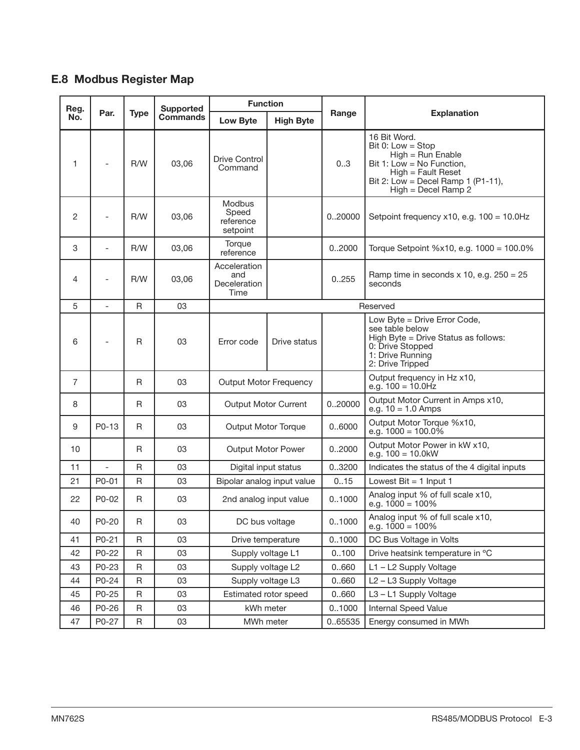## E.8 Modbus Register Map

| Reg. No. | Par. | Type | Supported Commands | Function | | Range | Explanation |
|---|---|---|---|---|---|---|---|
| | | | | Low Byte | High Byte | | |
| 1 | - | R/W | 03,06 | Drive Control Command | | 0..3 | 16 Bit Word.<br>Bit 0: Low = Stop<br>High = Run Enable<br>Bit 1: Low = No Function,<br>High = Fault Reset<br>Bit 2: Low = Decel Ramp 1 (P1-11),<br>High = Decel Ramp 2 |
| 2 | - | R/W | 03,06 | Modbus Speed reference setpoint | | 0..20000 | Setpoint frequency x10, e.g. 100 = 10.0Hz |
| 3 | - | R/W | 03,06 | Torque reference | | 0..2000 | Torque Setpoint %x10, e.g. 1000 = 100.0% |
| 4 | - | R/W | 03,06 | Acceleration and Deceleration Time | | 0..255 | Ramp time in seconds x 10, e.g. 250 = 25 seconds |
| 5 | - | R | 03 | Reserved | | | |
| 6 | - | R | 03 | Error code | Drive status | | Low Byte = Drive Error Code, see table below<br>High Byte = Drive Status as follows:<br>0: Drive Stopped<br>1: Drive Running<br>2: Drive Tripped |
| 7 | | R | 03 | Output Motor Frequency | | | Output frequency in Hz x10, e.g. 100 = 10.0Hz |
| 8 | | R | 03 | Output Motor Current | | 0..20000 | Output Motor Current in Amps x10, e.g. 10 = 1.0 Amps |
| 9 | P0-13 | R | 03 | Output Motor Torque | | 0..6000 | Output Motor Torque %x10, e.g. 1000 = 100.0% |
| 10 | | R | 03 | Output Motor Power | | 0..2000 | Output Motor Power in kW x10, e.g. 100 = 10.0kW |
| 11 | - | R | 03 | Digital input status | | 0..3200 | Indicates the status of the 4 digital inputs |
| 21 | P0-01 | R | 03 | Bipolar analog input value | | 0..15 | Lowest Bit = 1 Input 1 |
| 22 | P0-02 | R | 03 | 2nd analog input value | | 0..1000 | Analog input % of full scale x10, e.g. 1000 = 100% |
| 40 | P0-20 | R | 03 | DC bus voltage | | 0..1000 | Analog input % of full scale x10, e.g. 1000 = 100% |
| 41 | P0-21 | R | 03 | Drive temperature | | 0..1000 | DC Bus Voltage in Volts |
| 42 | P0-22 | R | 03 | Supply voltage L1 | | 0..100 | Drive heatsink temperature in °C |
| 43 | P0-23 | R | 03 | Supply voltage L2 | | 0..660 | L1 – L2 Supply Voltage |
| 44 | P0-24 | R | 03 | Supply voltage L3 | | 0..660 | L2 – L3 Supply Voltage |
| 45 | P0-25 | R | 03 | Estimated rotor speed | | 0..660 | L3 – L1 Supply Voltage |
| 46 | P0-26 | R | 03 | kWh meter | | 0..1000 | Internal Speed Value |
| 47 | P0-27 | R | 03 | MWh meter | | 0..65535 | Energy consumed in MWh |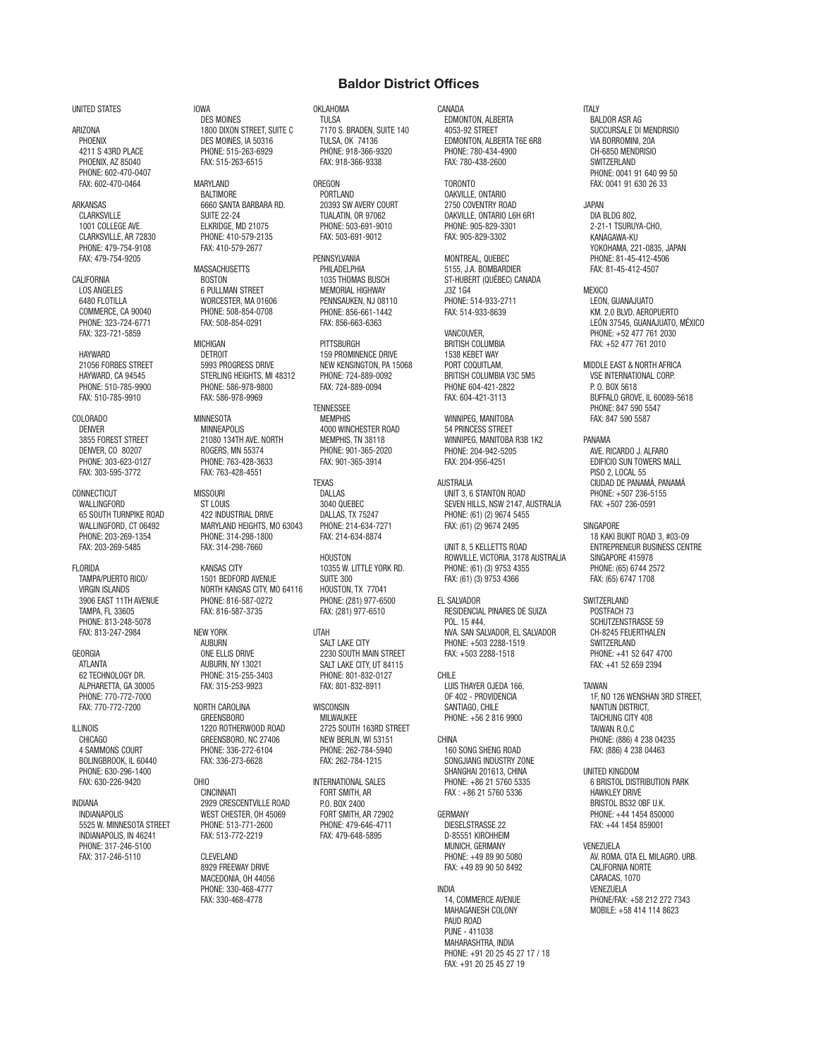# Baldor District Offices

UNITED STATES

ARIZONA
PHOENIX
4211 S 43RD PLACE
PHOENIX, AZ 85040
PHONE: 602-470-0407
FAX: 602-470-0464

ARKANSAS
CLARKSVILLE
1001 COLLEGE AVE.
CLARKSVILLE, AR 72830
PHONE: 479-754-9108
FAX: 479-754-9205

CALIFORNIA
LOS ANGELES
6480 FLOTILLA
COMMERCE, CA 90040
PHONE: 323-724-6771
FAX: 323-721-5859

HAYWARD
21056 FORBES STREET
HAYWARD, CA 94545
PHONE: 510-785-9900
FAX: 510-785-9910

COLORADO
DENVER
3855 FOREST STREET
DENVER, CO 80207
PHONE: 303-623-0127
FAX: 303-595-3772

CONNECTICUT
WALLINGFORD
65 SOUTH TURNPIKE ROAD
WALLINGFORD, CT 06492
PHONE: 203-269-1354
FAX: 203-269-5485

FLORIDA
TAMPA/PUERTO RICO/
VIRGIN ISLANDS
3906 EAST 11TH AVENUE
TAMPA, FL 33605
PHONE: 813-248-5078
FAX: 813-247-2984

GEORGIA
ATLANTA
62 TECHNOLOGY DR.
ALPHARETTA, GA 30005
PHONE: 770-772-7000
FAX: 770-772-7200

ILLINOIS
CHICAGO
4 SAMMONS COURT
BOLINGBROOK, IL 60440
PHONE: 630-296-1400
FAX: 630-226-9420

INDIANA
INDIANAPOLIS
5525 W. MINNESOTA STREET
INDIANAPOLIS, IN 46241
PHONE: 317-246-5100
FAX: 317-246-5110

IOWA
DES MOINES
1800 DIXON STREET, SUITE C
DES MOINES, IA 50316
PHONE: 515-263-6929
FAX: 515-263-6515

MARYLAND
BALTIMORE
6660 SANTA BARBARA RD.
SUITE 22-24
ELKRIDGE, MD 21075
PHONE: 410-579-2135
FAX: 410-579-2677

MASSACHUSETTS
BOSTON
6 PULLMAN STREET
WORCESTER, MA 01606
PHONE: 508-854-0708
FAX: 508-854-0291

MICHIGAN
DETROIT
5993 PROGRESS DRIVE
STERLING HEIGHTS, MI 48312
PHONE: 586-978-9800
FAX: 586-978-9969

MINNESOTA
MINNEAPOLIS
21080 134TH AVE. NORTH
ROGERS, MN 55374
PHONE: 763-428-3633
FAX: 763-428-4551

MISSOURI
ST LOUIS
422 INDUSTRIAL DRIVE
MARYLAND HEIGHTS, MO 63043
PHONE: 314-298-1800
FAX: 314-298-7660

KANSAS CITY
1501 BEDFORD AVENUE
NORTH KANSAS CITY, MO 64116
PHONE: 816-587-0272
FAX: 816-587-3735

NEW YORK
AUBURN
ONE ELLIS DRIVE
AUBURN, NY 13021
PHONE: 315-255-3403
FAX: 315-253-9923

NORTH CAROLINA
GREENSBORO
1220 ROTHERWOOD ROAD
GREENSBORO, NC 27406
PHONE: 336-272-6104
FAX: 336-273-6628

OHIO
CINCINNATI
2929 CRESCENTVILLE ROAD
WEST CHESTER, OH 45069
PHONE: 513-771-2600
FAX: 513-772-2219

CLEVELAND
8929 FREEWAY DRIVE
MACEDONIA, OH 44056
PHONE: 330-468-4777
FAX: 330-468-4778

OKLAHOMA
TULSA
7170 S. BRADEN, SUITE 140
TULSA, OK 74136
PHONE: 918-366-9320
FAX: 918-366-9338

OREGON
PORTLAND
20393 SW AVERY COURT
TUALATIN, OR 97062
PHONE: 503-691-9010
FAX: 503-691-9012

PENNSYLVANIA
PHILADELPHIA
1035 THOMAS BUSCH
MEMORIAL HIGHWAY
PENNSAUKEN, NJ 08110
PHONE: 856-661-1442
FAX: 856-663-6363

PITTSBURGH
159 PROMINENCE DRIVE
NEW KENSINGTON, PA 15068
PHONE: 724-889-0092
FAX: 724-889-0094

TENNESSEE
MEMPHIS
4000 WINCHESTER ROAD
MEMPHIS, TN 38118
PHONE: 901-365-2020
FAX: 901-365-3914

TEXAS
DALLAS
3040 QUEBEC
DALLAS, TX 75247
PHONE: 214-634-7271
FAX: 214-634-8874

HOUSTON
10355 W. LITTLE YORK RD.
SUITE 300
HOUSTON, TX 77041
PHONE: (281) 977-6500
FAX: (281) 977-6510

UTAH
SALT LAKE CITY
2230 SOUTH MAIN STREET
SALT LAKE CITY, UT 84115
PHONE: 801-832-0127
FAX: 801-832-8911

WISCONSIN
MILWAUKEE
2725 SOUTH 163RD STREET
NEW BERLIN, WI 53151
PHONE: 262-784-5940
FAX: 262-784-1215

INTERNATIONAL SALES
FORT SMITH, AR
P.O. BOX 2400
FORT SMITH, AR 72902
PHONE: 479-646-4711
FAX: 479-648-5895

CANADA
EDMONTON, ALBERTA
4053-92 STREET
EDMONTON, ALBERTA T6E 6R8
PHONE: 780-434-4900
FAX: 780-438-2600

TORONTO
OAKVILLE, ONTARIO
2750 COVENTRY ROAD
OAKVILLE, ONTARIO L6H 6R1
PHONE: 905-829-3301
FAX: 905-829-3302

MONTREAL, QUEBEC
5155, J.A. BOMBARDIER
ST-HUBERT (QUÉBEC) CANADA
J3Z 1G4
PHONE: 514-933-2711
FAX: 514-933-8639

VANCOUVER,
BRITISH COLUMBIA
1538 KEBET WAY
PORT COQUITLAM,
BRITISH COLUMBIA V3C 5M5
PHONE 604-421-2822
FAX: 604-421-3113

WINNIPEG, MANITOBA
54 PRINCESS STREET
WINNIPEG, MANITOBA R3B 1K2
PHONE: 204-942-5205
FAX: 204-956-4251

AUSTRALIA
UNIT 3, 6 STANTON ROAD
SEVEN HILLS, NSW 2147, AUSTRALIA
PHONE: (61) (2) 9674 5455
FAX: (61) (2) 9674 2495

UNIT 8, 5 KELLETTS ROAD
ROWVILLE, VICTORIA, 3178 AUSTRALIA
PHONE: (61) (3) 9753 4355
FAX: (61) (3) 9753 4366

EL SALVADOR
RESIDENCIAL PINARES DE SUIZA
POL. 15 #44,
NVA. SAN SALVADOR, EL SALVADOR
PHONE: +503 2288-1519
FAX: +503 2288-1518

CHILE
LUIS THAYER OJEDA 166,
OF 402 - PROVIDENCIA
SANTIAGO, CHILE
PHONE: +56 2 816 9900

CHINA
160 SONG SHENG ROAD
SONGJIANG INDUSTRY ZONE
SHANGHAI 201613, CHINA
PHONE: +86 21 5760 5335
FAX : +86 21 5760 5336

GERMANY
DIESELSTRASSE 22
D-85551 KIRCHHEIM
MUNICH, GERMANY
PHONE: +49 89 90 5080
FAX: +49 89 90 50 8492

INDIA
14, COMMERCE AVENUE
MAHAGANESH COLONY
PAUD ROAD
PUNE - 411038
MAHARASHTRA, INDIA
PHONE: +91 20 25 45 27 17 / 18
FAX: +91 20 25 45 27 19

ITALY
BALDOR ASR AG
SUCCURSALE DI MENDRISIO
VIA BORROMINI, 20A
CH-6850 MENDRISIO
SWITZERLAND
PHONE: 0041 91 640 99 50
FAX: 0041 91 630 26 33

JAPAN
DIA BLDG 802,
2-21-1 TSURUYA-CHO,
KANAGAWA-KU
YOKOHAMA, 221-0835, JAPAN
PHONE: 81-45-412-4506
FAX: 81-45-412-4507

MEXICO
LEON, GUANAJUATO
KM. 2.0 BLVD. AEROPUERTO
LEÓN 37545, GUANAJUATO, MÉXICO
PHONE: +52 477 761 2030
FAX: +52 477 761 2010

MIDDLE EAST & NORTH AFRICA
VSE INTERNATIONAL CORP.
P. O. BOX 5618
BUFFALO GROVE, IL 60089-5618
PHONE: 847 590 5547
FAX: 847 590 5587

PANAMA
AVE. RICARDO J. ALFARO
EDIFICIO SUN TOWERS MALL
PISO 2, LOCAL 55
CIUDAD DE PANAMÁ, PANAMÁ
PHONE: +507 236-5155
FAX: +507 236-0591

SINGAPORE
18 KAKI BUKIT ROAD 3, #03-09
ENTREPRENEUR BUSINESS CENTRE
SINGAPORE 415978
PHONE: (65) 6744 2572
FAX: (65) 6747 1708

SWITZERLAND
POSTFACH 73
SCHUTZENSTRASSE 59
CH-8245 FEUERTHALEN
SWITZERLAND
PHONE: +41 52 647 4700
FAX: +41 52 659 2394

TAIWAN
1F, NO 126 WENSHAN 3RD STREET,
NANTUN DISTRICT,
TAICHUNG CITY 408
TAIWAN R.O.C
PHONE: (886) 4 238 04235
FAX: (886) 4 238 04463

UNITED KINGDOM
6 BRISTOL DISTRIBUTION PARK
HAWKLEY DRIVE
BRISTOL BS32 0BF U.K.
PHONE: +44 1454 850000
FAX: +44 1454 859001

VENEZUELA
AV. ROMA. QTA EL MILAGRO. URB.
CALIFORNIA NORTE
CARACAS, 1070
VENEZUELA
PHONE/FAX: +58 212 272 7343
MOBILE: +58 414 114 8623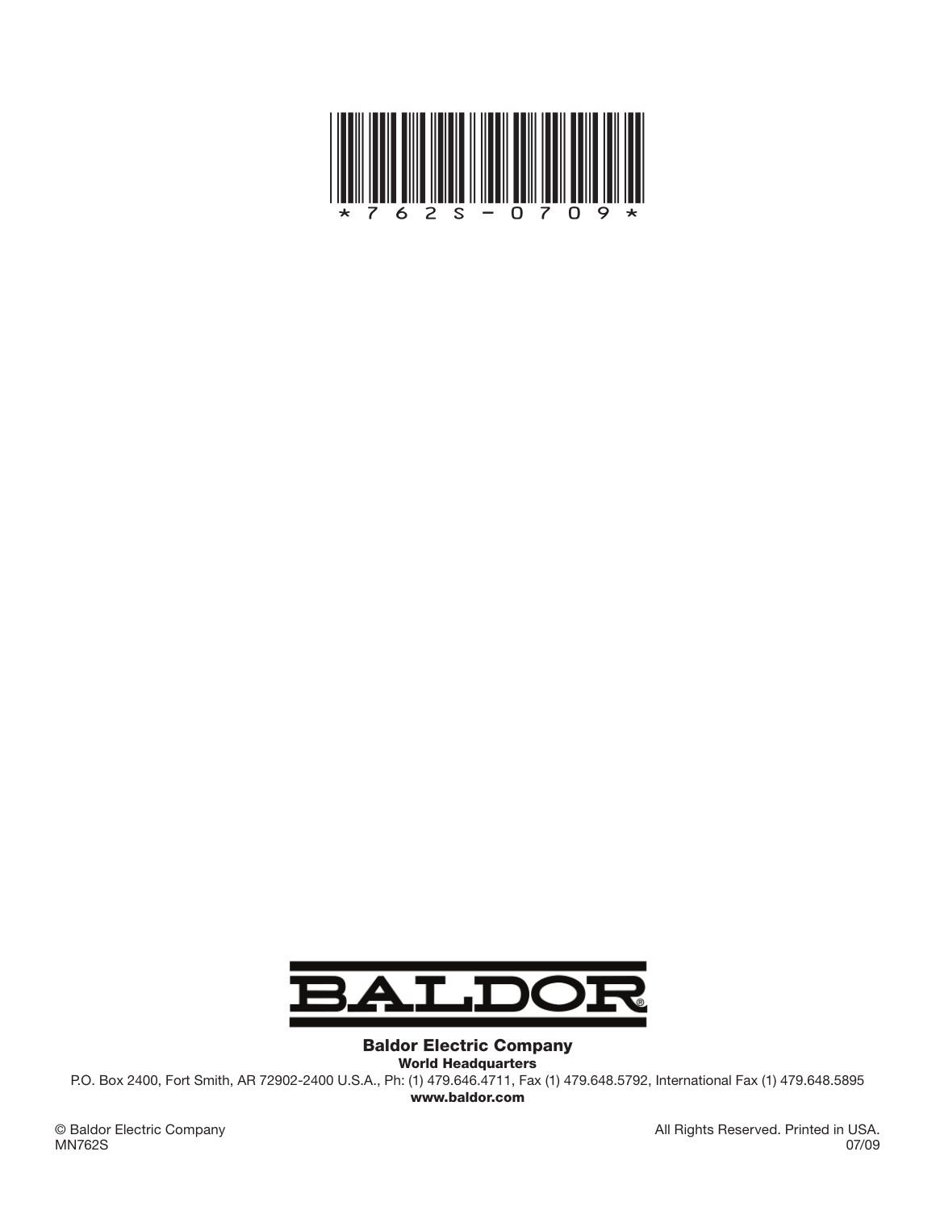*762S-0709*

BALDOR®

**Baldor Electric Company**
**World Headquarters**
P.O. Box 2400, Fort Smith, AR 72902-2400 U.S.A., Ph: (1) 479.646.4711, Fax (1) 479.648.5792, International Fax (1) 479.648.5895
**www.baldor.com**

© Baldor Electric Company
MN762S

All Rights Reserved. Printed in USA.
07/09